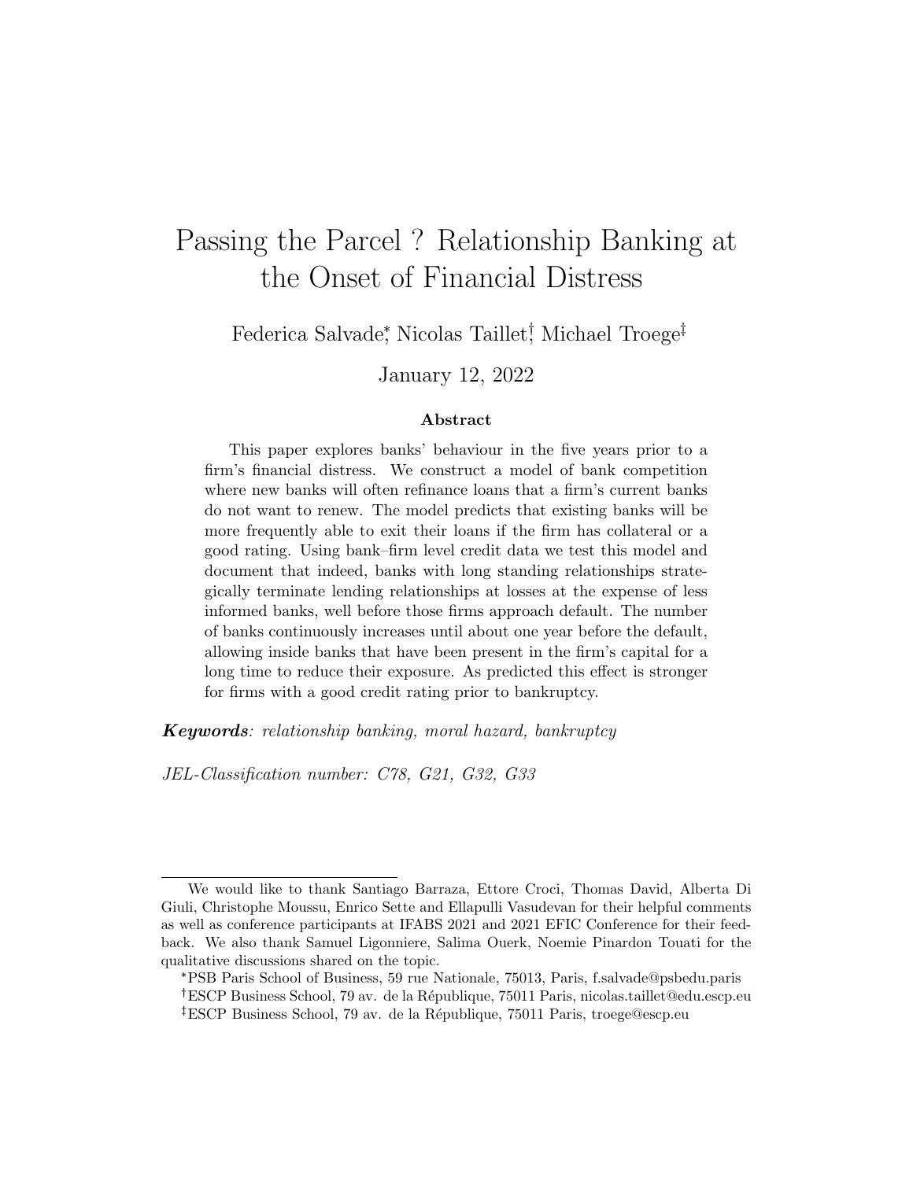# Passing the Parcel ? Relationship Banking at the Onset of Financial Distress

Federica Salvade*, Nicolas Taillet†, Michael Troege‡

January 12, 2022

### Abstract

This paper explores banks' behaviour in the five years prior to a firm's financial distress. We construct a model of bank competition where new banks will often refinance loans that a firm's current banks do not want to renew. The model predicts that existing banks will be more frequently able to exit their loans if the firm has collateral or a good rating. Using bank–firm level credit data we test this model and document that indeed, banks with long standing relationships strategically terminate lending relationships at losses at the expense of less informed banks, well before those firms approach default. The number of banks continuously increases until about one year before the default, allowing inside banks that have been present in the firm's capital for a long time to reduce their exposure. As predicted this effect is stronger for firms with a good credit rating prior to bankruptcy.

***Keywords***: *relationship banking, moral hazard, bankruptcy*

*JEL-Classification number: C78, G21, G32, G33*

---

We would like to thank Santiago Barraza, Ettore Croci, Thomas David, Alberta Di Giuli, Christophe Moussu, Enrico Sette and Ellapulli Vasudevan for their helpful comments as well as conference participants at IFABS 2021 and 2021 EFIC Conference for their feedback. We also thank Samuel Ligonniere, Salima Ouerk, Noemie Pinardon Touati for the qualitative discussions shared on the topic.

*PSB Paris School of Business, 59 rue Nationale, 75013, Paris, f.salvade@psbedu.paris

†ESCP Business School, 79 av. de la République, 75011 Paris, nicolas.taillet@edu.escp.eu

‡ESCP Business School, 79 av. de la République, 75011 Paris, troege@escp.eu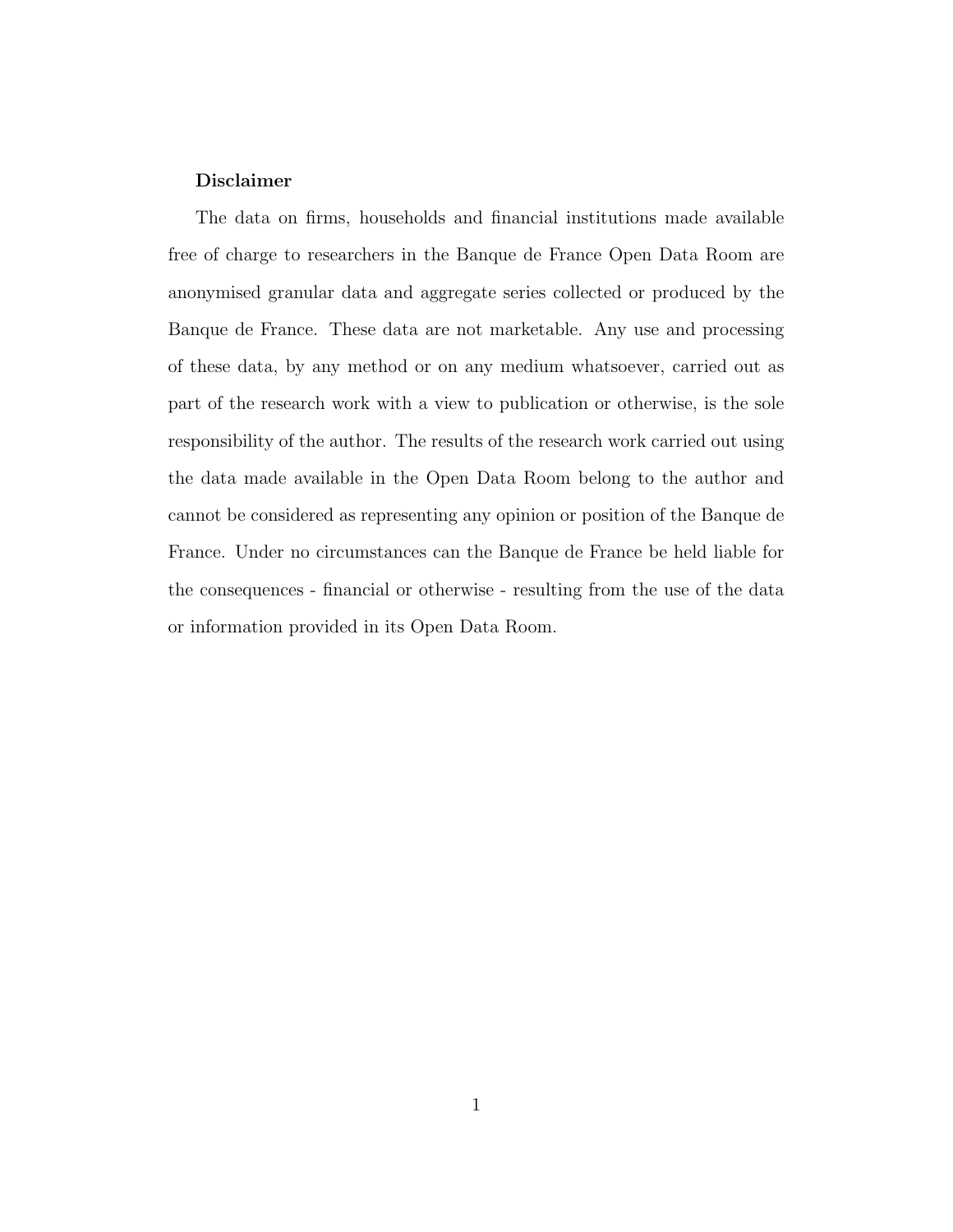**Disclaimer**

The data on firms, households and financial institutions made available free of charge to researchers in the Banque de France Open Data Room are anonymised granular data and aggregate series collected or produced by the Banque de France. These data are not marketable. Any use and processing of these data, by any method or on any medium whatsoever, carried out as part of the research work with a view to publication or otherwise, is the sole responsibility of the author. The results of the research work carried out using the data made available in the Open Data Room belong to the author and cannot be considered as representing any opinion or position of the Banque de France. Under no circumstances can the Banque de France be held liable for the consequences - financial or otherwise - resulting from the use of the data or information provided in its Open Data Room.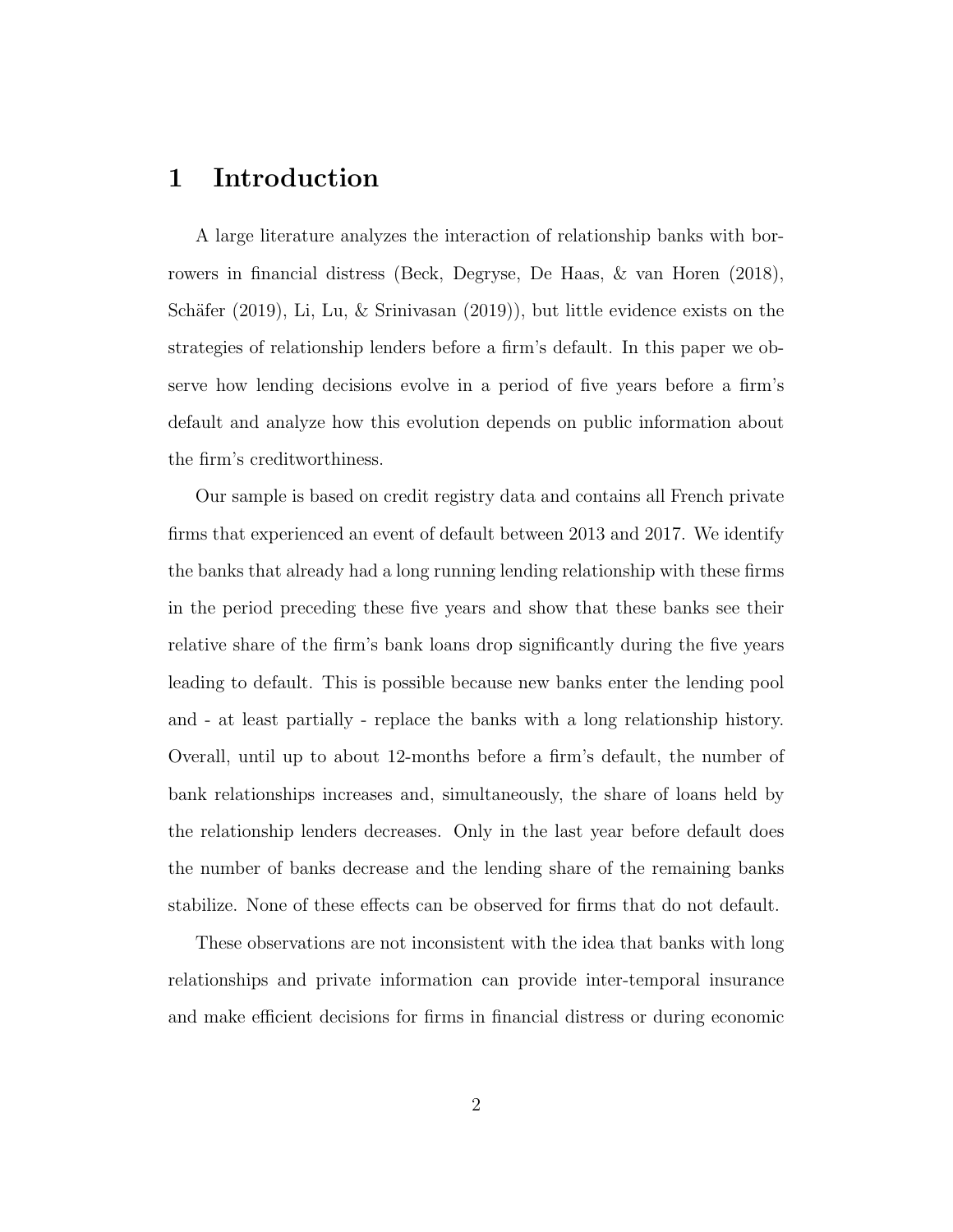# 1 Introduction

A large literature analyzes the interaction of relationship banks with borrowers in financial distress (Beck, Degryse, De Haas, & van Horen (2018), Schäfer (2019), Li, Lu, & Srinivasan (2019)), but little evidence exists on the strategies of relationship lenders before a firm's default. In this paper we observe how lending decisions evolve in a period of five years before a firm's default and analyze how this evolution depends on public information about the firm's creditworthiness.

Our sample is based on credit registry data and contains all French private firms that experienced an event of default between 2013 and 2017. We identify the banks that already had a long running lending relationship with these firms in the period preceding these five years and show that these banks see their relative share of the firm's bank loans drop significantly during the five years leading to default. This is possible because new banks enter the lending pool and - at least partially - replace the banks with a long relationship history. Overall, until up to about 12-months before a firm's default, the number of bank relationships increases and, simultaneously, the share of loans held by the relationship lenders decreases. Only in the last year before default does the number of banks decrease and the lending share of the remaining banks stabilize. None of these effects can be observed for firms that do not default.

These observations are not inconsistent with the idea that banks with long relationships and private information can provide inter-temporal insurance and make efficient decisions for firms in financial distress or during economic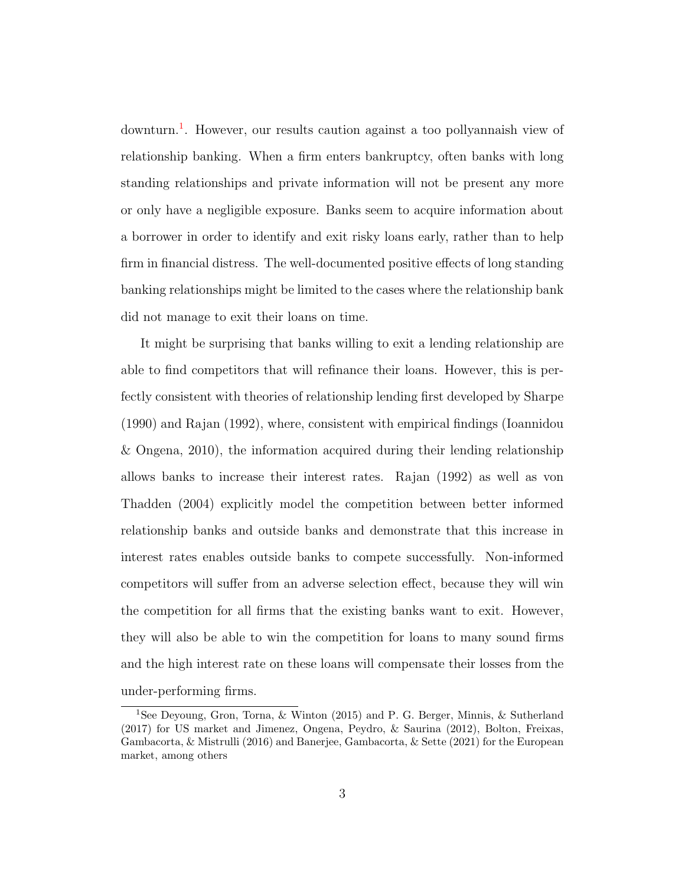downturn.[1]. However, our results caution against a too pollyannaish view of relationship banking. When a firm enters bankruptcy, often banks with long standing relationships and private information will not be present any more or only have a negligible exposure. Banks seem to acquire information about a borrower in order to identify and exit risky loans early, rather than to help firm in financial distress. The well-documented positive effects of long standing banking relationships might be limited to the cases where the relationship bank did not manage to exit their loans on time.

It might be surprising that banks willing to exit a lending relationship are able to find competitors that will refinance their loans. However, this is perfectly consistent with theories of relationship lending first developed by Sharpe (1990) and Rajan (1992), where, consistent with empirical findings (Ioannidou & Ongena, 2010), the information acquired during their lending relationship allows banks to increase their interest rates. Rajan (1992) as well as von Thadden (2004) explicitly model the competition between better informed relationship banks and outside banks and demonstrate that this increase in interest rates enables outside banks to compete successfully. Non-informed competitors will suffer from an adverse selection effect, because they will win the competition for all firms that the existing banks want to exit. However, they will also be able to win the competition for loans to many sound firms and the high interest rate on these loans will compensate their losses from the under-performing firms.

[1] See Deyoung, Gron, Torna, & Winton (2015) and P. G. Berger, Minnis, & Sutherland (2017) for US market and Jimenez, Ongena, Peydro, & Saurina (2012), Bolton, Freixas, Gambacorta, & Mistrulli (2016) and Banerjee, Gambacorta, & Sette (2021) for the European market, among others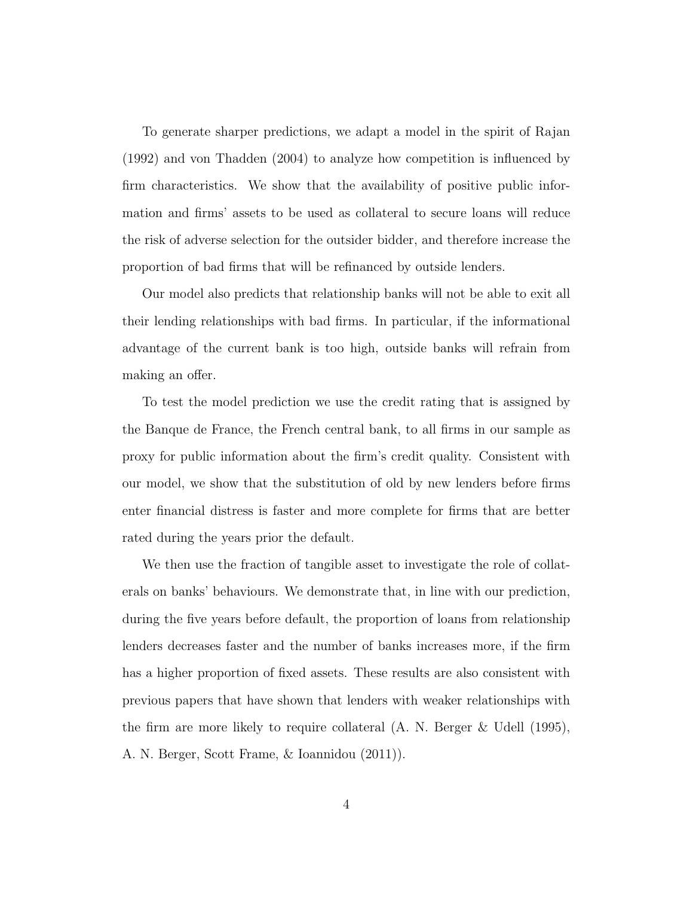To generate sharper predictions, we adapt a model in the spirit of Rajan (1992) and von Thadden (2004) to analyze how competition is influenced by firm characteristics. We show that the availability of positive public information and firms' assets to be used as collateral to secure loans will reduce the risk of adverse selection for the outsider bidder, and therefore increase the proportion of bad firms that will be refinanced by outside lenders.

Our model also predicts that relationship banks will not be able to exit all their lending relationships with bad firms. In particular, if the informational advantage of the current bank is too high, outside banks will refrain from making an offer.

To test the model prediction we use the credit rating that is assigned by the Banque de France, the French central bank, to all firms in our sample as proxy for public information about the firm's credit quality. Consistent with our model, we show that the substitution of old by new lenders before firms enter financial distress is faster and more complete for firms that are better rated during the years prior the default.

We then use the fraction of tangible asset to investigate the role of collaterals on banks' behaviours. We demonstrate that, in line with our prediction, during the five years before default, the proportion of loans from relationship lenders decreases faster and the number of banks increases more, if the firm has a higher proportion of fixed assets. These results are also consistent with previous papers that have shown that lenders with weaker relationships with the firm are more likely to require collateral (A. N. Berger & Udell (1995), A. N. Berger, Scott Frame, & Ioannidou (2011)).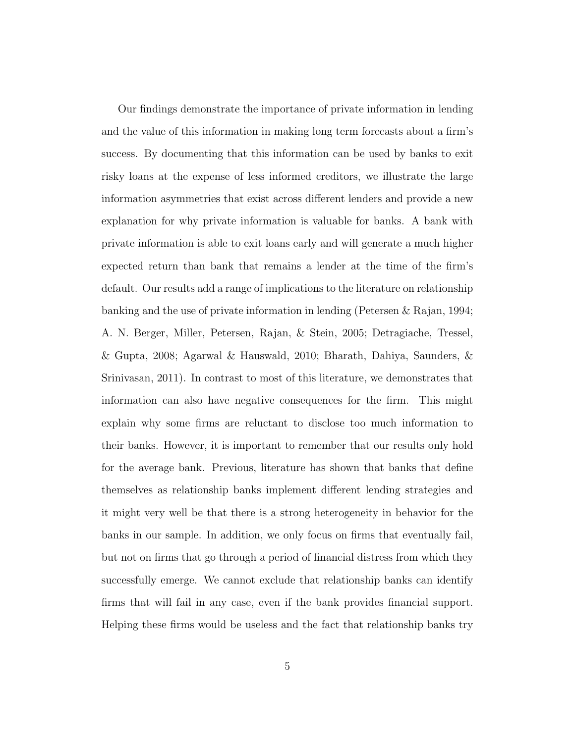Our findings demonstrate the importance of private information in lending and the value of this information in making long term forecasts about a firm's success. By documenting that this information can be used by banks to exit risky loans at the expense of less informed creditors, we illustrate the large information asymmetries that exist across different lenders and provide a new explanation for why private information is valuable for banks. A bank with private information is able to exit loans early and will generate a much higher expected return than bank that remains a lender at the time of the firm's default. Our results add a range of implications to the literature on relationship banking and the use of private information in lending (Petersen & Rajan, 1994; A. N. Berger, Miller, Petersen, Rajan, & Stein, 2005; Detragiache, Tressel, & Gupta, 2008; Agarwal & Hauswald, 2010; Bharath, Dahiya, Saunders, & Srinivasan, 2011). In contrast to most of this literature, we demonstrates that information can also have negative consequences for the firm. This might explain why some firms are reluctant to disclose too much information to their banks. However, it is important to remember that our results only hold for the average bank. Previous, literature has shown that banks that define themselves as relationship banks implement different lending strategies and it might very well be that there is a strong heterogeneity in behavior for the banks in our sample. In addition, we only focus on firms that eventually fail, but not on firms that go through a period of financial distress from which they successfully emerge. We cannot exclude that relationship banks can identify firms that will fail in any case, even if the bank provides financial support. Helping these firms would be useless and the fact that relationship banks try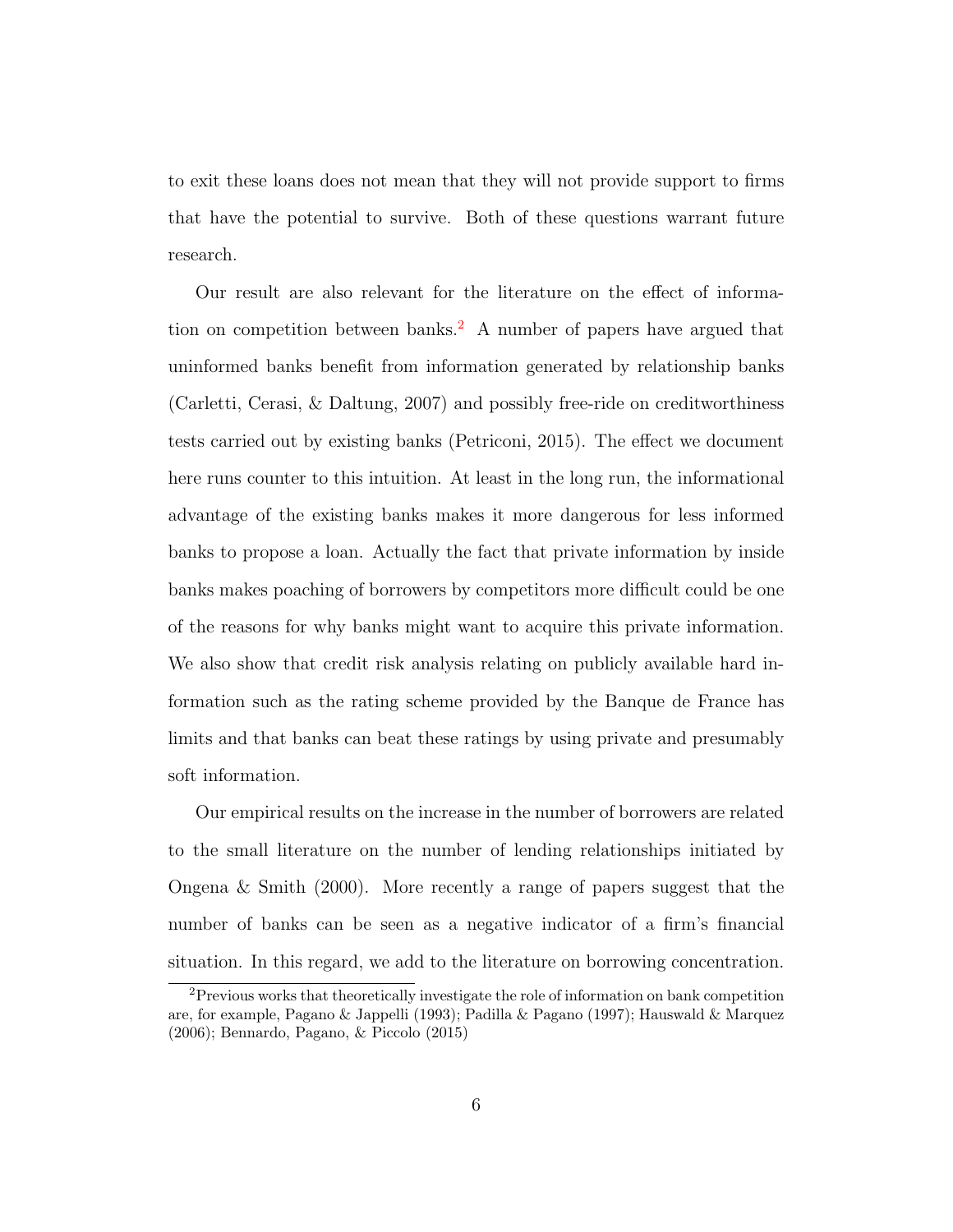to exit these loans does not mean that they will not provide support to firms that have the potential to survive. Both of these questions warrant future research.

Our result are also relevant for the literature on the effect of information on competition between banks.[2] A number of papers have argued that uninformed banks benefit from information generated by relationship banks (Carletti, Cerasi, & Daltung, 2007) and possibly free-ride on creditworthiness tests carried out by existing banks (Petriconi, 2015). The effect we document here runs counter to this intuition. At least in the long run, the informational advantage of the existing banks makes it more dangerous for less informed banks to propose a loan. Actually the fact that private information by inside banks makes poaching of borrowers by competitors more difficult could be one of the reasons for why banks might want to acquire this private information. We also show that credit risk analysis relating on publicly available hard information such as the rating scheme provided by the Banque de France has limits and that banks can beat these ratings by using private and presumably soft information.

Our empirical results on the increase in the number of borrowers are related to the small literature on the number of lending relationships initiated by Ongena & Smith (2000). More recently a range of papers suggest that the number of banks can be seen as a negative indicator of a firm's financial situation. In this regard, we add to the literature on borrowing concentration.

[2] Previous works that theoretically investigate the role of information on bank competition are, for example, Pagano & Jappelli (1993); Padilla & Pagano (1997); Hauswald & Marquez (2006); Bennardo, Pagano, & Piccolo (2015)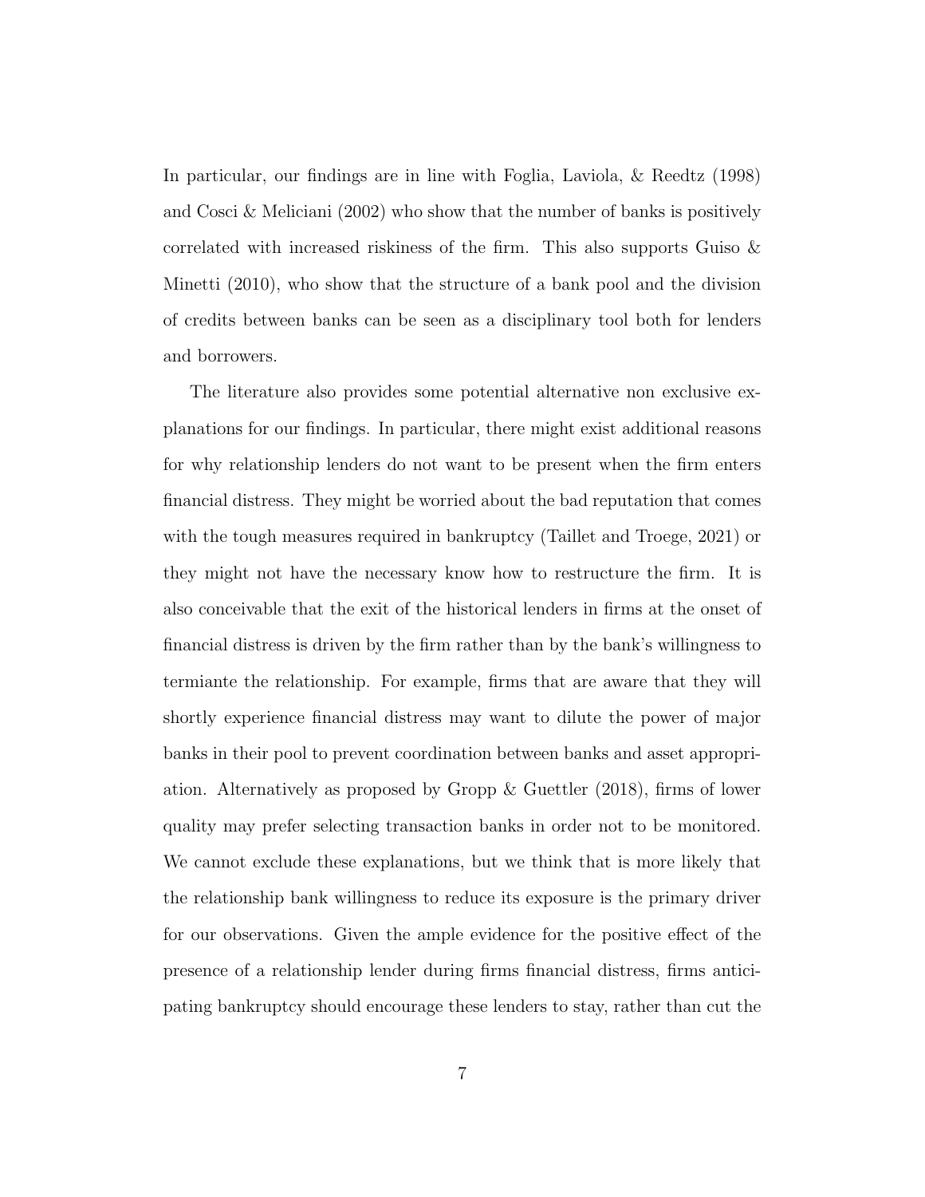In particular, our findings are in line with Foglia, Laviola, & Reedtz (1998) and Cosci & Meliciani (2002) who show that the number of banks is positively correlated with increased riskiness of the firm. This also supports Guiso & Minetti (2010), who show that the structure of a bank pool and the division of credits between banks can be seen as a disciplinary tool both for lenders and borrowers.

The literature also provides some potential alternative non exclusive explanations for our findings. In particular, there might exist additional reasons for why relationship lenders do not want to be present when the firm enters financial distress. They might be worried about the bad reputation that comes with the tough measures required in bankruptcy (Taillet and Troege, 2021) or they might not have the necessary know how to restructure the firm. It is also conceivable that the exit of the historical lenders in firms at the onset of financial distress is driven by the firm rather than by the bank's willingness to termiante the relationship. For example, firms that are aware that they will shortly experience financial distress may want to dilute the power of major banks in their pool to prevent coordination between banks and asset appropriation. Alternatively as proposed by Gropp & Guettler (2018), firms of lower quality may prefer selecting transaction banks in order not to be monitored. We cannot exclude these explanations, but we think that is more likely that the relationship bank willingness to reduce its exposure is the primary driver for our observations. Given the ample evidence for the positive effect of the presence of a relationship lender during firms financial distress, firms anticipating bankruptcy should encourage these lenders to stay, rather than cut the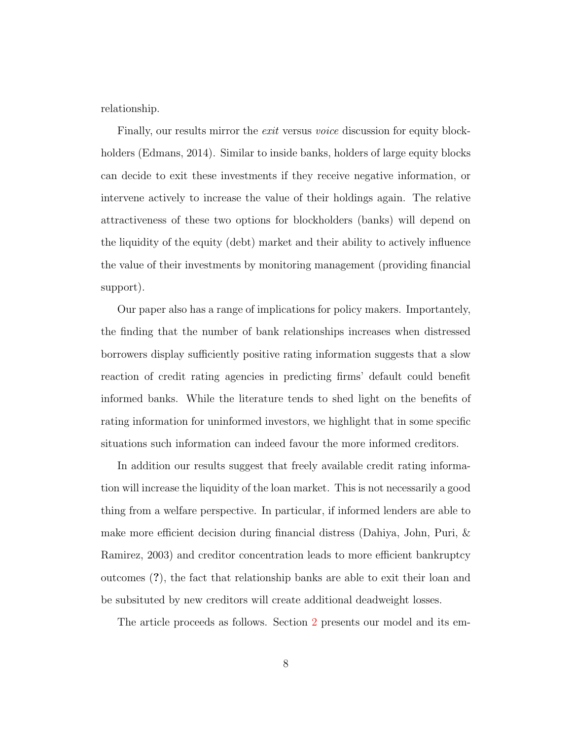relationship.

Finally, our results mirror the *exit* versus *voice* discussion for equity blockholders (Edmans, 2014). Similar to inside banks, holders of large equity blocks can decide to exit these investments if they receive negative information, or intervene actively to increase the value of their holdings again. The relative attractiveness of these two options for blockholders (banks) will depend on the liquidity of the equity (debt) market and their ability to actively influence the value of their investments by monitoring management (providing financial support).

Our paper also has a range of implications for policy makers. Importantely, the finding that the number of bank relationships increases when distressed borrowers display sufficiently positive rating information suggests that a slow reaction of credit rating agencies in predicting firms' default could benefit informed banks. While the literature tends to shed light on the benefits of rating information for uninformed investors, we highlight that in some specific situations such information can indeed favour the more informed creditors.

In addition our results suggest that freely available credit rating information will increase the liquidity of the loan market. This is not necessarily a good thing from a welfare perspective. In particular, if informed lenders are able to make more efficient decision during financial distress (Dahiya, John, Puri, & Ramirez, 2003) and creditor concentration leads to more efficient bankruptcy outcomes (**?**), the fact that relationship banks are able to exit their loan and be subsituted by new creditors will create additional deadweight losses.

The article proceeds as follows. Section 2 presents our model and its em-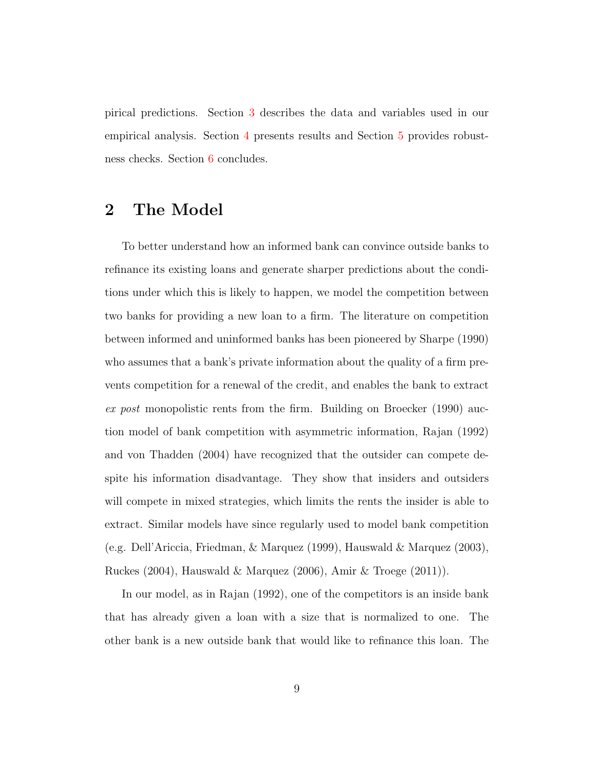pirical predictions. Section 3 describes the data and variables used in our empirical analysis. Section 4 presents results and Section 5 provides robustness checks. Section 6 concludes.

## 2 The Model

To better understand how an informed bank can convince outside banks to refinance its existing loans and generate sharper predictions about the conditions under which this is likely to happen, we model the competition between two banks for providing a new loan to a firm. The literature on competition between informed and uninformed banks has been pioneered by Sharpe (1990) who assumes that a bank's private information about the quality of a firm prevents competition for a renewal of the credit, and enables the bank to extract *ex post* monopolistic rents from the firm. Building on Broecker (1990) auction model of bank competition with asymmetric information, Rajan (1992) and von Thadden (2004) have recognized that the outsider can compete despite his information disadvantage. They show that insiders and outsiders will compete in mixed strategies, which limits the rents the insider is able to extract. Similar models have since regularly used to model bank competition (e.g. Dell'Ariccia, Friedman, & Marquez (1999), Hauswald & Marquez (2003), Ruckes (2004), Hauswald & Marquez (2006), Amir & Troege (2011)).

In our model, as in Rajan (1992), one of the competitors is an inside bank that has already given a loan with a size that is normalized to one. The other bank is a new outside bank that would like to refinance this loan. The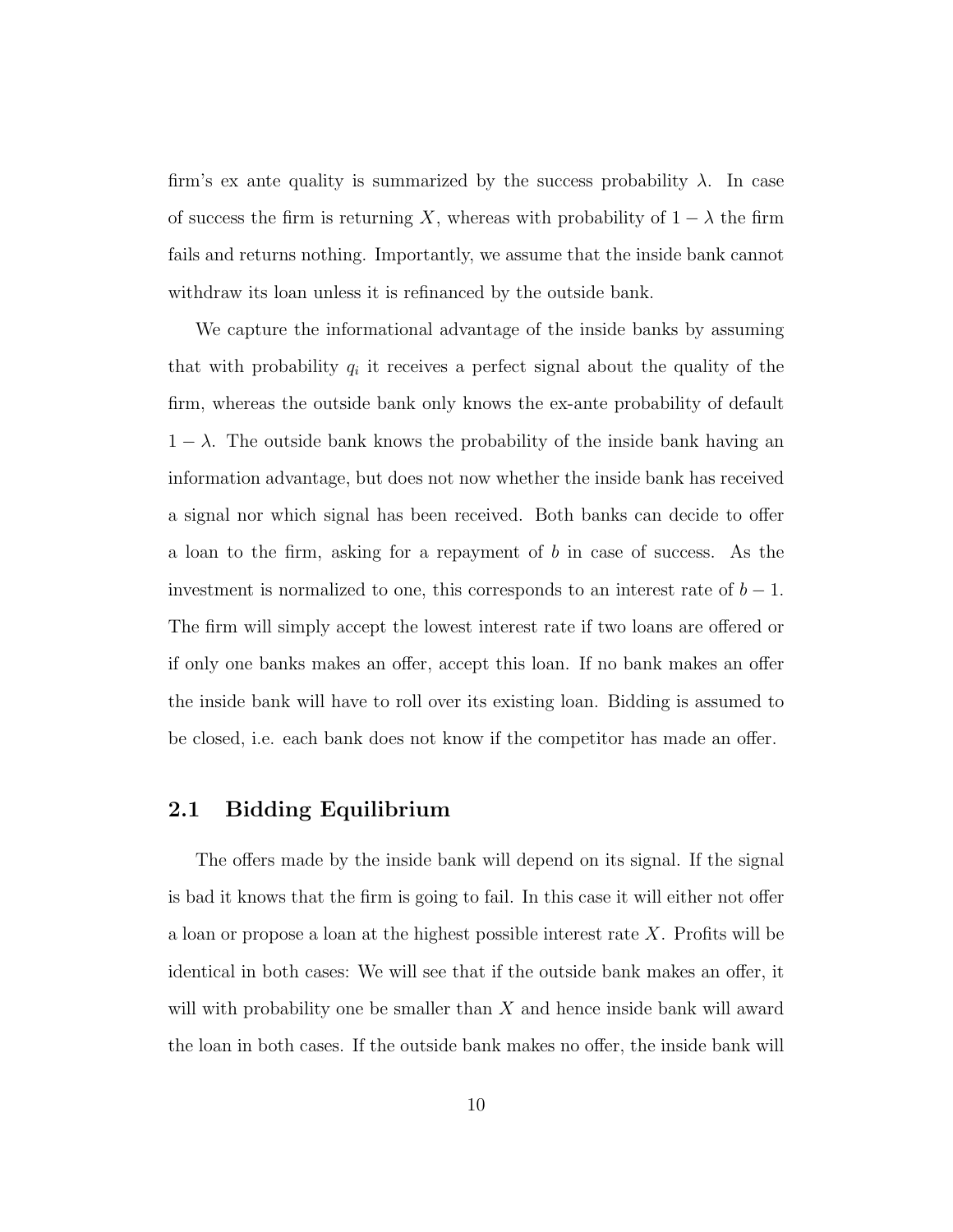firm's ex ante quality is summarized by the success probability $\lambda$. In case of success the firm is returning $X$, whereas with probability of $1-\lambda$ the firm fails and returns nothing. Importantly, we assume that the inside bank cannot withdraw its loan unless it is refinanced by the outside bank.

We capture the informational advantage of the inside banks by assuming that with probability $q_i$ it receives a perfect signal about the quality of the firm, whereas the outside bank only knows the ex-ante probability of default $1-\lambda$. The outside bank knows the probability of the inside bank having an information advantage, but does not now whether the inside bank has received a signal nor which signal has been received. Both banks can decide to offer a loan to the firm, asking for a repayment of $b$ in case of success. As the investment is normalized to one, this corresponds to an interest rate of $b-1$. The firm will simply accept the lowest interest rate if two loans are offered or if only one banks makes an offer, accept this loan. If no bank makes an offer the inside bank will have to roll over its existing loan. Bidding is assumed to be closed, i.e. each bank does not know if the competitor has made an offer.

## 2.1 Bidding Equilibrium

The offers made by the inside bank will depend on its signal. If the signal is bad it knows that the firm is going to fail. In this case it will either not offer a loan or propose a loan at the highest possible interest rate $X$. Profits will be identical in both cases: We will see that if the outside bank makes an offer, it will with probability one be smaller than $X$ and hence inside bank will award the loan in both cases. If the outside bank makes no offer, the inside bank will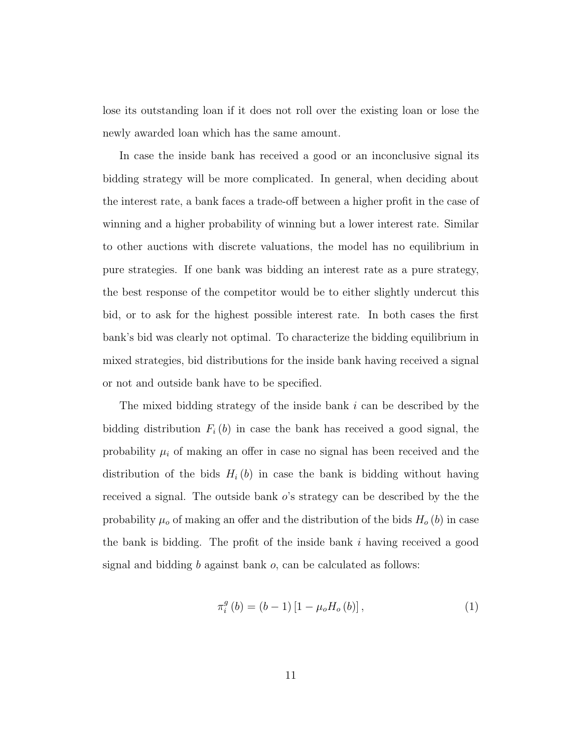lose its outstanding loan if it does not roll over the existing loan or lose the newly awarded loan which has the same amount.

In case the inside bank has received a good or an inconclusive signal its bidding strategy will be more complicated. In general, when deciding about the interest rate, a bank faces a trade-off between a higher profit in the case of winning and a higher probability of winning but a lower interest rate. Similar to other auctions with discrete valuations, the model has no equilibrium in pure strategies. If one bank was bidding an interest rate as a pure strategy, the best response of the competitor would be to either slightly undercut this bid, or to ask for the highest possible interest rate. In both cases the first bank's bid was clearly not optimal. To characterize the bidding equilibrium in mixed strategies, bid distributions for the inside bank having received a signal or not and outside bank have to be specified.

The mixed bidding strategy of the inside bank $i$ can be described by the bidding distribution $F_i(b)$ in case the bank has received a good signal, the probability $\mu_i$ of making an offer in case no signal has been received and the distribution of the bids $H_i(b)$ in case the bank is bidding without having received a signal. The outside bank $o$'s strategy can be described by the the probability $\mu_o$ of making an offer and the distribution of the bids $H_o(b)$ in case the bank is bidding. The profit of the inside bank $i$ having received a good signal and bidding $b$ against bank $o$, can be calculated as follows:

$$\pi_i^g(b) = (b-1)\left[1 - \mu_o H_o(b)\right], \tag{1}$$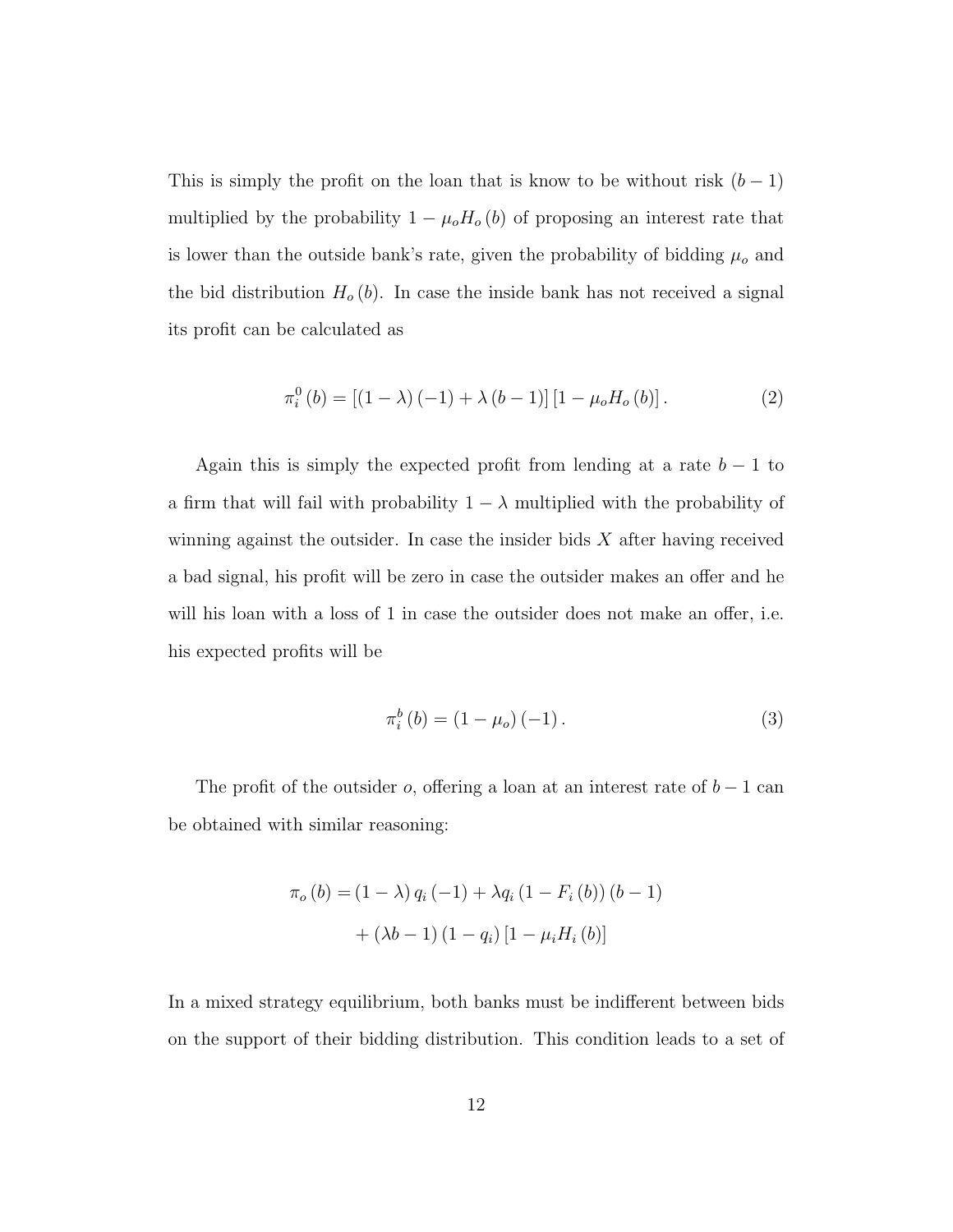This is simply the profit on the loan that is know to be without risk $(b-1)$ multiplied by the probability $1-\mu_o H_o(b)$ of proposing an interest rate that is lower than the outside bank's rate, given the probability of bidding $\mu_o$ and the bid distribution $H_o(b)$. In case the inside bank has not received a signal its profit can be calculated as

$$\pi_i^0(b) = [(1-\lambda)(-1) + \lambda(b-1)][1-\mu_o H_o(b)]. \tag{2}$$

Again this is simply the expected profit from lending at a rate $b-1$ to a firm that will fail with probability $1-\lambda$ multiplied with the probability of winning against the outsider. In case the insider bids $X$ after having received a bad signal, his profit will be zero in case the outsider makes an offer and he will his loan with a loss of 1 in case the outsider does not make an offer, i.e. his expected profits will be

$$\pi_i^b(b) = (1-\mu_o)(-1). \tag{3}$$

The profit of the outsider $o$, offering a loan at an interest rate of $b-1$ can be obtained with similar reasoning:

$$\begin{aligned}\pi_o(b) &= (1-\lambda) q_i (-1) + \lambda q_i (1-F_i(b))(b-1) \\ &\quad + (\lambda b - 1)(1-q_i)[1-\mu_i H_i(b)]\end{aligned}$$

In a mixed strategy equilibrium, both banks must be indifferent between bids on the support of their bidding distribution. This condition leads to a set of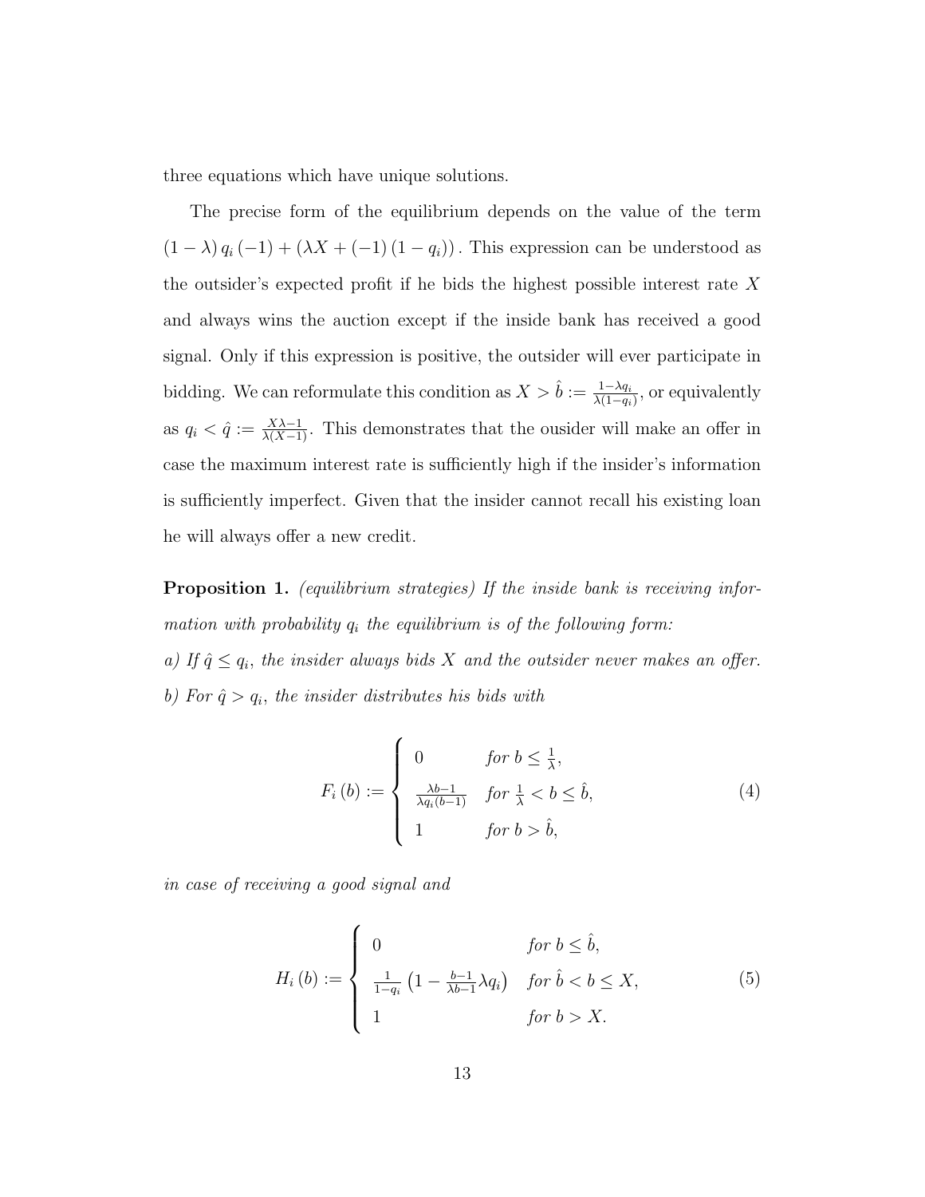three equations which have unique solutions.

The precise form of the equilibrium depends on the value of the term $(1-\lambda) q_i (-1) + (\lambda X + (-1)(1-q_i))$. This expression can be understood as the outsider's expected profit if he bids the highest possible interest rate $X$ and always wins the auction except if the inside bank has received a good signal. Only if this expression is positive, the outsider will ever participate in bidding. We can reformulate this condition as $X > \hat{b} := \frac{1-\lambda q_i}{\lambda(1-q_i)}$, or equivalently as $q_i < \hat{q} := \frac{X\lambda - 1}{\lambda(X-1)}$. This demonstrates that the ousider will make an offer in case the maximum interest rate is sufficiently high if the insider's information is sufficiently imperfect. Given that the insider cannot recall his existing loan he will always offer a new credit.

**Proposition 1.** *(equilibrium strategies) If the inside bank is receiving information with probability $q_i$ the equilibrium is of the following form:*
*a) If $\hat{q} \leq q_i$, the insider always bids $X$ and the outsider never makes an offer.*
*b) For $\hat{q} > q_i$, the insider distributes his bids with*

$$F_i(b) := \begin{cases} 0 & \text{for } b \leq \frac{1}{\lambda}, \\ \frac{\lambda b - 1}{\lambda q_i (b-1)} & \text{for } \frac{1}{\lambda} < b \leq \hat{b}, \\ 1 & \text{for } b > \hat{b}, \end{cases} \tag{4}$$

*in case of receiving a good signal and*

$$H_i(b) := \begin{cases} 0 & \text{for } b \leq \hat{b}, \\ \frac{1}{1-q_i}\left(1 - \frac{b-1}{\lambda b - 1}\lambda q_i\right) & \text{for } \hat{b} < b \leq X, \\ 1 & \text{for } b > X. \end{cases} \tag{5}$$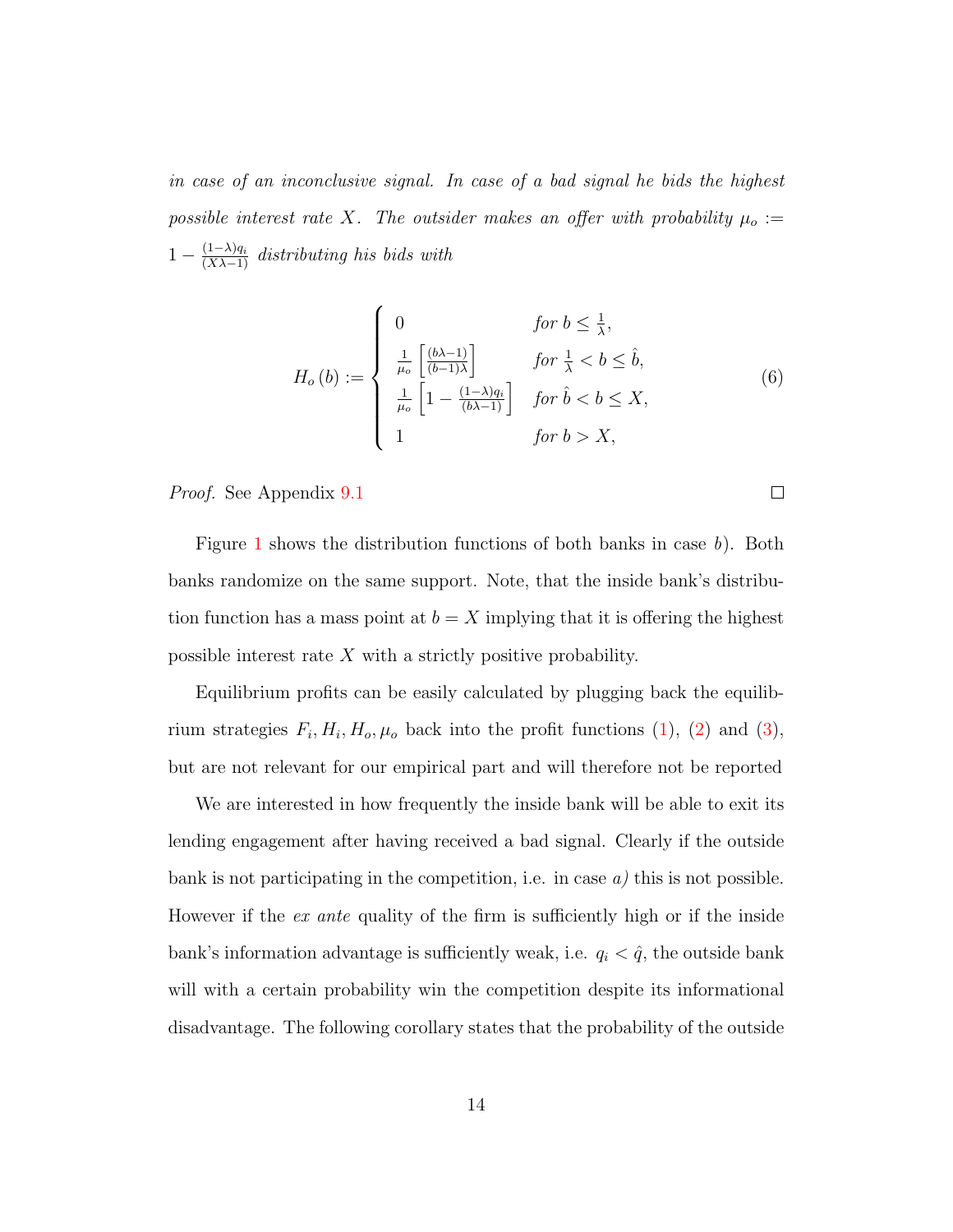*in case of an inconclusive signal. In case of a bad signal he bids the highest possible interest rate $X$. The outsider makes an offer with probability $\mu_o := 1 - \frac{(1-\lambda)q_i}{(X\lambda-1)}$ distributing his bids with*

$$H_o(b) := \begin{cases} 0 & \text{for } b \leq \frac{1}{\lambda}, \\ \frac{1}{\mu_o}\left[\frac{(b\lambda-1)}{(b-1)\lambda}\right] & \text{for } \frac{1}{\lambda} < b \leq \hat{b}, \\ \frac{1}{\mu_o}\left[1 - \frac{(1-\lambda)q_i}{(b\lambda-1)}\right] & \text{for } \hat{b} < b \leq X, \\ 1 & \text{for } b > X, \end{cases} \tag{6}$$

*Proof.* See Appendix 9.1 □

Figure 1 shows the distribution functions of both banks in case $b$). Both banks randomize on the same support. Note, that the inside bank's distribution function has a mass point at $b = X$ implying that it is offering the highest possible interest rate $X$ with a strictly positive probability.

Equilibrium profits can be easily calculated by plugging back the equilibrium strategies $F_i, H_i, H_o, \mu_o$ back into the profit functions (1), (2) and (3), but are not relevant for our empirical part and will therefore not be reported

We are interested in how frequently the inside bank will be able to exit its lending engagement after having received a bad signal. Clearly if the outside bank is not participating in the competition, i.e. in case *a)* this is not possible. However if the *ex ante* quality of the firm is sufficiently high or if the inside bank's information advantage is sufficiently weak, i.e. $q_i < \hat{q}$, the outside bank will with a certain probability win the competition despite its informational disadvantage. The following corollary states that the probability of the outside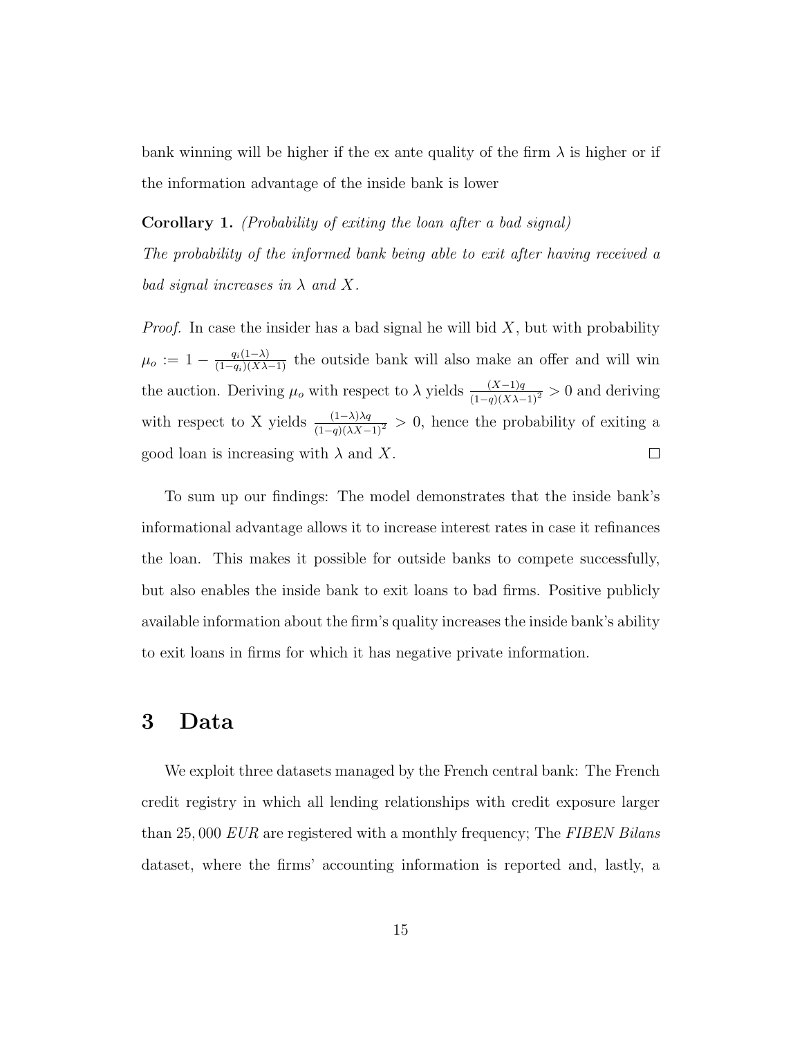bank winning will be higher if the ex ante quality of the firm $\lambda$ is higher or if the information advantage of the inside bank is lower

**Corollary 1.** *(Probability of exiting the loan after a bad signal)*
*The probability of the informed bank being able to exit after having received a bad signal increases in $\lambda$ and $X$.*

*Proof.* In case the insider has a bad signal he will bid $X$, but with probability $\mu_o := 1 - \frac{q_i(1-\lambda)}{(1-q_i)(X\lambda-1)}$ the outside bank will also make an offer and will win the auction. Deriving $\mu_o$ with respect to $\lambda$ yields $\frac{(X-1)q}{(1-q)(X\lambda-1)^2} > 0$ and deriving with respect to X yields $\frac{(1-\lambda)\lambda q}{(1-q)(\lambda X-1)^2} > 0$, hence the probability of exiting a good loan is increasing with $\lambda$ and $X$. □

To sum up our findings: The model demonstrates that the inside bank's informational advantage allows it to increase interest rates in case it refinances the loan. This makes it possible for outside banks to compete successfully, but also enables the inside bank to exit loans to bad firms. Positive publicly available information about the firm's quality increases the inside bank's ability to exit loans in firms for which it has negative private information.

# 3 Data

We exploit three datasets managed by the French central bank: The French credit registry in which all lending relationships with credit exposure larger than 25,000 *EUR* are registered with a monthly frequency; The *FIBEN Bilans* dataset, where the firms' accounting information is reported and, lastly, a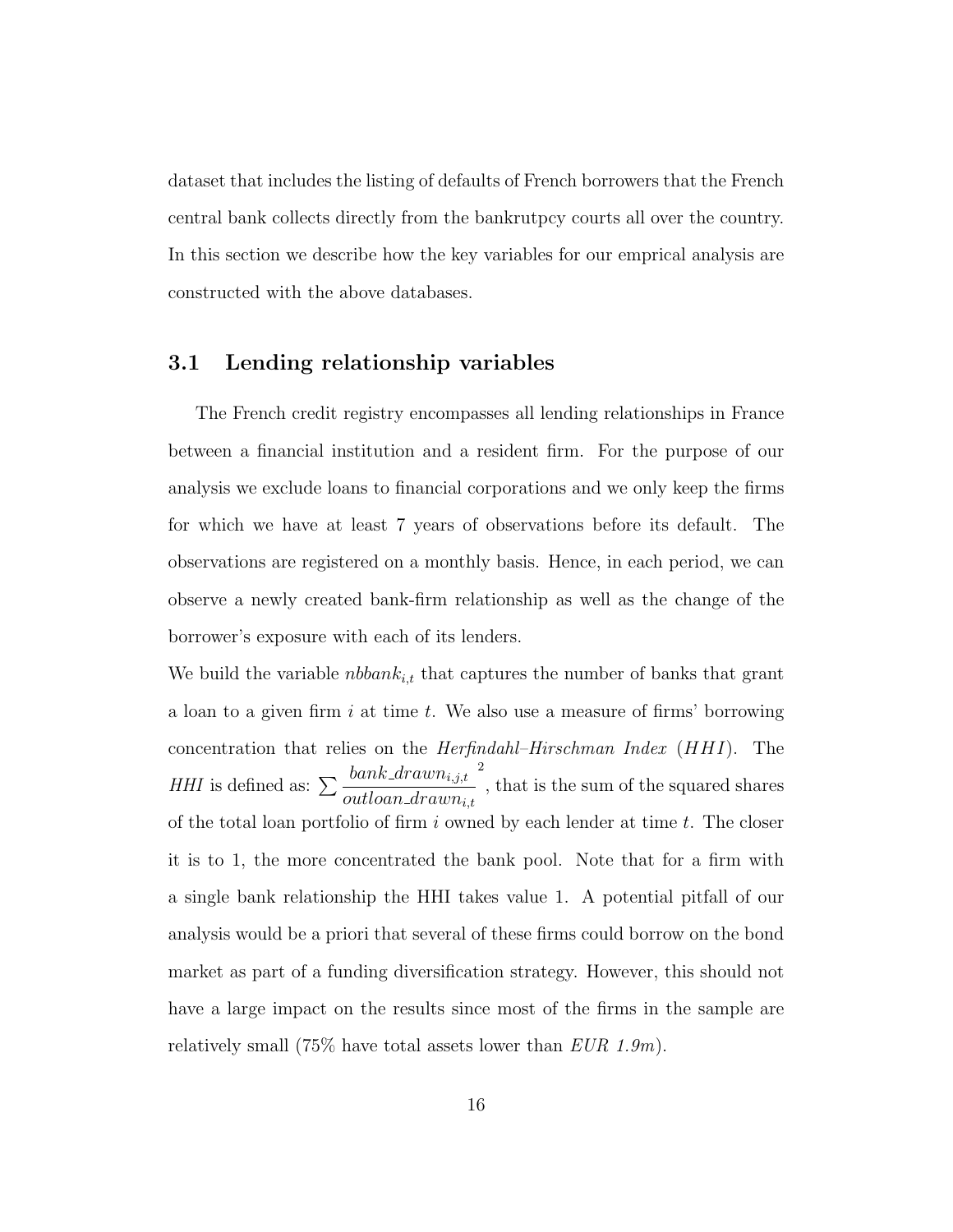dataset that includes the listing of defaults of French borrowers that the French central bank collects directly from the bankrutpcy courts all over the country. In this section we describe how the key variables for our emprical analysis are constructed with the above databases.

## 3.1 Lending relationship variables

The French credit registry encompasses all lending relationships in France between a financial institution and a resident firm. For the purpose of our analysis we exclude loans to financial corporations and we only keep the firms for which we have at least 7 years of observations before its default. The observations are registered on a monthly basis. Hence, in each period, we can observe a newly created bank-firm relationship as well as the change of the borrower's exposure with each of its lenders.

We build the variable $nbbank_{i,t}$ that captures the number of banks that grant a loan to a given firm $i$ at time $t$. We also use a measure of firms' borrowing concentration that relies on the *Herfindahl–Hirschman Index* ($HHI$). The *HHI* is defined as: $\sum \frac{bank\_drawn_{i,j,t}}{outloan\_drawn_{i,t}}^2$, that is the sum of the squared shares of the total loan portfolio of firm $i$ owned by each lender at time $t$. The closer it is to 1, the more concentrated the bank pool. Note that for a firm with a single bank relationship the HHI takes value 1. A potential pitfall of our analysis would be a priori that several of these firms could borrow on the bond market as part of a funding diversification strategy. However, this should not have a large impact on the results since most of the firms in the sample are relatively small (75% have total assets lower than *EUR 1.9m*).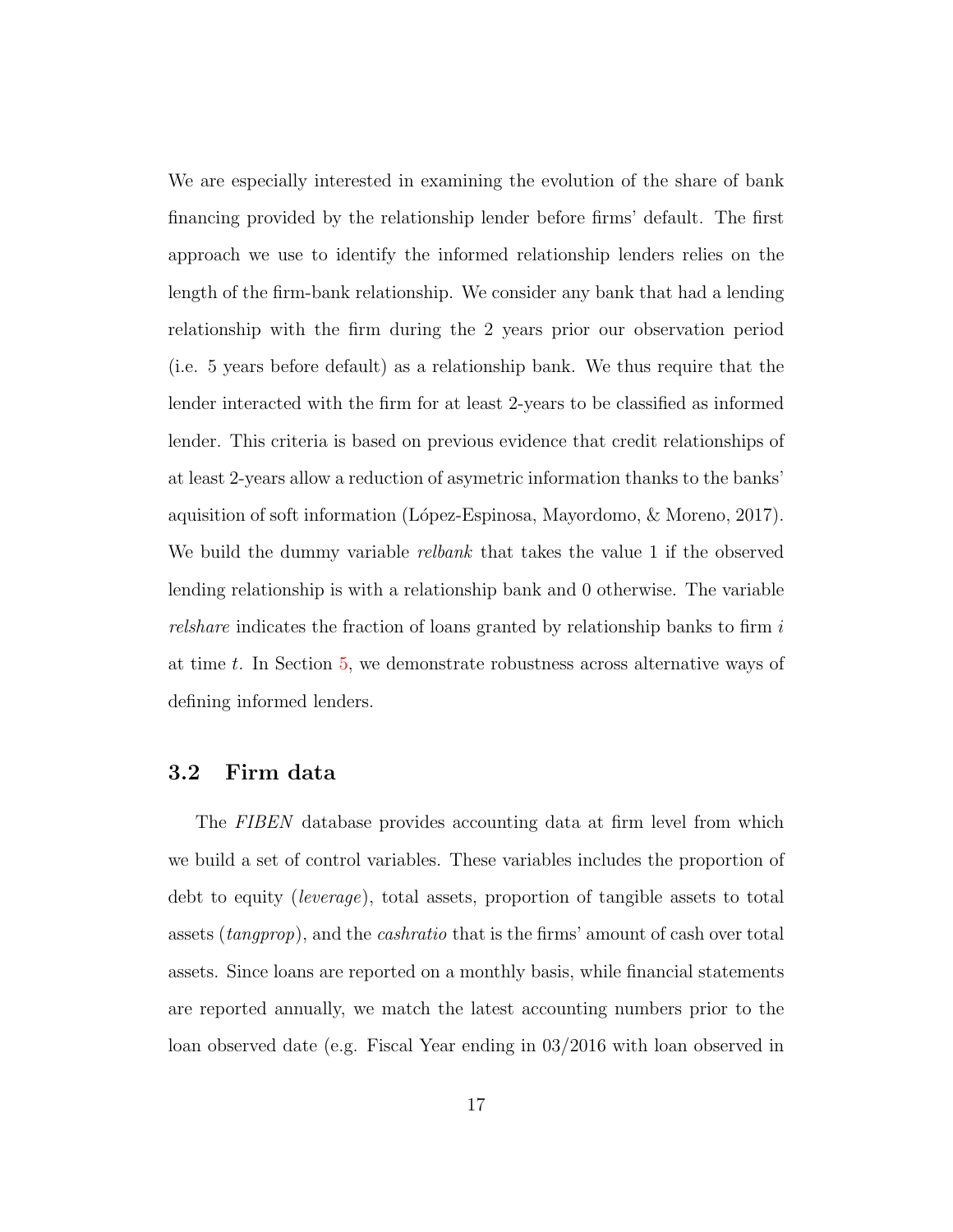We are especially interested in examining the evolution of the share of bank financing provided by the relationship lender before firms' default. The first approach we use to identify the informed relationship lenders relies on the length of the firm-bank relationship. We consider any bank that had a lending relationship with the firm during the 2 years prior our observation period (i.e. 5 years before default) as a relationship bank. We thus require that the lender interacted with the firm for at least 2-years to be classified as informed lender. This criteria is based on previous evidence that credit relationships of at least 2-years allow a reduction of asymetric information thanks to the banks' aquisition of soft information (López-Espinosa, Mayordomo, & Moreno, 2017). We build the dummy variable *relbank* that takes the value 1 if the observed lending relationship is with a relationship bank and 0 otherwise. The variable *relshare* indicates the fraction of loans granted by relationship banks to firm $i$ at time $t$. In Section 5, we demonstrate robustness across alternative ways of defining informed lenders.

### 3.2 Firm data

The *FIBEN* database provides accounting data at firm level from which we build a set of control variables. These variables includes the proportion of debt to equity (*leverage*), total assets, proportion of tangible assets to total assets (*tangprop*), and the *cashratio* that is the firms' amount of cash over total assets. Since loans are reported on a monthly basis, while financial statements are reported annually, we match the latest accounting numbers prior to the loan observed date (e.g. Fiscal Year ending in 03/2016 with loan observed in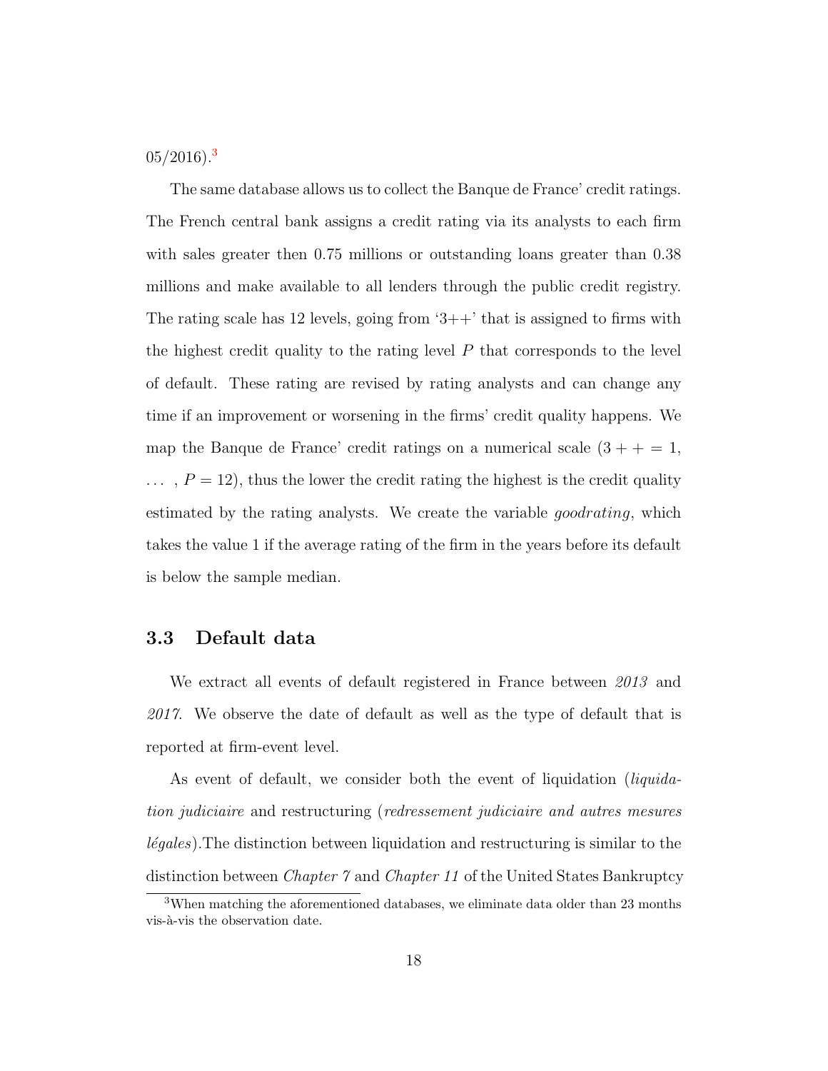05/2016).[3]

The same database allows us to collect the Banque de France' credit ratings. The French central bank assigns a credit rating via its analysts to each firm with sales greater then 0.75 millions or outstanding loans greater than 0.38 millions and make available to all lenders through the public credit registry. The rating scale has 12 levels, going from '3++' that is assigned to firms with the highest credit quality to the rating level $P$ that corresponds to the level of default. These rating are revised by rating analysts and can change any time if an improvement or worsening in the firms' credit quality happens. We map the Banque de France' credit ratings on a numerical scale ($3++=1$, $\ldots$ , $P=12$), thus the lower the credit rating the highest is the credit quality estimated by the rating analysts. We create the variable *goodrating*, which takes the value 1 if the average rating of the firm in the years before its default is below the sample median.

### 3.3 Default data

We extract all events of default registered in France between *2013* and *2017*. We observe the date of default as well as the type of default that is reported at firm-event level.

As event of default, we consider both the event of liquidation (*liquidation judiciaire* and restructuring (*redressement judiciaire and autres mesures légales*).The distinction between liquidation and restructuring is similar to the distinction between *Chapter 7* and *Chapter 11* of the United States Bankruptcy

[3] When matching the aforementioned databases, we eliminate data older than 23 months vis-à-vis the observation date.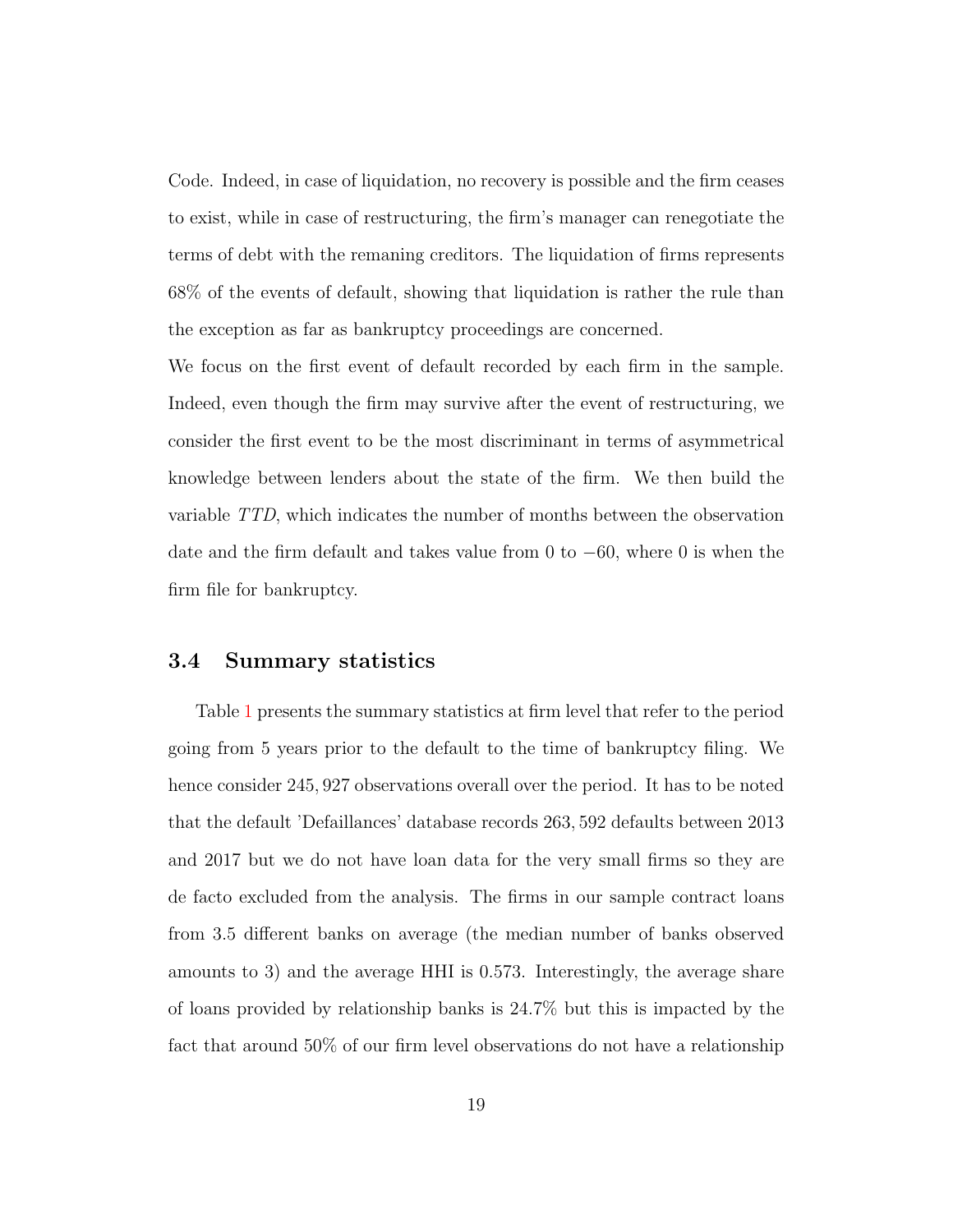Code. Indeed, in case of liquidation, no recovery is possible and the firm ceases to exist, while in case of restructuring, the firm's manager can renegotiate the terms of debt with the remaning creditors. The liquidation of firms represents 68% of the events of default, showing that liquidation is rather the rule than the exception as far as bankruptcy proceedings are concerned.

We focus on the first event of default recorded by each firm in the sample. Indeed, even though the firm may survive after the event of restructuring, we consider the first event to be the most discriminant in terms of asymmetrical knowledge between lenders about the state of the firm. We then build the variable *TTD*, which indicates the number of months between the observation date and the firm default and takes value from 0 to $-60$, where 0 is when the firm file for bankruptcy.

### 3.4 Summary statistics

Table 1 presents the summary statistics at firm level that refer to the period going from 5 years prior to the default to the time of bankruptcy filing. We hence consider 245,927 observations overall over the period. It has to be noted that the default 'Defaillances' database records 263,592 defaults between 2013 and 2017 but we do not have loan data for the very small firms so they are de facto excluded from the analysis. The firms in our sample contract loans from 3.5 different banks on average (the median number of banks observed amounts to 3) and the average HHI is 0.573. Interestingly, the average share of loans provided by relationship banks is 24.7% but this is impacted by the fact that around 50% of our firm level observations do not have a relationship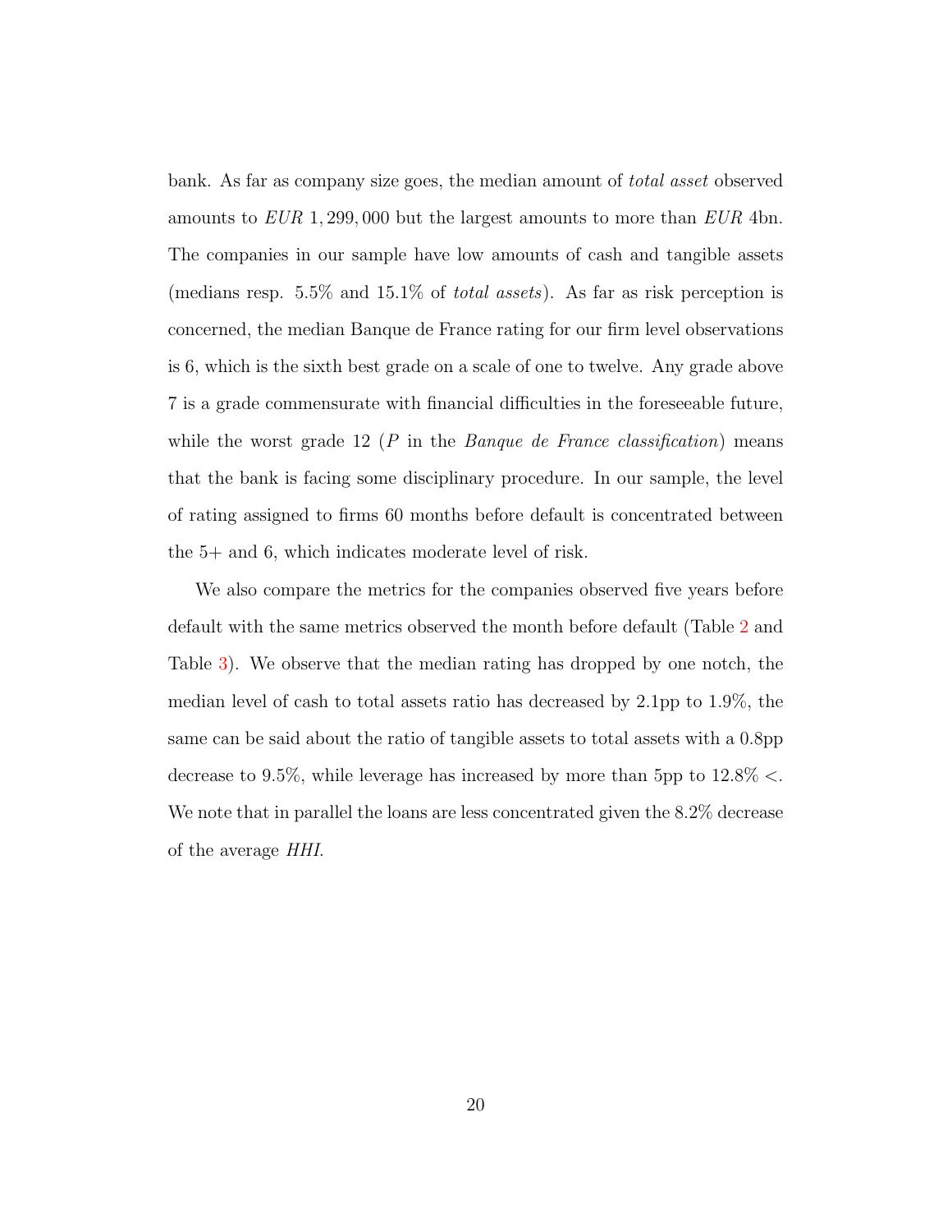bank. As far as company size goes, the median amount of *total asset* observed amounts to *EUR* 1,299,000 but the largest amounts to more than *EUR* 4bn. The companies in our sample have low amounts of cash and tangible assets (medians resp. 5.5% and 15.1% of *total assets*). As far as risk perception is concerned, the median Banque de France rating for our firm level observations is 6, which is the sixth best grade on a scale of one to twelve. Any grade above 7 is a grade commensurate with financial difficulties in the foreseeable future, while the worst grade 12 (*P* in the *Banque de France classification*) means that the bank is facing some disciplinary procedure. In our sample, the level of rating assigned to firms 60 months before default is concentrated between the 5+ and 6, which indicates moderate level of risk.

We also compare the metrics for the companies observed five years before default with the same metrics observed the month before default (Table 2 and Table 3). We observe that the median rating has dropped by one notch, the median level of cash to total assets ratio has decreased by 2.1pp to 1.9%, the same can be said about the ratio of tangible assets to total assets with a 0.8pp decrease to 9.5%, while leverage has increased by more than 5pp to 12.8% $<$. We note that in parallel the loans are less concentrated given the 8.2% decrease of the average *HHI*.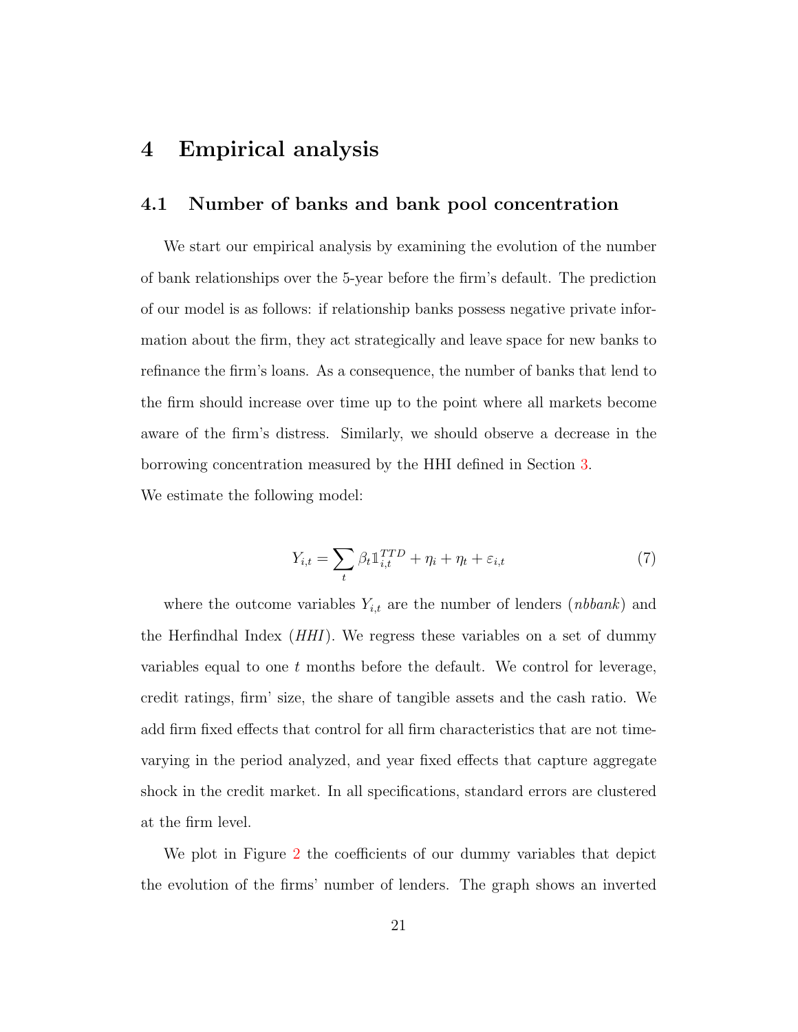# 4 Empirical analysis

## 4.1 Number of banks and bank pool concentration

We start our empirical analysis by examining the evolution of the number of bank relationships over the 5-year before the firm's default. The prediction of our model is as follows: if relationship banks possess negative private information about the firm, they act strategically and leave space for new banks to refinance the firm's loans. As a consequence, the number of banks that lend to the firm should increase over time up to the point where all markets become aware of the firm's distress. Similarly, we should observe a decrease in the borrowing concentration measured by the HHI defined in Section 3.

We estimate the following model:

$$Y_{i,t} = \sum_{t} \beta_t \mathbb{1}_{i,t}^{TTD} + \eta_i + \eta_t + \varepsilon_{i,t} \tag{7}$$

where the outcome variables $Y_{i,t}$ are the number of lenders (*nbbank*) and the Herfindhal Index (*HHI*). We regress these variables on a set of dummy variables equal to one $t$ months before the default. We control for leverage, credit ratings, firm' size, the share of tangible assets and the cash ratio. We add firm fixed effects that control for all firm characteristics that are not time-varying in the period analyzed, and year fixed effects that capture aggregate shock in the credit market. In all specifications, standard errors are clustered at the firm level.

We plot in Figure 2 the coefficients of our dummy variables that depict the evolution of the firms' number of lenders. The graph shows an inverted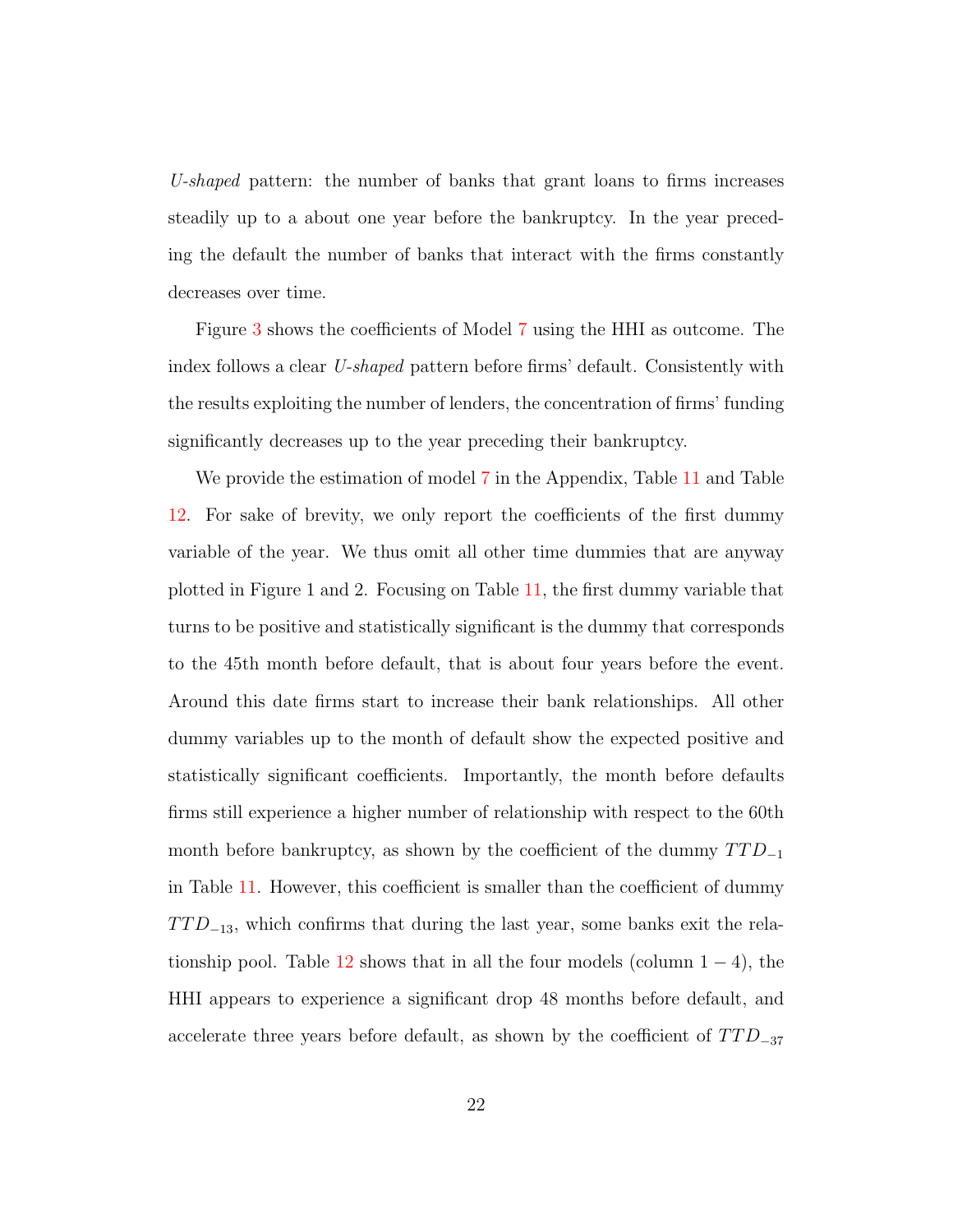*U-shaped* pattern: the number of banks that grant loans to firms increases steadily up to a about one year before the bankruptcy. In the year preceding the default the number of banks that interact with the firms constantly decreases over time.

Figure 3 shows the coefficients of Model 7 using the HHI as outcome. The index follows a clear *U-shaped* pattern before firms' default. Consistently with the results exploiting the number of lenders, the concentration of firms' funding significantly decreases up to the year preceding their bankruptcy.

We provide the estimation of model 7 in the Appendix, Table 11 and Table 12. For sake of brevity, we only report the coefficients of the first dummy variable of the year. We thus omit all other time dummies that are anyway plotted in Figure 1 and 2. Focusing on Table 11, the first dummy variable that turns to be positive and statistically significant is the dummy that corresponds to the 45th month before default, that is about four years before the event. Around this date firms start to increase their bank relationships. All other dummy variables up to the month of default show the expected positive and statistically significant coefficients. Importantly, the month before defaults firms still experience a higher number of relationship with respect to the 60th month before bankruptcy, as shown by the coefficient of the dummy $TTD_{-1}$ in Table 11. However, this coefficient is smaller than the coefficient of dummy $TTD_{-13}$, which confirms that during the last year, some banks exit the relationship pool. Table 12 shows that in all the four models (column $1-4$), the HHI appears to experience a significant drop 48 months before default, and accelerate three years before default, as shown by the coefficient of $TTD_{-37}$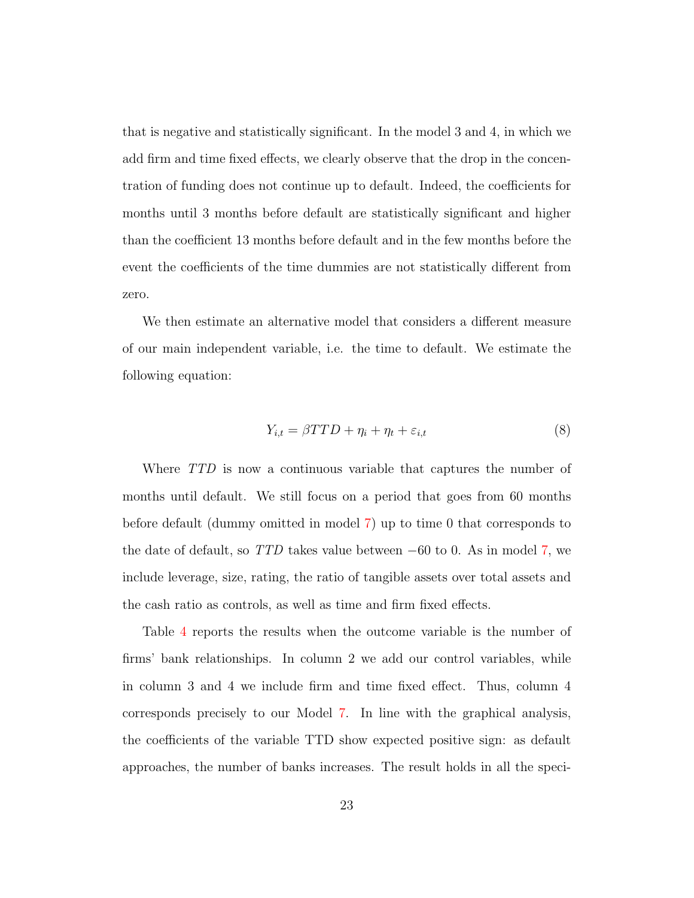that is negative and statistically significant. In the model 3 and 4, in which we add firm and time fixed effects, we clearly observe that the drop in the concentration of funding does not continue up to default. Indeed, the coefficients for months until 3 months before default are statistically significant and higher than the coefficient 13 months before default and in the few months before the event the coefficients of the time dummies are not statistically different from zero.

We then estimate an alternative model that considers a different measure of our main independent variable, i.e. the time to default. We estimate the following equation:

$$Y_{i,t} = \beta TTD + \eta_i + \eta_t + \varepsilon_{i,t} \tag{8}$$

Where $TTD$ is now a continuous variable that captures the number of months until default. We still focus on a period that goes from 60 months before default (dummy omitted in model 7) up to time 0 that corresponds to the date of default, so $TTD$ takes value between $-60$ to 0. As in model 7, we include leverage, size, rating, the ratio of tangible assets over total assets and the cash ratio as controls, as well as time and firm fixed effects.

Table 4 reports the results when the outcome variable is the number of firms' bank relationships. In column 2 we add our control variables, while in column 3 and 4 we include firm and time fixed effect. Thus, column 4 corresponds precisely to our Model 7. In line with the graphical analysis, the coefficients of the variable TTD show expected positive sign: as default approaches, the number of banks increases. The result holds in all the speci-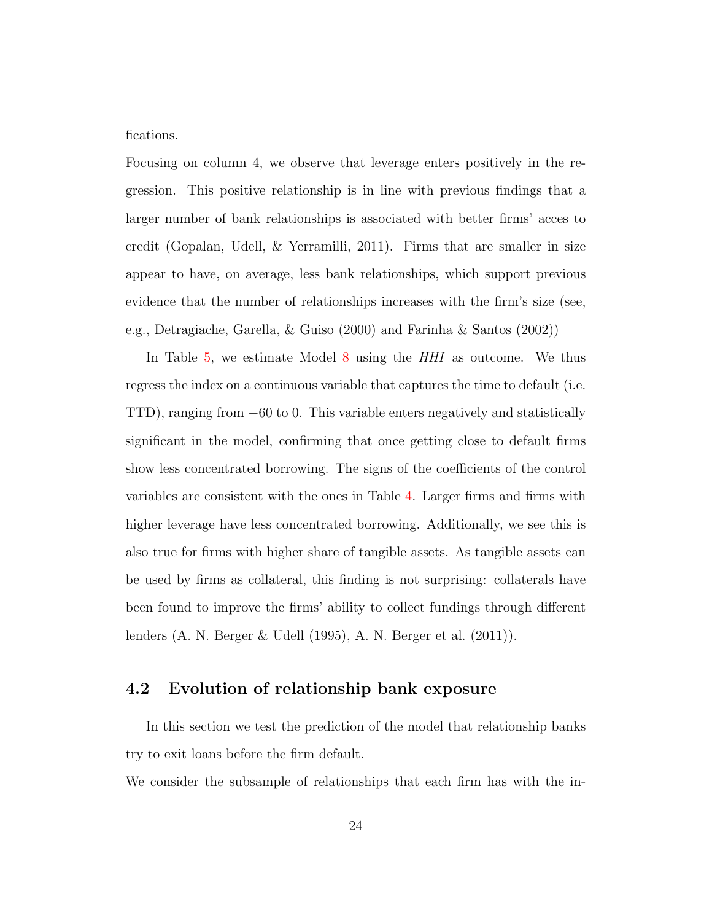fications.

Focusing on column 4, we observe that leverage enters positively in the regression. This positive relationship is in line with previous findings that a larger number of bank relationships is associated with better firms' acces to credit (Gopalan, Udell, & Yerramilli, 2011). Firms that are smaller in size appear to have, on average, less bank relationships, which support previous evidence that the number of relationships increases with the firm's size (see, e.g., Detragiache, Garella, & Guiso (2000) and Farinha & Santos (2002))

In Table 5, we estimate Model 8 using the *HHI* as outcome. We thus regress the index on a continuous variable that captures the time to default (i.e. TTD), ranging from $-60$ to 0. This variable enters negatively and statistically significant in the model, confirming that once getting close to default firms show less concentrated borrowing. The signs of the coefficients of the control variables are consistent with the ones in Table 4. Larger firms and firms with higher leverage have less concentrated borrowing. Additionally, we see this is also true for firms with higher share of tangible assets. As tangible assets can be used by firms as collateral, this finding is not surprising: collaterals have been found to improve the firms' ability to collect fundings through different lenders (A. N. Berger & Udell (1995), A. N. Berger et al. (2011)).

## 4.2 Evolution of relationship bank exposure

In this section we test the prediction of the model that relationship banks try to exit loans before the firm default.

We consider the subsample of relationships that each firm has with the in-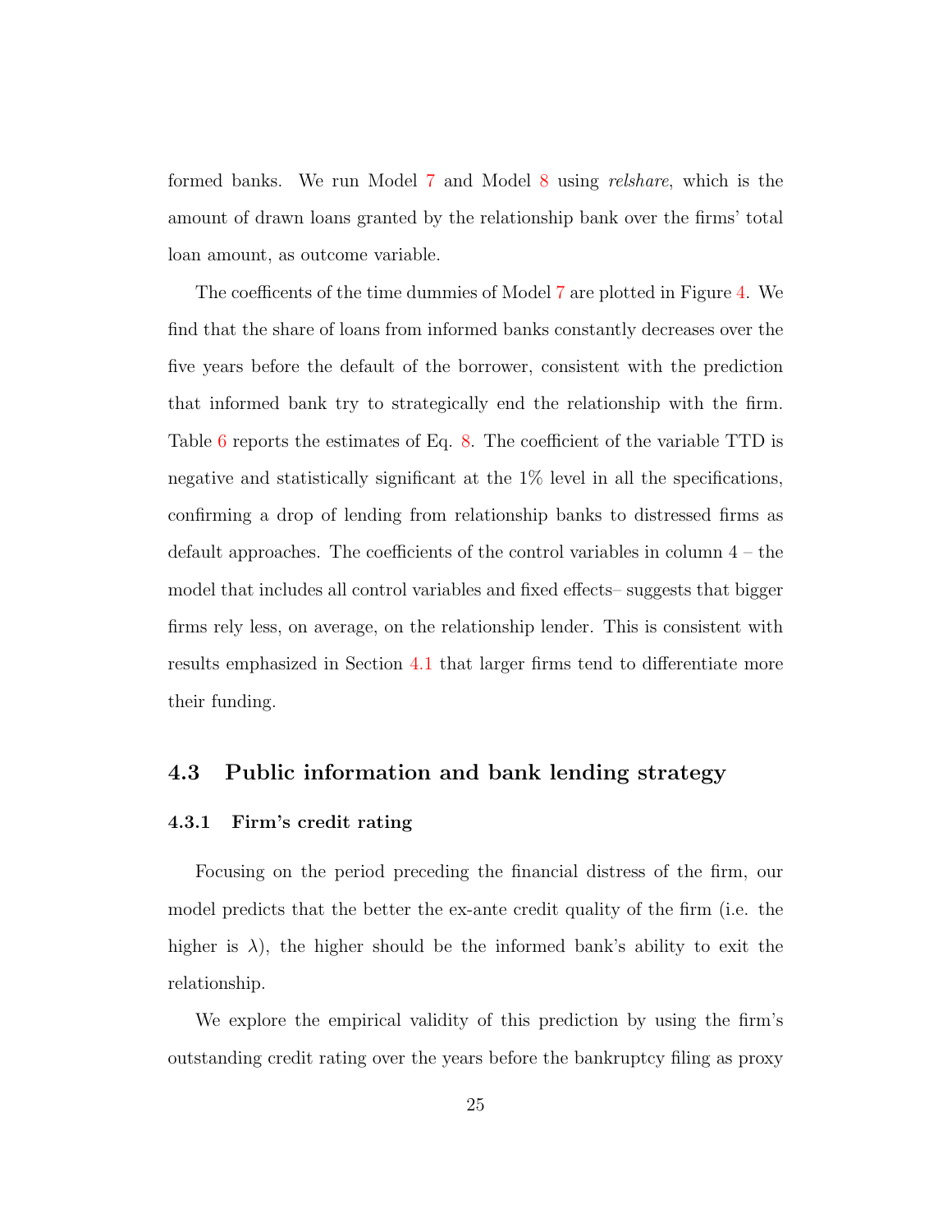formed banks. We run Model 7 and Model 8 using *relshare*, which is the amount of drawn loans granted by the relationship bank over the firms' total loan amount, as outcome variable.

The coefficents of the time dummies of Model 7 are plotted in Figure 4. We find that the share of loans from informed banks constantly decreases over the five years before the default of the borrower, consistent with the prediction that informed bank try to strategically end the relationship with the firm. Table 6 reports the estimates of Eq. 8. The coefficient of the variable TTD is negative and statistically significant at the 1% level in all the specifications, confirming a drop of lending from relationship banks to distressed firms as default approaches. The coefficients of the control variables in column 4 – the model that includes all control variables and fixed effects– suggests that bigger firms rely less, on average, on the relationship lender. This is consistent with results emphasized in Section 4.1 that larger firms tend to differentiate more their funding.

## 4.3 Public information and bank lending strategy

### 4.3.1 Firm's credit rating

Focusing on the period preceding the financial distress of the firm, our model predicts that the better the ex-ante credit quality of the firm (i.e. the higher is $\lambda$), the higher should be the informed bank's ability to exit the relationship.

We explore the empirical validity of this prediction by using the firm's outstanding credit rating over the years before the bankruptcy filing as proxy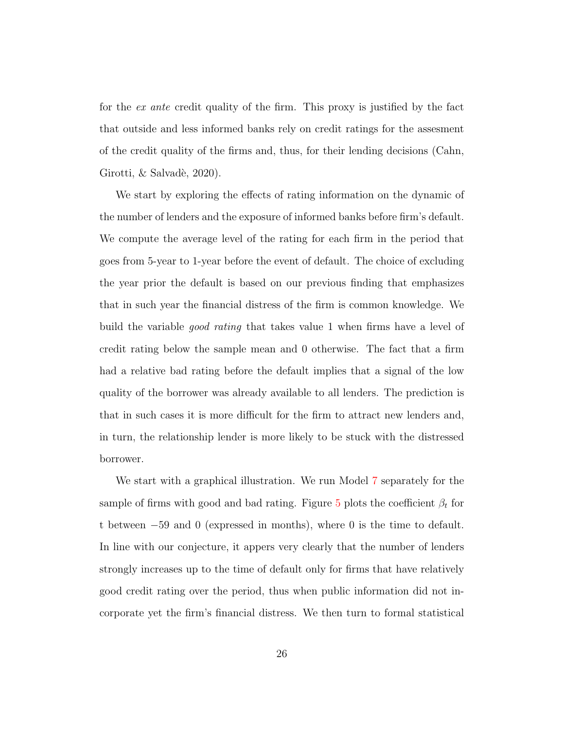for the *ex ante* credit quality of the firm. This proxy is justified by the fact that outside and less informed banks rely on credit ratings for the assesment of the credit quality of the firms and, thus, for their lending decisions (Cahn, Girotti, & Salvadè, 2020).

We start by exploring the effects of rating information on the dynamic of the number of lenders and the exposure of informed banks before firm's default. We compute the average level of the rating for each firm in the period that goes from 5-year to 1-year before the event of default. The choice of excluding the year prior the default is based on our previous finding that emphasizes that in such year the financial distress of the firm is common knowledge. We build the variable *good rating* that takes value 1 when firms have a level of credit rating below the sample mean and 0 otherwise. The fact that a firm had a relative bad rating before the default implies that a signal of the low quality of the borrower was already available to all lenders. The prediction is that in such cases it is more difficult for the firm to attract new lenders and, in turn, the relationship lender is more likely to be stuck with the distressed borrower.

We start with a graphical illustration. We run Model 7 separately for the sample of firms with good and bad rating. Figure 5 plots the coefficient $\beta_t$ for t between $-59$ and 0 (expressed in months), where 0 is the time to default. In line with our conjecture, it appers very clearly that the number of lenders strongly increases up to the time of default only for firms that have relatively good credit rating over the period, thus when public information did not incorporate yet the firm's financial distress. We then turn to formal statistical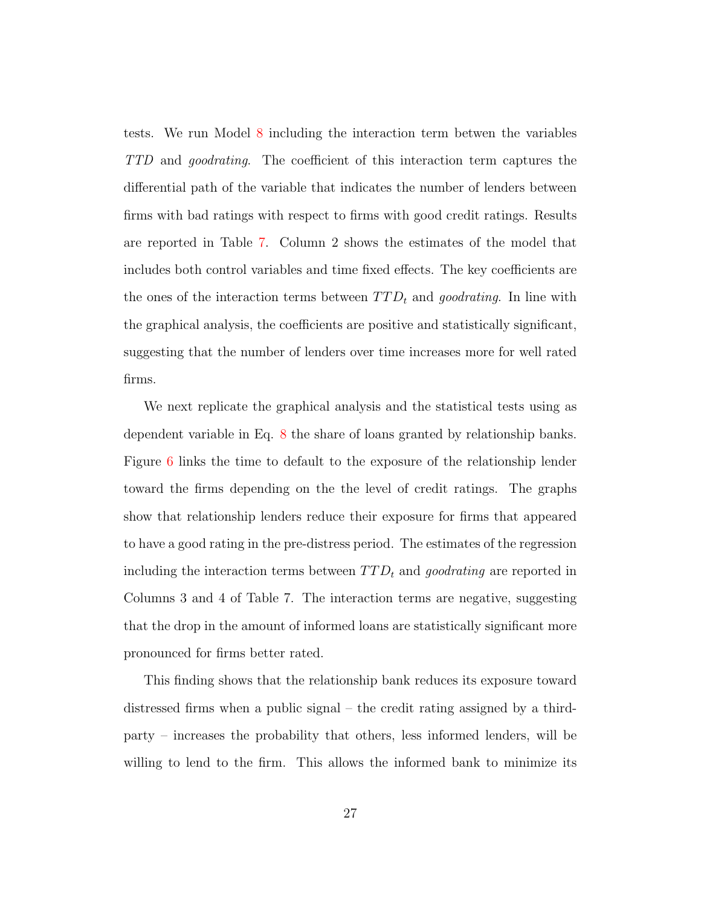tests. We run Model 8 including the interaction term betwen the variables *TTD* and *goodrating*. The coefficient of this interaction term captures the differential path of the variable that indicates the number of lenders between firms with bad ratings with respect to firms with good credit ratings. Results are reported in Table 7. Column 2 shows the estimates of the model that includes both control variables and time fixed effects. The key coefficients are the ones of the interaction terms between $TTD_t$ and *goodrating*. In line with the graphical analysis, the coefficients are positive and statistically significant, suggesting that the number of lenders over time increases more for well rated firms.

We next replicate the graphical analysis and the statistical tests using as dependent variable in Eq. 8 the share of loans granted by relationship banks. Figure 6 links the time to default to the exposure of the relationship lender toward the firms depending on the the level of credit ratings. The graphs show that relationship lenders reduce their exposure for firms that appeared to have a good rating in the pre-distress period. The estimates of the regression including the interaction terms between $TTD_t$ and *goodrating* are reported in Columns 3 and 4 of Table 7. The interaction terms are negative, suggesting that the drop in the amount of informed loans are statistically significant more pronounced for firms better rated.

This finding shows that the relationship bank reduces its exposure toward distressed firms when a public signal – the credit rating assigned by a third-party – increases the probability that others, less informed lenders, will be willing to lend to the firm. This allows the informed bank to minimize its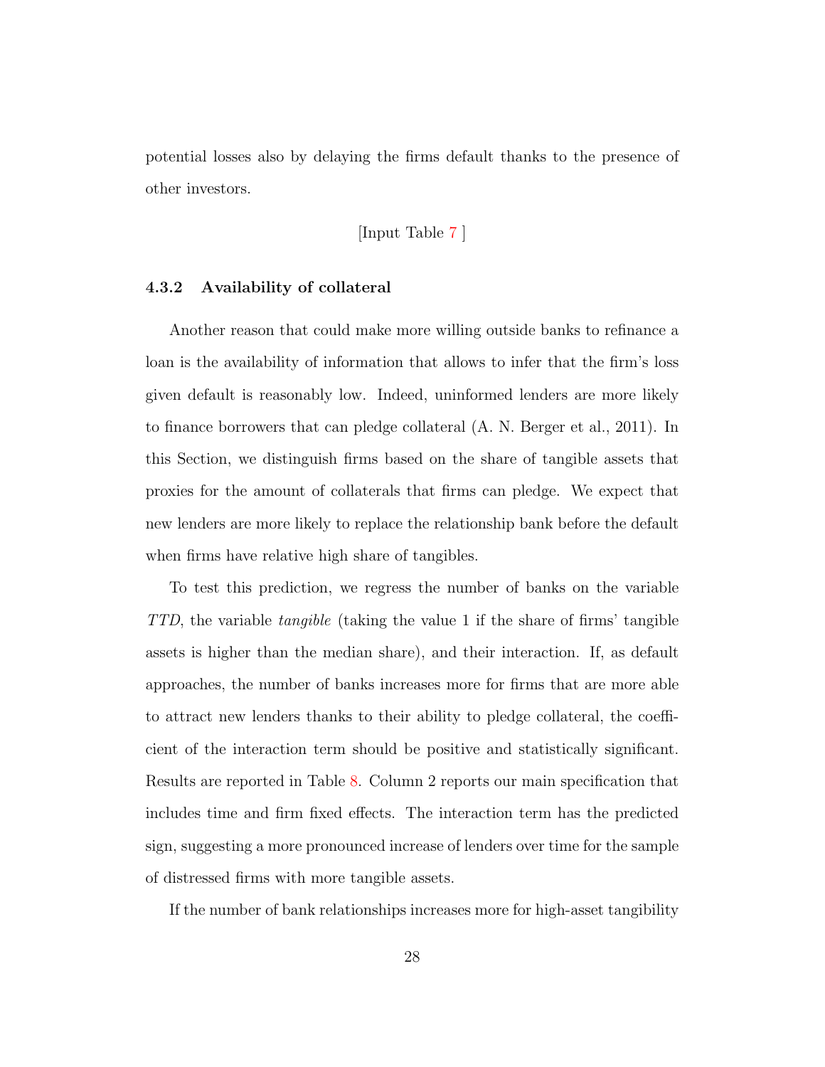potential losses also by delaying the firms default thanks to the presence of other investors.

[Input Table 7 ]

#### 4.3.2 Availability of collateral

Another reason that could make more willing outside banks to refinance a loan is the availability of information that allows to infer that the firm's loss given default is reasonably low. Indeed, uninformed lenders are more likely to finance borrowers that can pledge collateral (A. N. Berger et al., 2011). In this Section, we distinguish firms based on the share of tangible assets that proxies for the amount of collaterals that firms can pledge. We expect that new lenders are more likely to replace the relationship bank before the default when firms have relative high share of tangibles.

To test this prediction, we regress the number of banks on the variable *TTD*, the variable *tangible* (taking the value 1 if the share of firms' tangible assets is higher than the median share), and their interaction. If, as default approaches, the number of banks increases more for firms that are more able to attract new lenders thanks to their ability to pledge collateral, the coefficient of the interaction term should be positive and statistically significant. Results are reported in Table 8. Column 2 reports our main specification that includes time and firm fixed effects. The interaction term has the predicted sign, suggesting a more pronounced increase of lenders over time for the sample of distressed firms with more tangible assets.

If the number of bank relationships increases more for high-asset tangibility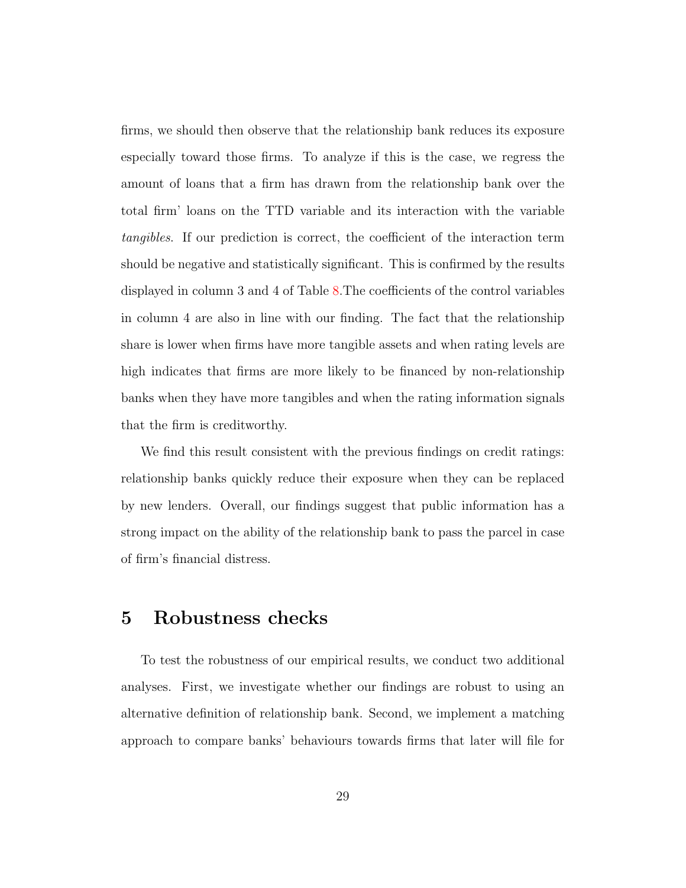firms, we should then observe that the relationship bank reduces its exposure especially toward those firms. To analyze if this is the case, we regress the amount of loans that a firm has drawn from the relationship bank over the total firm' loans on the TTD variable and its interaction with the variable *tangibles*. If our prediction is correct, the coefficient of the interaction term should be negative and statistically significant. This is confirmed by the results displayed in column 3 and 4 of Table 8.The coefficients of the control variables in column 4 are also in line with our finding. The fact that the relationship share is lower when firms have more tangible assets and when rating levels are high indicates that firms are more likely to be financed by non-relationship banks when they have more tangibles and when the rating information signals that the firm is creditworthy.

We find this result consistent with the previous findings on credit ratings: relationship banks quickly reduce their exposure when they can be replaced by new lenders. Overall, our findings suggest that public information has a strong impact on the ability of the relationship bank to pass the parcel in case of firm's financial distress.

# 5 Robustness checks

To test the robustness of our empirical results, we conduct two additional analyses. First, we investigate whether our findings are robust to using an alternative definition of relationship bank. Second, we implement a matching approach to compare banks' behaviours towards firms that later will file for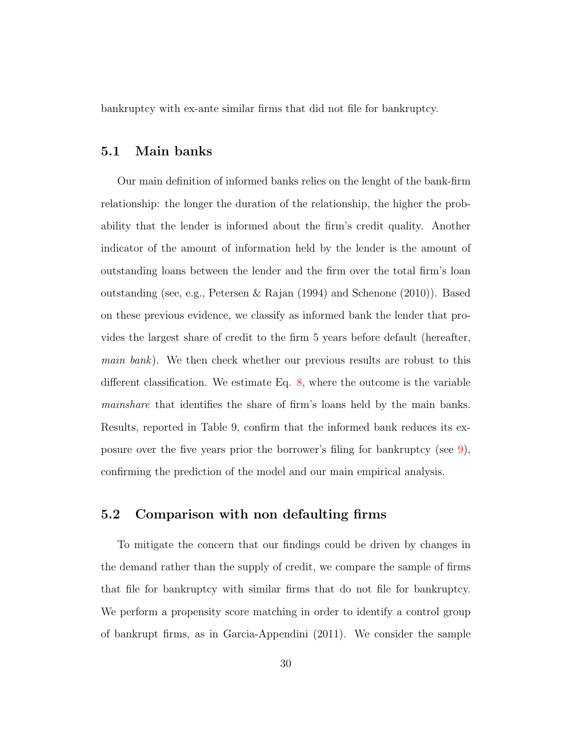bankruptcy with ex-ante similar firms that did not file for bankruptcy.

## 5.1 Main banks

Our main definition of informed banks relies on the lenght of the bank-firm relationship: the longer the duration of the relationship, the higher the probability that the lender is informed about the firm's credit quality. Another indicator of the amount of information held by the lender is the amount of outstanding loans between the lender and the firm over the total firm's loan outstanding (see, e.g., Petersen & Rajan (1994) and Schenone (2010)). Based on these previous evidence, we classify as informed bank the lender that provides the largest share of credit to the firm 5 years before default (hereafter, *main bank*). We then check whether our previous results are robust to this different classification. We estimate Eq. 8, where the outcome is the variable *mainshare* that identifies the share of firm's loans held by the main banks. Results, reported in Table 9, confirm that the informed bank reduces its exposure over the five years prior the borrower's filing for bankruptcy (see 9), confirming the prediction of the model and our main empirical analysis.

## 5.2 Comparison with non defaulting firms

To mitigate the concern that our findings could be driven by changes in the demand rather than the supply of credit, we compare the sample of firms that file for bankruptcy with similar firms that do not file for bankruptcy. We perform a propensity score matching in order to identify a control group of bankrupt firms, as in Garcia-Appendini (2011). We consider the sample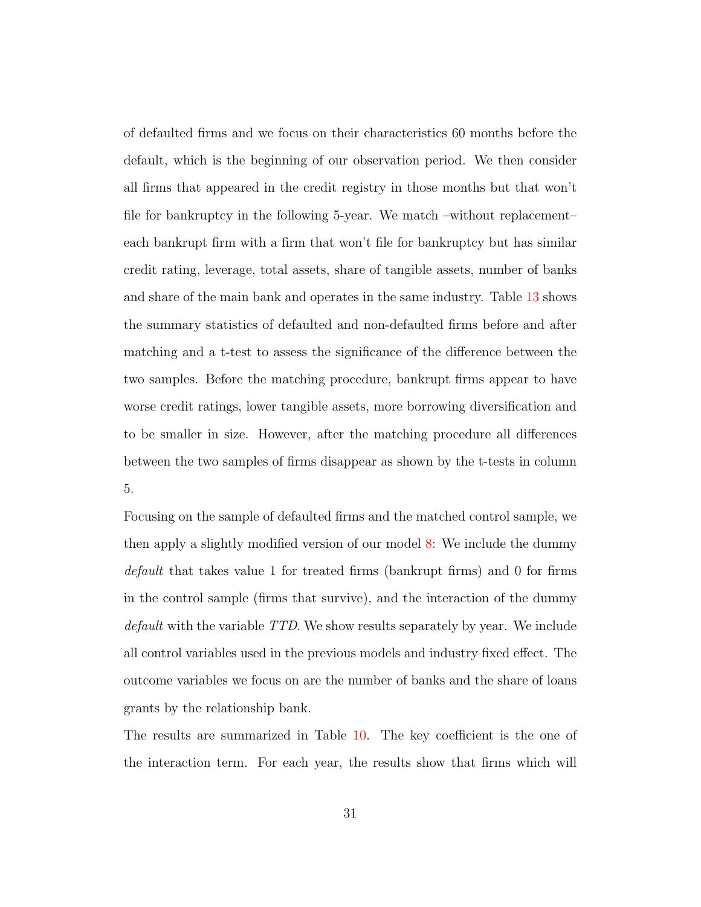of defaulted firms and we focus on their characteristics 60 months before the default, which is the beginning of our observation period. We then consider all firms that appeared in the credit registry in those months but that won't file for bankruptcy in the following 5-year. We match –without replacement– each bankrupt firm with a firm that won't file for bankruptcy but has similar credit rating, leverage, total assets, share of tangible assets, number of banks and share of the main bank and operates in the same industry. Table 13 shows the summary statistics of defaulted and non-defaulted firms before and after matching and a t-test to assess the significance of the difference between the two samples. Before the matching procedure, bankrupt firms appear to have worse credit ratings, lower tangible assets, more borrowing diversification and to be smaller in size. However, after the matching procedure all differences between the two samples of firms disappear as shown by the t-tests in column 5.

Focusing on the sample of defaulted firms and the matched control sample, we then apply a slightly modified version of our model 8: We include the dummy *default* that takes value 1 for treated firms (bankrupt firms) and 0 for firms in the control sample (firms that survive), and the interaction of the dummy *default* with the variable *TTD*. We show results separately by year. We include all control variables used in the previous models and industry fixed effect. The outcome variables we focus on are the number of banks and the share of loans grants by the relationship bank.

The results are summarized in Table 10. The key coefficient is the one of the interaction term. For each year, the results show that firms which will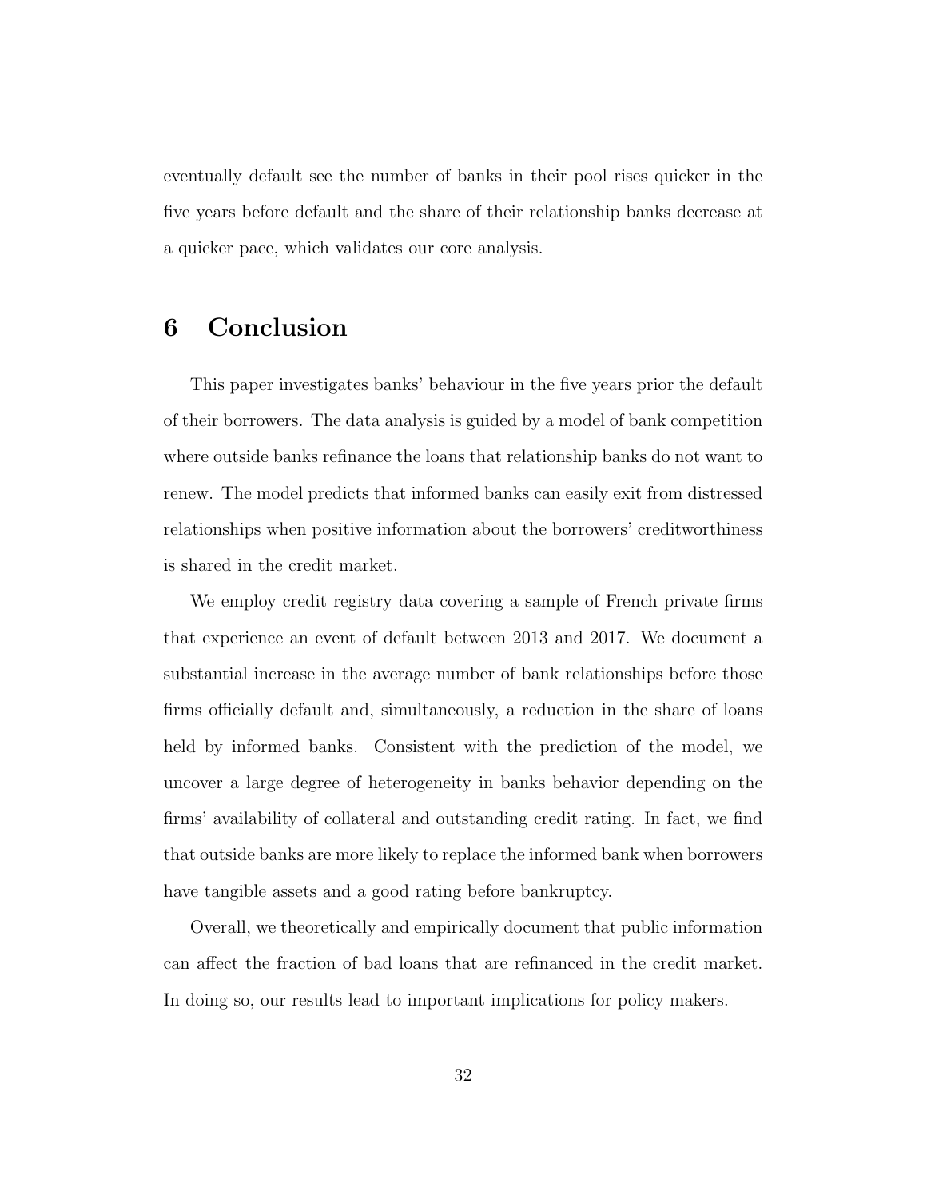eventually default see the number of banks in their pool rises quicker in the five years before default and the share of their relationship banks decrease at a quicker pace, which validates our core analysis.

# 6 Conclusion

This paper investigates banks' behaviour in the five years prior the default of their borrowers. The data analysis is guided by a model of bank competition where outside banks refinance the loans that relationship banks do not want to renew. The model predicts that informed banks can easily exit from distressed relationships when positive information about the borrowers' creditworthiness is shared in the credit market.

We employ credit registry data covering a sample of French private firms that experience an event of default between 2013 and 2017. We document a substantial increase in the average number of bank relationships before those firms officially default and, simultaneously, a reduction in the share of loans held by informed banks. Consistent with the prediction of the model, we uncover a large degree of heterogeneity in banks behavior depending on the firms' availability of collateral and outstanding credit rating. In fact, we find that outside banks are more likely to replace the informed bank when borrowers have tangible assets and a good rating before bankruptcy.

Overall, we theoretically and empirically document that public information can affect the fraction of bad loans that are refinanced in the credit market. In doing so, our results lead to important implications for policy makers.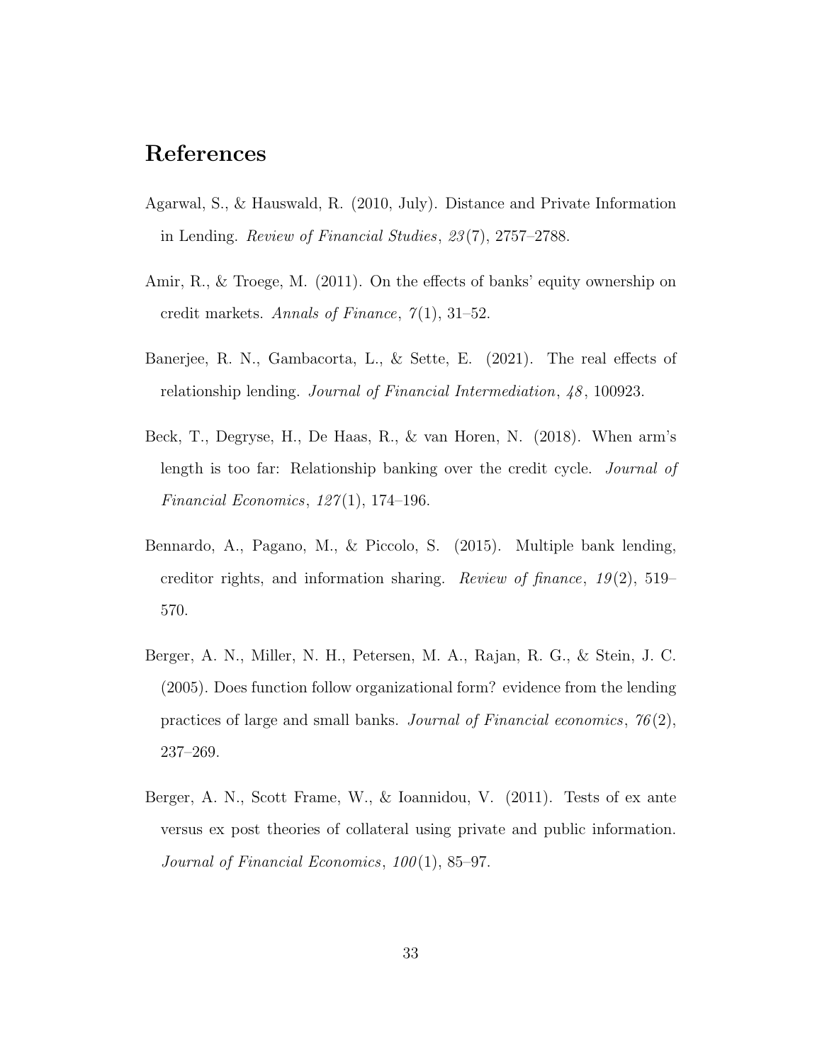# References

Agarwal, S., & Hauswald, R. (2010, July). Distance and Private Information in Lending. *Review of Financial Studies*, *23*(7), 2757–2788.

Amir, R., & Troege, M. (2011). On the effects of banks' equity ownership on credit markets. *Annals of Finance*, *7*(1), 31–52.

Banerjee, R. N., Gambacorta, L., & Sette, E. (2021). The real effects of relationship lending. *Journal of Financial Intermediation*, *48*, 100923.

Beck, T., Degryse, H., De Haas, R., & van Horen, N. (2018). When arm's length is too far: Relationship banking over the credit cycle. *Journal of Financial Economics*, *127*(1), 174–196.

Bennardo, A., Pagano, M., & Piccolo, S. (2015). Multiple bank lending, creditor rights, and information sharing. *Review of finance*, *19*(2), 519–570.

Berger, A. N., Miller, N. H., Petersen, M. A., Rajan, R. G., & Stein, J. C. (2005). Does function follow organizational form? evidence from the lending practices of large and small banks. *Journal of Financial economics*, *76*(2), 237–269.

Berger, A. N., Scott Frame, W., & Ioannidou, V. (2011). Tests of ex ante versus ex post theories of collateral using private and public information. *Journal of Financial Economics*, *100*(1), 85–97.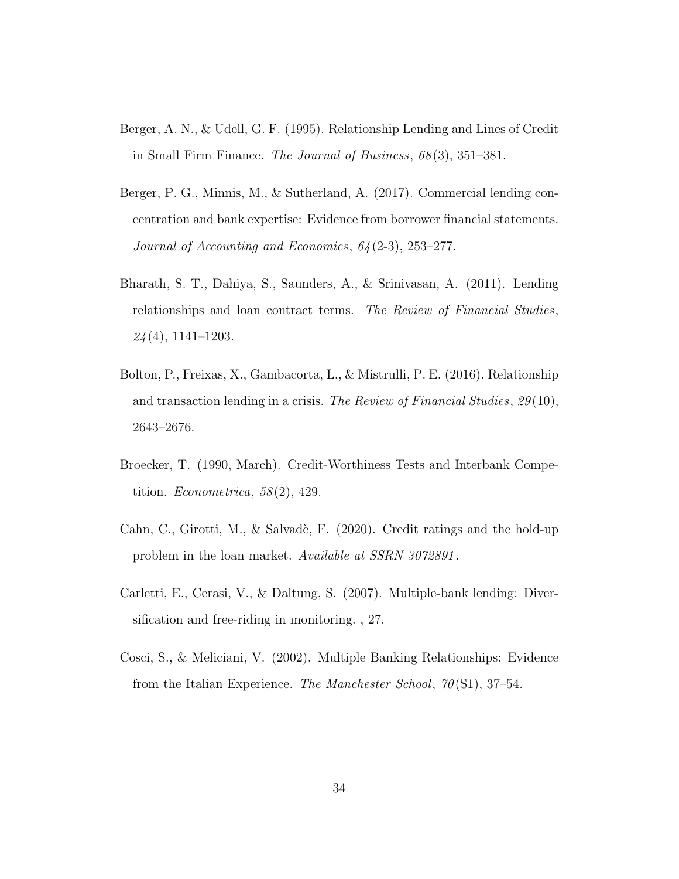Berger, A. N., & Udell, G. F. (1995). Relationship Lending and Lines of Credit in Small Firm Finance. *The Journal of Business*, *68*(3), 351–381.

Berger, P. G., Minnis, M., & Sutherland, A. (2017). Commercial lending concentration and bank expertise: Evidence from borrower financial statements. *Journal of Accounting and Economics*, *64*(2-3), 253–277.

Bharath, S. T., Dahiya, S., Saunders, A., & Srinivasan, A. (2011). Lending relationships and loan contract terms. *The Review of Financial Studies*, *24*(4), 1141–1203.

Bolton, P., Freixas, X., Gambacorta, L., & Mistrulli, P. E. (2016). Relationship and transaction lending in a crisis. *The Review of Financial Studies*, *29*(10), 2643–2676.

Broecker, T. (1990, March). Credit-Worthiness Tests and Interbank Competition. *Econometrica*, *58*(2), 429.

Cahn, C., Girotti, M., & Salvadè, F. (2020). Credit ratings and the hold-up problem in the loan market. *Available at SSRN 3072891*.

Carletti, E., Cerasi, V., & Daltung, S. (2007). Multiple-bank lending: Diversification and free-riding in monitoring. , 27.

Cosci, S., & Meliciani, V. (2002). Multiple Banking Relationships: Evidence from the Italian Experience. *The Manchester School*, *70*(S1), 37–54.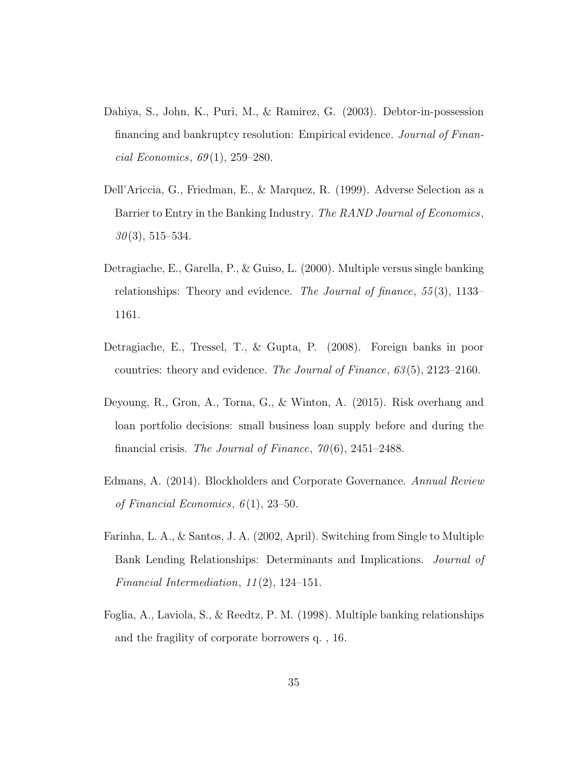Dahiya, S., John, K., Puri, M., & Ramirez, G. (2003). Debtor-in-possession financing and bankruptcy resolution: Empirical evidence. *Journal of Financial Economics*, *69*(1), 259–280.

Dell'Ariccia, G., Friedman, E., & Marquez, R. (1999). Adverse Selection as a Barrier to Entry in the Banking Industry. *The RAND Journal of Economics*, *30*(3), 515–534.

Detragiache, E., Garella, P., & Guiso, L. (2000). Multiple versus single banking relationships: Theory and evidence. *The Journal of finance*, *55*(3), 1133–1161.

Detragiache, E., Tressel, T., & Gupta, P. (2008). Foreign banks in poor countries: theory and evidence. *The Journal of Finance*, *63*(5), 2123–2160.

Deyoung, R., Gron, A., Torna, G., & Winton, A. (2015). Risk overhang and loan portfolio decisions: small business loan supply before and during the financial crisis. *The Journal of Finance*, *70*(6), 2451–2488.

Edmans, A. (2014). Blockholders and Corporate Governance. *Annual Review of Financial Economics*, *6*(1), 23–50.

Farinha, L. A., & Santos, J. A. (2002, April). Switching from Single to Multiple Bank Lending Relationships: Determinants and Implications. *Journal of Financial Intermediation*, *11*(2), 124–151.

Foglia, A., Laviola, S., & Reedtz, P. M. (1998). Multiple banking relationships and the fragility of corporate borrowers q. , 16.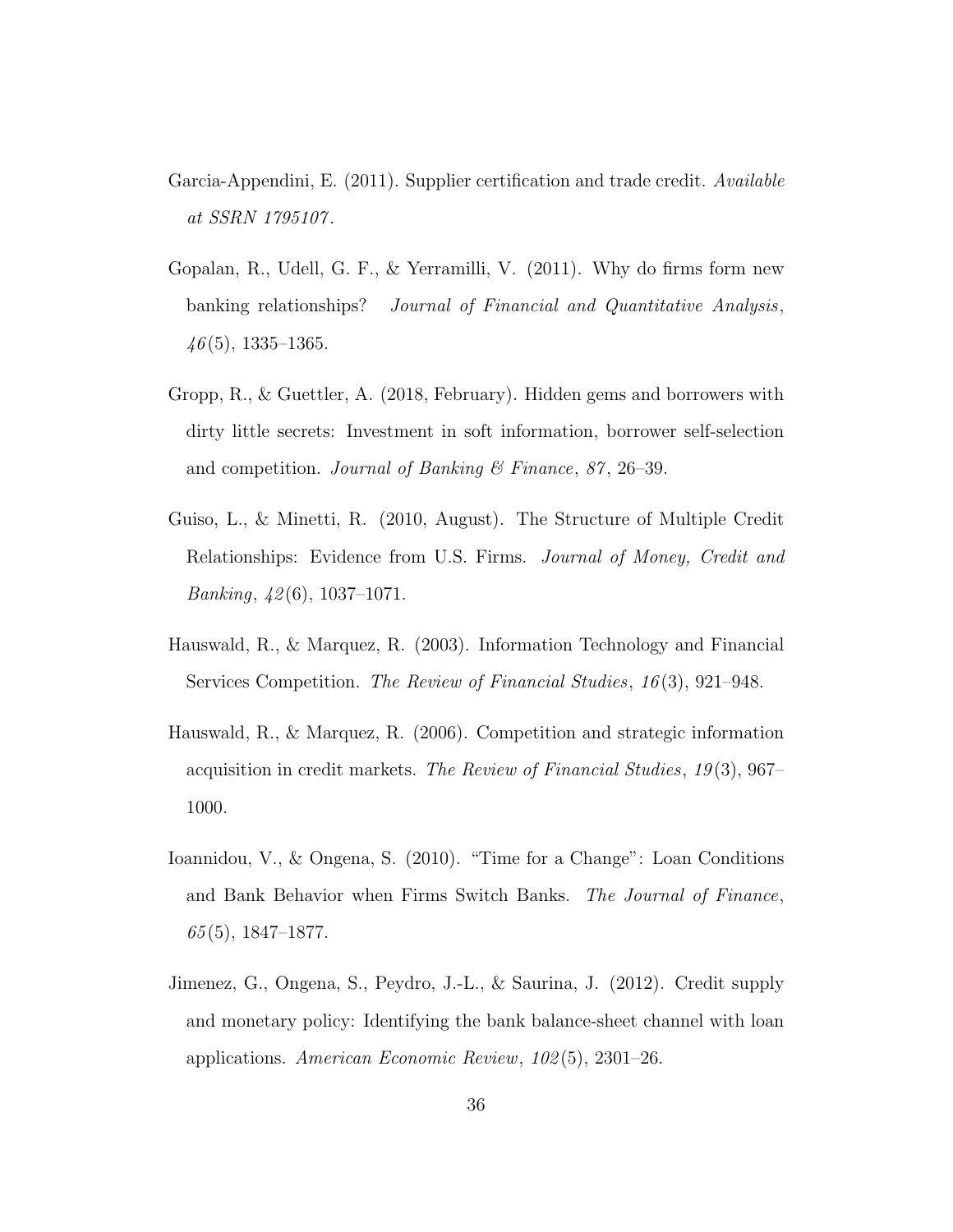Garcia-Appendini, E. (2011). Supplier certification and trade credit. *Available at SSRN 1795107*.

Gopalan, R., Udell, G. F., & Yerramilli, V. (2011). Why do firms form new banking relationships? *Journal of Financial and Quantitative Analysis*, *46*(5), 1335–1365.

Gropp, R., & Guettler, A. (2018, February). Hidden gems and borrowers with dirty little secrets: Investment in soft information, borrower self-selection and competition. *Journal of Banking & Finance*, *87*, 26–39.

Guiso, L., & Minetti, R. (2010, August). The Structure of Multiple Credit Relationships: Evidence from U.S. Firms. *Journal of Money, Credit and Banking*, *42*(6), 1037–1071.

Hauswald, R., & Marquez, R. (2003). Information Technology and Financial Services Competition. *The Review of Financial Studies*, *16*(3), 921–948.

Hauswald, R., & Marquez, R. (2006). Competition and strategic information acquisition in credit markets. *The Review of Financial Studies*, *19*(3), 967–1000.

Ioannidou, V., & Ongena, S. (2010). "Time for a Change": Loan Conditions and Bank Behavior when Firms Switch Banks. *The Journal of Finance*, *65*(5), 1847–1877.

Jimenez, G., Ongena, S., Peydro, J.-L., & Saurina, J. (2012). Credit supply and monetary policy: Identifying the bank balance-sheet channel with loan applications. *American Economic Review*, *102*(5), 2301–26.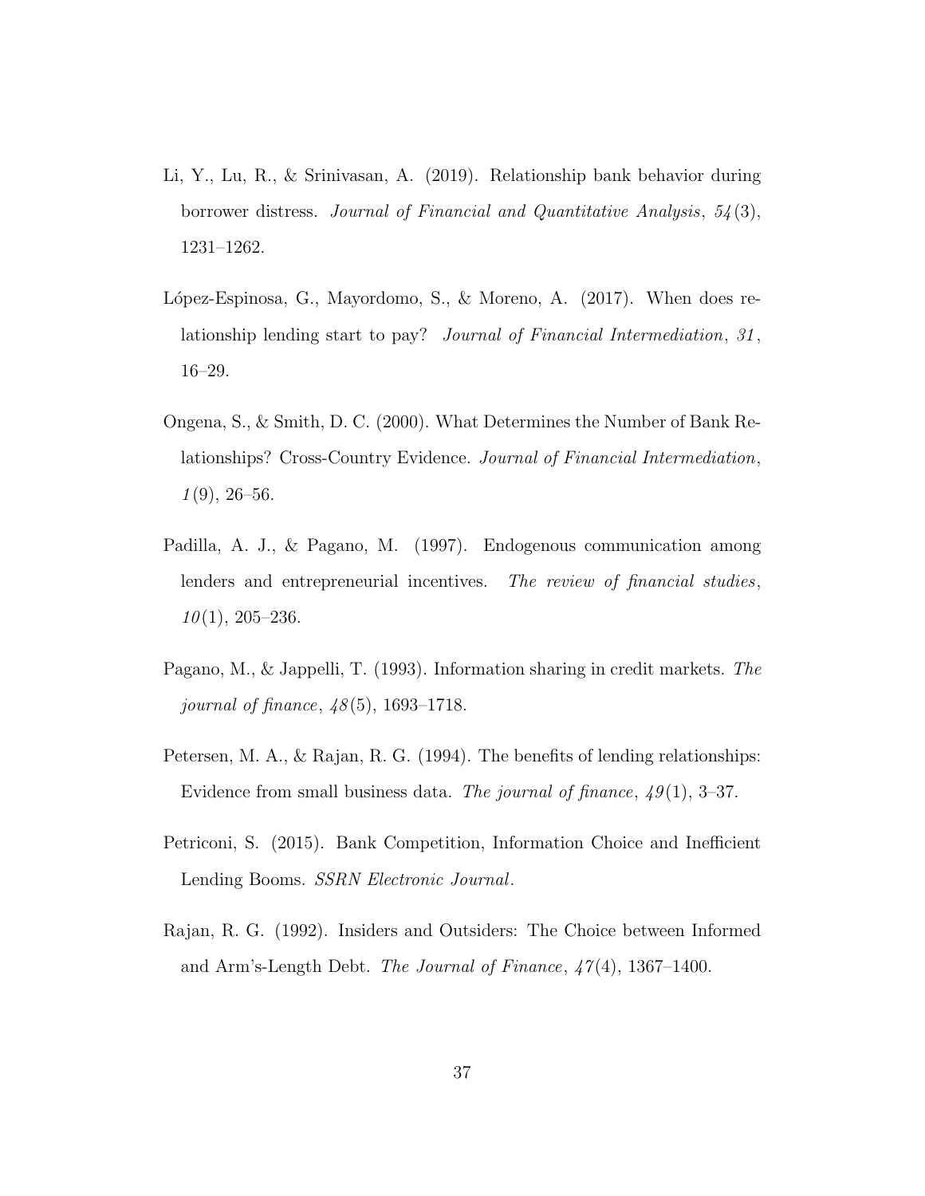Li, Y., Lu, R., & Srinivasan, A. (2019). Relationship bank behavior during borrower distress. *Journal of Financial and Quantitative Analysis*, *54*(3), 1231–1262.

López-Espinosa, G., Mayordomo, S., & Moreno, A. (2017). When does relationship lending start to pay? *Journal of Financial Intermediation*, *31*, 16–29.

Ongena, S., & Smith, D. C. (2000). What Determines the Number of Bank Relationships? Cross-Country Evidence. *Journal of Financial Intermediation*, *1*(9), 26–56.

Padilla, A. J., & Pagano, M. (1997). Endogenous communication among lenders and entrepreneurial incentives. *The review of financial studies*, *10*(1), 205–236.

Pagano, M., & Jappelli, T. (1993). Information sharing in credit markets. *The journal of finance*, *48*(5), 1693–1718.

Petersen, M. A., & Rajan, R. G. (1994). The benefits of lending relationships: Evidence from small business data. *The journal of finance*, *49*(1), 3–37.

Petriconi, S. (2015). Bank Competition, Information Choice and Inefficient Lending Booms. *SSRN Electronic Journal*.

Rajan, R. G. (1992). Insiders and Outsiders: The Choice between Informed and Arm's-Length Debt. *The Journal of Finance*, *47*(4), 1367–1400.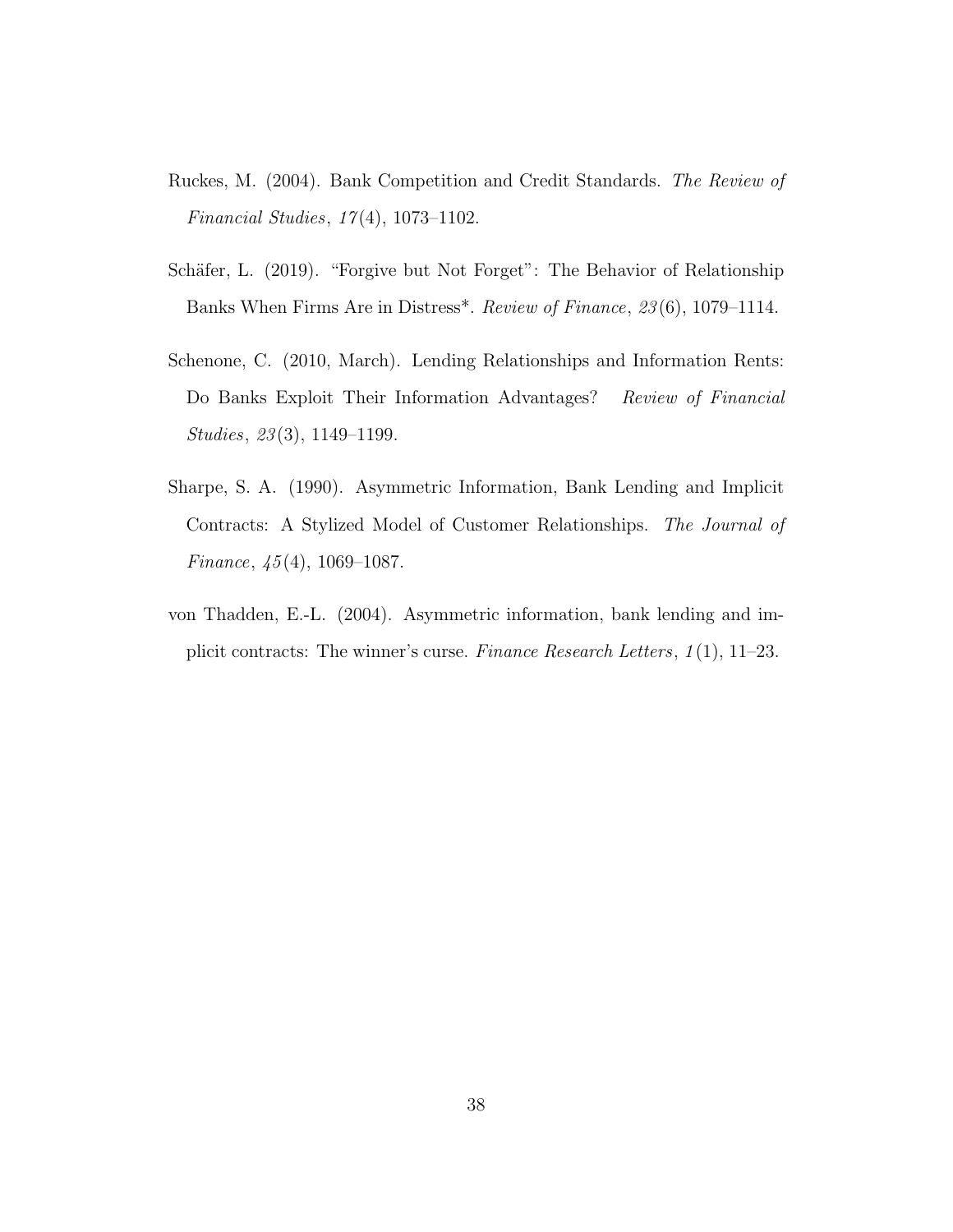Ruckes, M. (2004). Bank Competition and Credit Standards. *The Review of Financial Studies*, *17*(4), 1073–1102.

Schäfer, L. (2019). "Forgive but Not Forget": The Behavior of Relationship Banks When Firms Are in Distress*. *Review of Finance*, *23*(6), 1079–1114.

Schenone, C. (2010, March). Lending Relationships and Information Rents: Do Banks Exploit Their Information Advantages? *Review of Financial Studies*, *23*(3), 1149–1199.

Sharpe, S. A. (1990). Asymmetric Information, Bank Lending and Implicit Contracts: A Stylized Model of Customer Relationships. *The Journal of Finance*, *45*(4), 1069–1087.

von Thadden, E.-L. (2004). Asymmetric information, bank lending and implicit contracts: The winner's curse. *Finance Research Letters*, *1*(1), 11–23.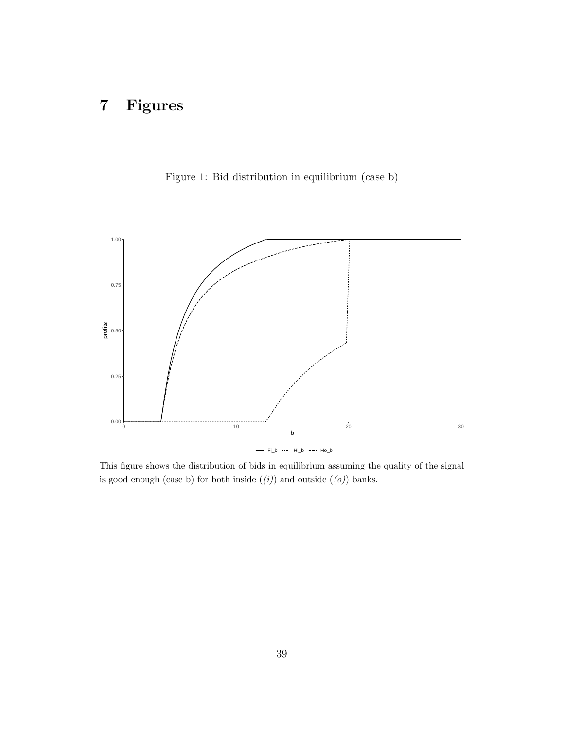# 7 Figures

Figure 1: Bid distribution in equilibrium (case b)

This figure shows the distribution of bids in equilibrium assuming the quality of the signal is good enough (case b) for both inside (*(i)*) and outside (*(o)*) banks.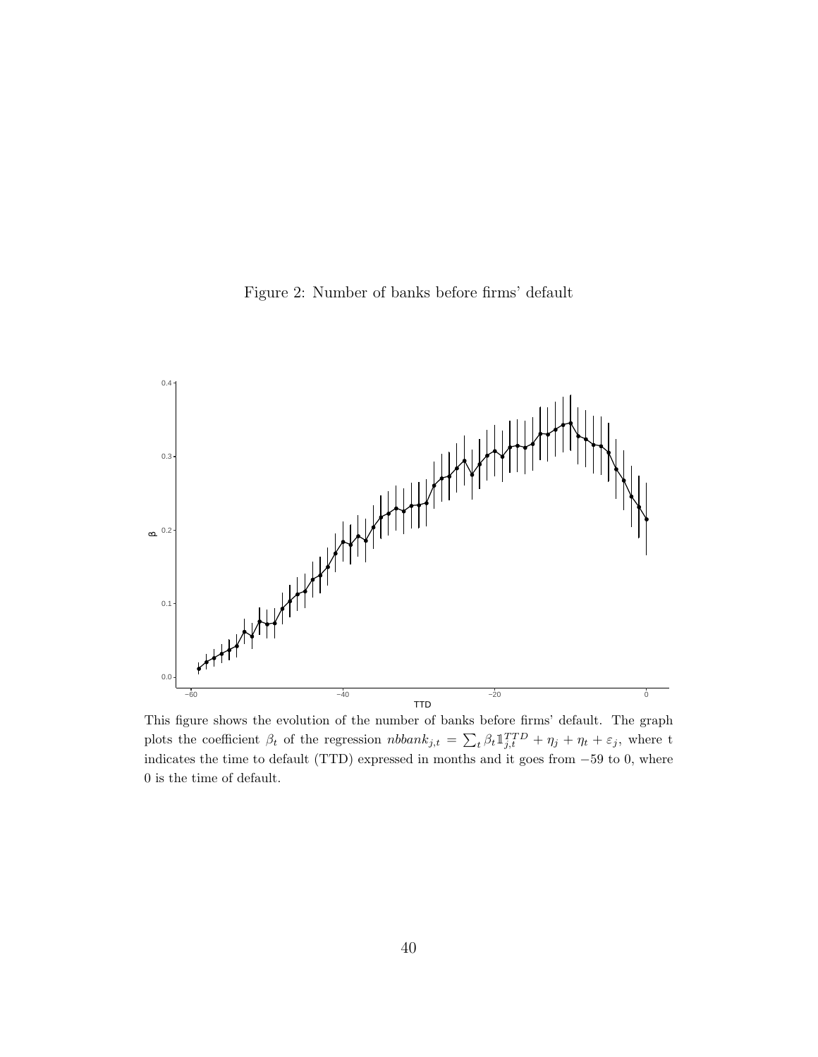Figure 2: Number of banks before firms' default

This figure shows the evolution of the number of banks before firms' default. The graph plots the coefficient $\beta_t$ of the regression $nbbank_{j,t} = \sum_t \beta_t \mathbb{1}^{TTD}_{j,t} + \eta_j + \eta_t + \varepsilon_j$, where t indicates the time to default (TTD) expressed in months and it goes from $-59$ to 0, where 0 is the time of default.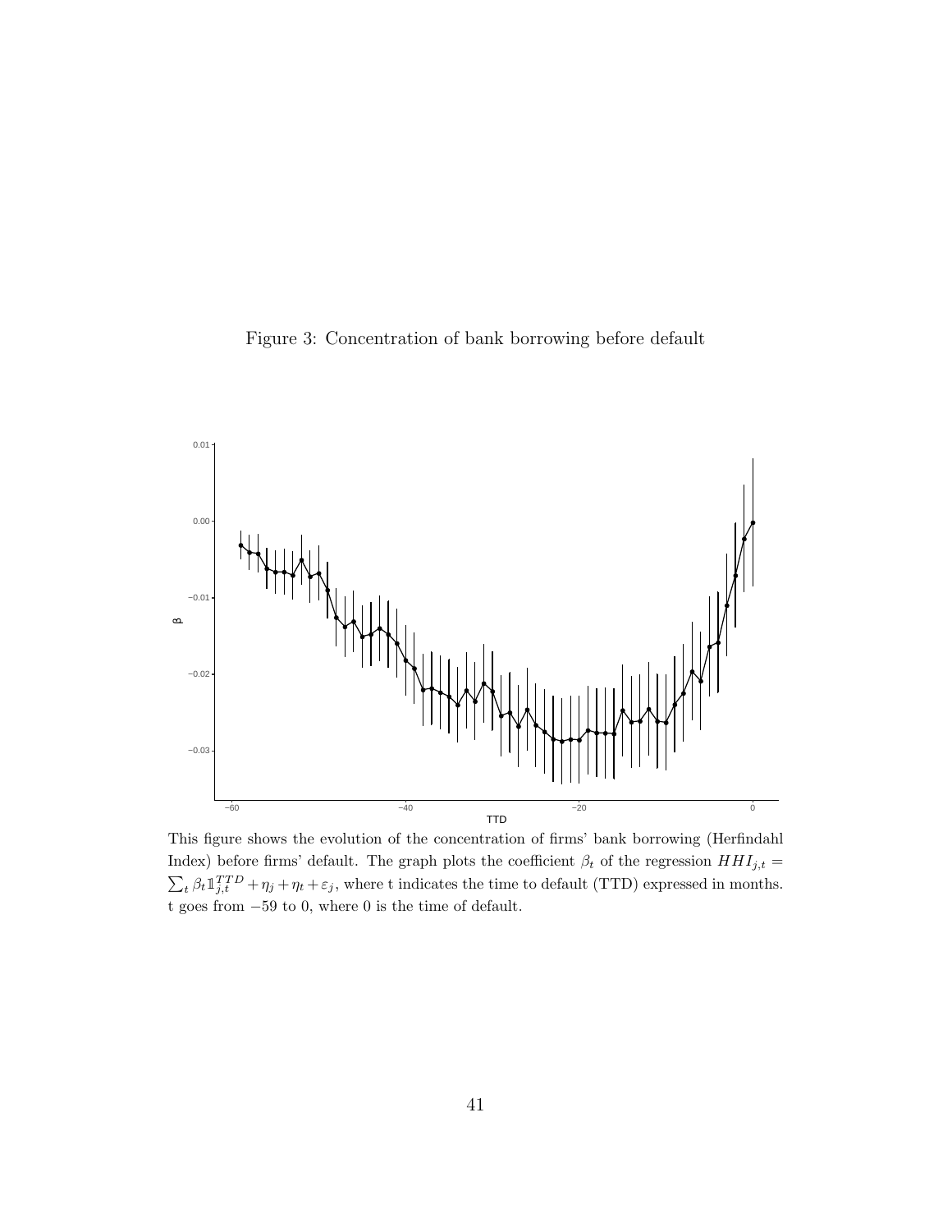Figure 3: Concentration of bank borrowing before default

This figure shows the evolution of the concentration of firms' bank borrowing (Herfindahl Index) before firms' default. The graph plots the coefficient $\beta_t$ of the regression $HHI_{j,t} = \sum_t \beta_t \mathbb{1}_{j,t}^{TTD} + \eta_j + \eta_t + \varepsilon_j$, where t indicates the time to default (TTD) expressed in months. t goes from $-59$ to 0, where 0 is the time of default.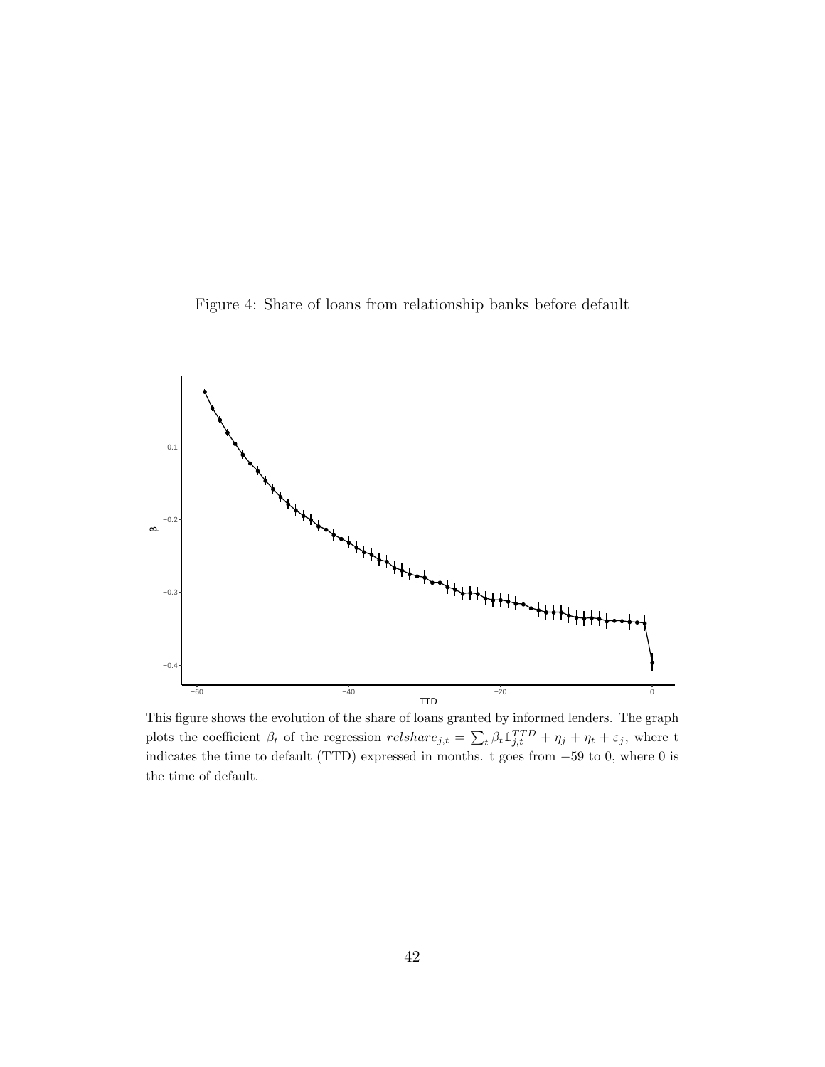Figure 4: Share of loans from relationship banks before default

This figure shows the evolution of the share of loans granted by informed lenders. The graph plots the coefficient $\beta_t$ of the regression $relshare_{j,t} = \sum_t \beta_t \mathbb{1}_{j,t}^{TTD} + \eta_j + \eta_t + \varepsilon_j$, where t indicates the time to default (TTD) expressed in months. t goes from $-59$ to 0, where 0 is the time of default.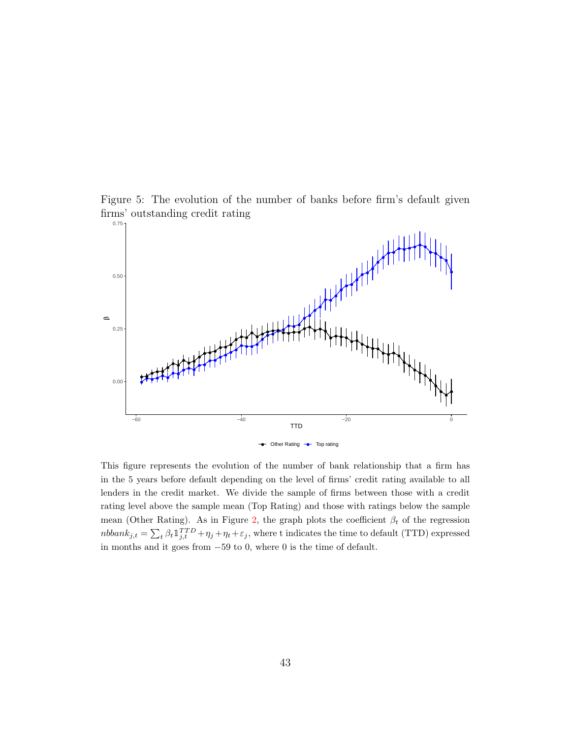Figure 5: The evolution of the number of banks before firm's default given firms' outstanding credit rating

This figure represents the evolution of the number of bank relationship that a firm has in the 5 years before default depending on the level of firms' credit rating available to all lenders in the credit market. We divide the sample of firms between those with a credit rating level above the sample mean (Top Rating) and those with ratings below the sample mean (Other Rating). As in Figure 2, the graph plots the coefficient $\beta_t$ of the regression $nbbank_{j,t} = \sum_t \beta_t \mathbb{1}_{j,t}^{TTD} + \eta_j + \eta_t + \varepsilon_j$, where t indicates the time to default (TTD) expressed in months and it goes from $-59$ to 0, where 0 is the time of default.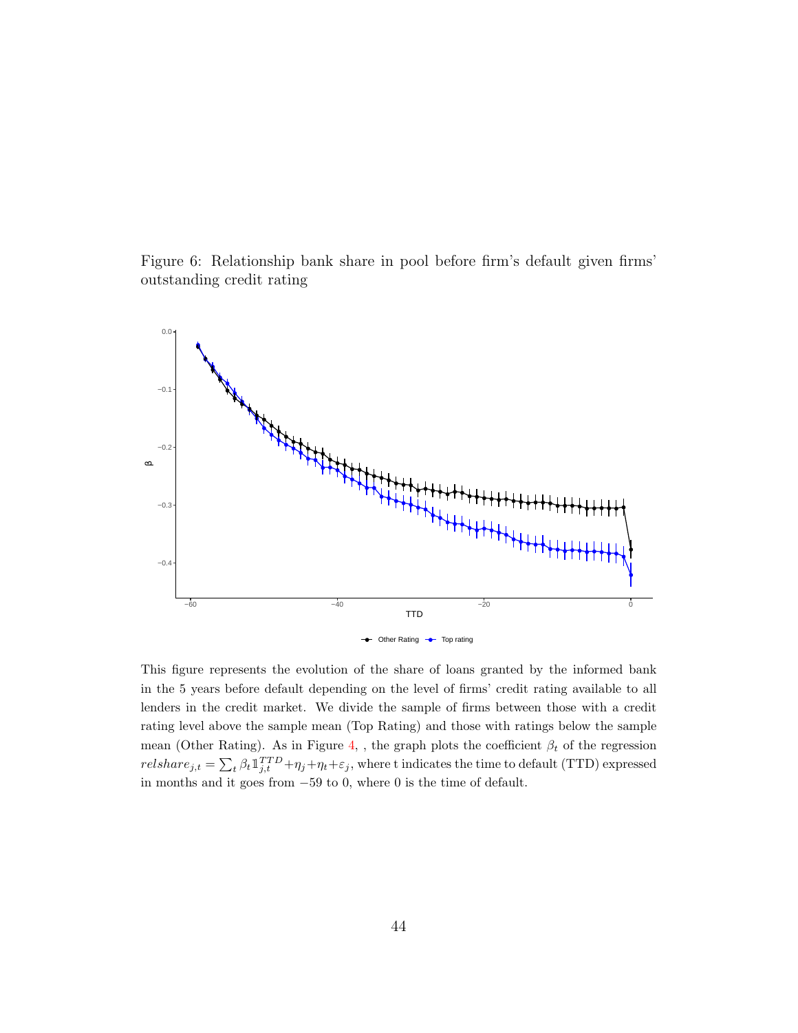Figure 6: Relationship bank share in pool before firm's default given firms' outstanding credit rating

This figure represents the evolution of the share of loans granted by the informed bank in the 5 years before default depending on the level of firms' credit rating available to all lenders in the credit market. We divide the sample of firms between those with a credit rating level above the sample mean (Top Rating) and those with ratings below the sample mean (Other Rating). As in Figure 4, , the graph plots the coefficient $\beta_t$ of the regression $relshare_{j,t} = \sum_t \beta_t \mathbb{1}_{j,t}^{TTD} + \eta_j + \eta_t + \varepsilon_j$, where t indicates the time to default (TTD) expressed in months and it goes from $-59$ to 0, where 0 is the time of default.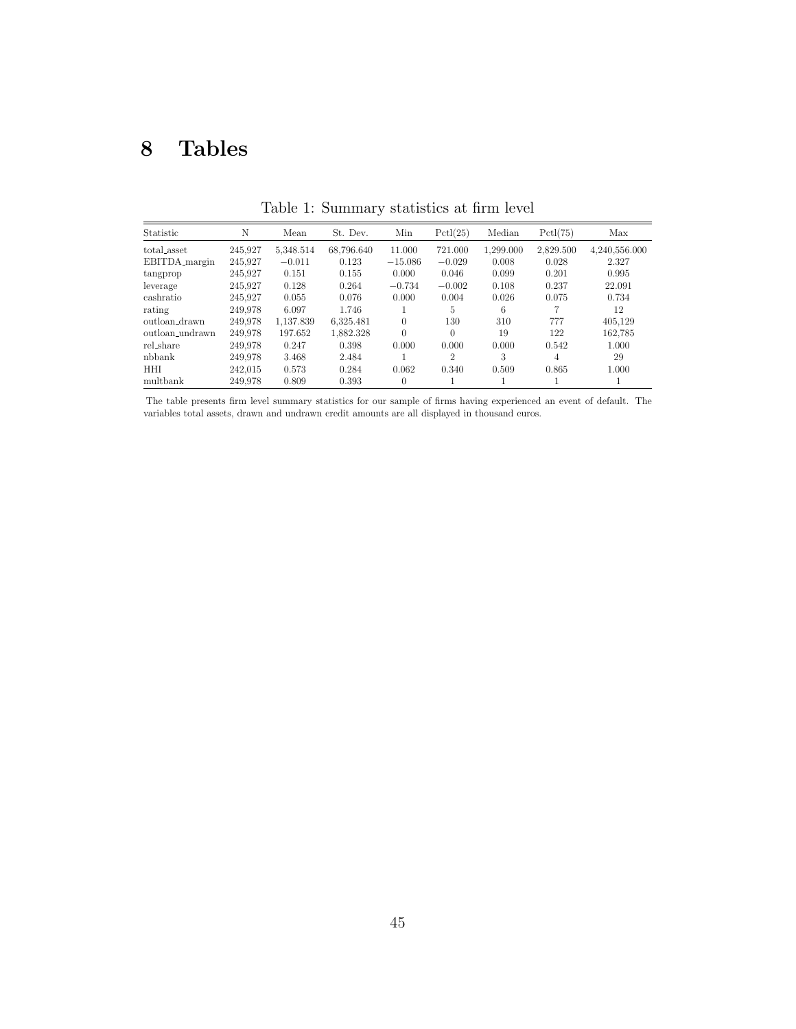# 8 Tables

Table 1: Summary statistics at firm level

| Statistic | N | Mean | St. Dev. | Min | Pctl(25) | Median | Pctl(75) | Max |
|---|---|---|---|---|---|---|---|---|
| total_asset | 245,927 | 5,348.514 | 68,796.640 | 11.000 | 721.000 | 1,299.000 | 2,829.500 | 4,240,556.000 |
| EBITDA_margin | 245,927 | −0.011 | 0.123 | −15.086 | −0.029 | 0.008 | 0.028 | 2.327 |
| tangprop | 245,927 | 0.151 | 0.155 | 0.000 | 0.046 | 0.099 | 0.201 | 0.995 |
| leverage | 245,927 | 0.128 | 0.264 | −0.734 | −0.002 | 0.108 | 0.237 | 22.091 |
| cashratio | 245,927 | 0.055 | 0.076 | 0.000 | 0.004 | 0.026 | 0.075 | 0.734 |
| rating | 249,978 | 6.097 | 1.746 | 1 | 5 | 6 | 7 | 12 |
| outloan_drawn | 249,978 | 1,137.839 | 6,325.481 | 0 | 130 | 310 | 777 | 405,129 |
| outloan_undrawn | 249,978 | 197.652 | 1,882.328 | 0 | 0 | 19 | 122 | 162,785 |
| rel_share | 249,978 | 0.247 | 0.398 | 0.000 | 0.000 | 0.000 | 0.542 | 1.000 |
| nbbank | 249,978 | 3.468 | 2.484 | 1 | 2 | 3 | 4 | 29 |
| HHI | 242,015 | 0.573 | 0.284 | 0.062 | 0.340 | 0.509 | 0.865 | 1.000 |
| multbank | 249,978 | 0.809 | 0.393 | 0 | 1 | 1 | 1 | 1 |

The table presents firm level summary statistics for our sample of firms having experienced an event of default. The variables total assets, drawn and undrawn credit amounts are all displayed in thousand euros.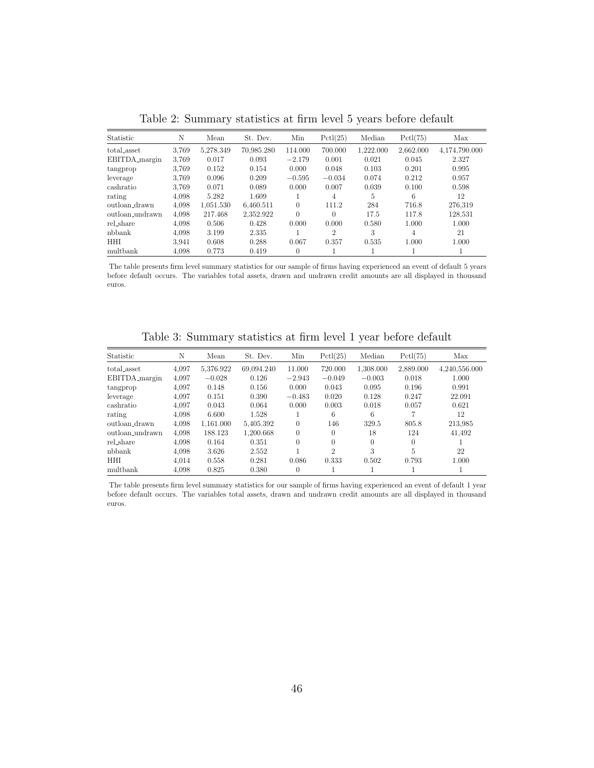Table 2: Summary statistics at firm level 5 years before default

| Statistic | N | Mean | St. Dev. | Min | Pctl(25) | Median | Pctl(75) | Max |
|---|---|---|---|---|---|---|---|---|
| total_asset | 3,769 | 5,278.349 | 70,985.280 | 114.000 | 700.000 | 1,222.000 | 2,662.000 | 4,174,790.000 |
| EBITDA_margin | 3,769 | 0.017 | 0.093 | −2.179 | 0.001 | 0.021 | 0.045 | 2.327 |
| tangprop | 3,769 | 0.152 | 0.154 | 0.000 | 0.048 | 0.103 | 0.201 | 0.995 |
| leverage | 3,769 | 0.096 | 0.209 | −0.595 | −0.034 | 0.074 | 0.212 | 0.957 |
| cashratio | 3,769 | 0.071 | 0.089 | 0.000 | 0.007 | 0.039 | 0.100 | 0.598 |
| rating | 4,098 | 5.282 | 1.609 | 1 | 4 | 5 | 6 | 12 |
| outloan_drawn | 4,098 | 1,051.530 | 6,460.511 | 0 | 111.2 | 284 | 716.8 | 276,319 |
| outloan_undrawn | 4,098 | 217.468 | 2,352.922 | 0 | 0 | 17.5 | 117.8 | 128,531 |
| rel_share | 4,098 | 0.506 | 0.428 | 0.000 | 0.000 | 0.580 | 1.000 | 1.000 |
| nbbank | 4,098 | 3.199 | 2.335 | 1 | 2 | 3 | 4 | 21 |
| HHI | 3,941 | 0.608 | 0.288 | 0.067 | 0.357 | 0.535 | 1.000 | 1.000 |
| multbank | 4,098 | 0.773 | 0.419 | 0 | 1 | 1 | 1 | 1 |

The table presents firm level summary statistics for our sample of firms having experienced an event of default 5 years before default occurs. The variables total assets, drawn and undrawn credit amounts are all displayed in thousand euros.

Table 3: Summary statistics at firm level 1 year before default

| Statistic | N | Mean | St. Dev. | Min | Pctl(25) | Median | Pctl(75) | Max |
|---|---|---|---|---|---|---|---|---|
| total_asset | 4,097 | 5,376.922 | 69,094.240 | 11.000 | 720.000 | 1,308.000 | 2,889.000 | 4,240,556.000 |
| EBITDA_margin | 4,097 | −0.028 | 0.126 | −2.943 | −0.049 | −0.003 | 0.018 | 1.000 |
| tangprop | 4,097 | 0.148 | 0.156 | 0.000 | 0.043 | 0.095 | 0.196 | 0.991 |
| leverage | 4,097 | 0.151 | 0.390 | −0.483 | 0.020 | 0.128 | 0.247 | 22.091 |
| cashratio | 4,097 | 0.043 | 0.064 | 0.000 | 0.003 | 0.018 | 0.057 | 0.621 |
| rating | 4,098 | 6.600 | 1.528 | 1 | 6 | 6 | 7 | 12 |
| outloan_drawn | 4,098 | 1,161.000 | 5,405.392 | 0 | 146 | 329.5 | 805.8 | 213,985 |
| outloan_undrawn | 4,098 | 188.123 | 1,200.668 | 0 | 0 | 18 | 124 | 41,492 |
| rel_share | 4,098 | 0.164 | 0.351 | 0 | 0 | 0 | 0 | 1 |
| nbbank | 4,098 | 3.626 | 2.552 | 1 | 2 | 3 | 5 | 22 |
| HHI | 4,014 | 0.558 | 0.281 | 0.086 | 0.333 | 0.502 | 0.793 | 1.000 |
| multbank | 4,098 | 0.825 | 0.380 | 0 | 1 | 1 | 1 | 1 |

The table presents firm level summary statistics for our sample of firms having experienced an event of default 1 year before default occurs. The variables total assets, drawn and undrawn credit amounts are all displayed in thousand euros.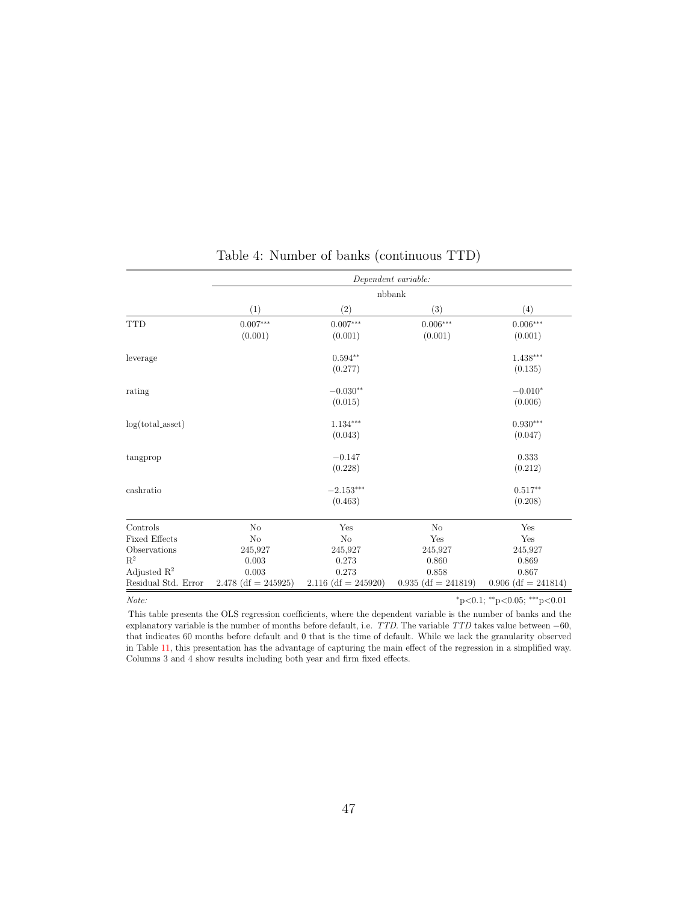Table 4: Number of banks (continuous TTD)

| | *Dependent variable:* | | | |
|---|---|---|---|---|
| | nbbank | | | |
| | (1) | (2) | (3) | (4) |
| TTD | 0.007*** | 0.007*** | 0.006*** | 0.006*** |
| | (0.001) | (0.001) | (0.001) | (0.001) |
| leverage | | 0.594** | | 1.438*** |
| | | (0.277) | | (0.135) |
| rating | | −0.030** | | −0.010* |
| | | (0.015) | | (0.006) |
| log(total_asset) | | 1.134*** | | 0.930*** |
| | | (0.043) | | (0.047) |
| tangprop | | −0.147 | | 0.333 |
| | | (0.228) | | (0.212) |
| cashratio | | −2.153*** | | 0.517** |
| | | (0.463) | | (0.208) |
| Controls | No | Yes | No | Yes |
| Fixed Effects | No | No | Yes | Yes |
| Observations | 245,927 | 245,927 | 245,927 | 245,927 |
| $R^2$ | 0.003 | 0.273 | 0.860 | 0.869 |
| Adjusted $R^2$ | 0.003 | 0.273 | 0.858 | 0.867 |
| Residual Std. Error | 2.478 (df = 245925) | 2.116 (df = 245920) | 0.935 (df = 241819) | 0.906 (df = 241814) |

*Note:* *p<0.1; **p<0.05; ***p<0.01

This table presents the OLS regression coefficients, where the dependent variable is the number of banks and the explanatory variable is the number of months before default, i.e. *TTD*. The variable *TTD* takes value between −60, that indicates 60 months before default and 0 that is the time of default. While we lack the granularity observed in Table 11, this presentation has the advantage of capturing the main effect of the regression in a simplified way. Columns 3 and 4 show results including both year and firm fixed effects.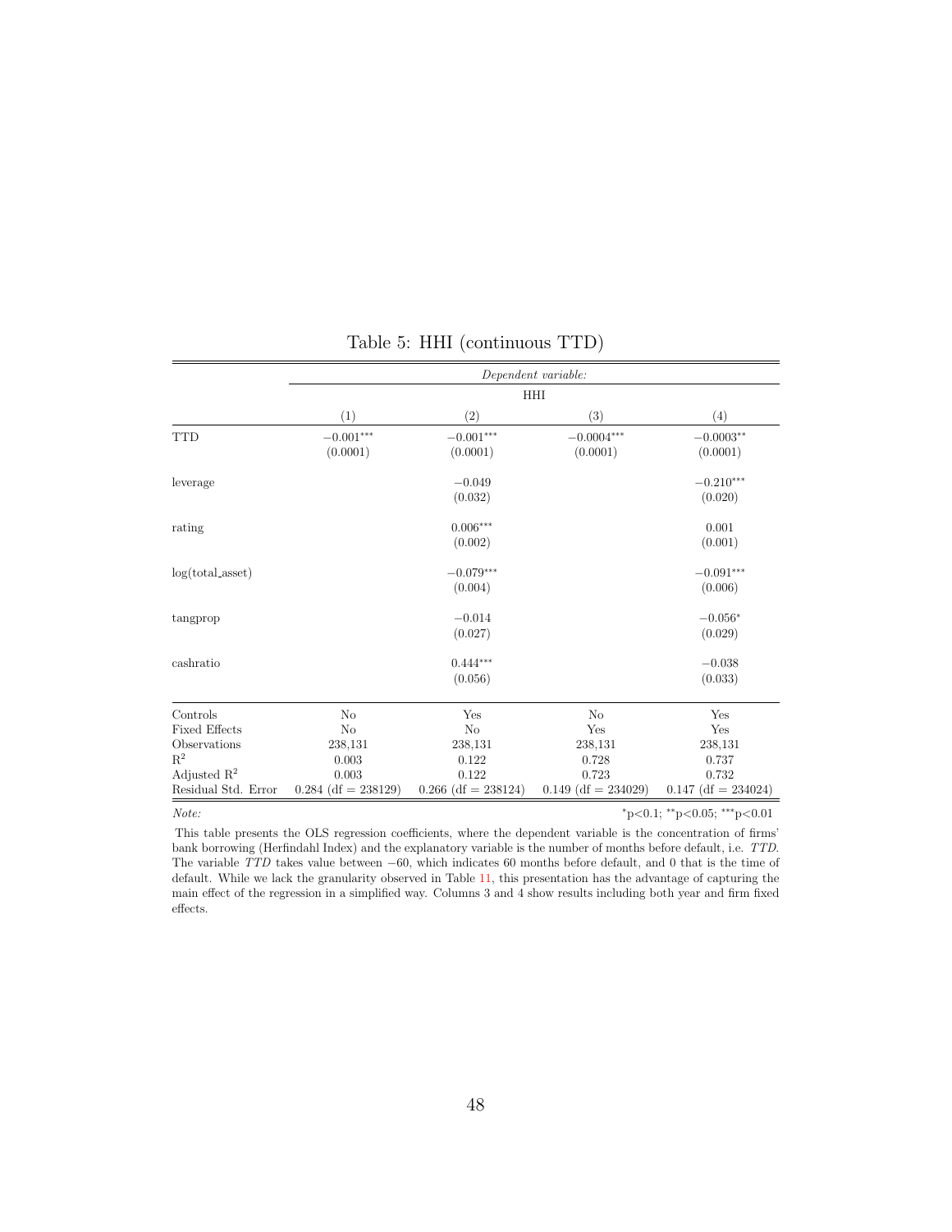Table 5: HHI (continuous TTD)

| | *Dependent variable:* | | | |
|---|---|---|---|---|
| | HHI | | | |
| | (1) | (2) | (3) | (4) |
| TTD | $-0.001^{***}$ | $-0.001^{***}$ | $-0.0004^{***}$ | $-0.0003^{**}$ |
| | (0.0001) | (0.0001) | (0.0001) | (0.0001) |
| leverage | | $-0.049$ | | $-0.210^{***}$ |
| | | (0.032) | | (0.020) |
| rating | | $0.006^{***}$ | | 0.001 |
| | | (0.002) | | (0.001) |
| log(total_asset) | | $-0.079^{***}$ | | $-0.091^{***}$ |
| | | (0.004) | | (0.006) |
| tangprop | | $-0.014$ | | $-0.056^{*}$ |
| | | (0.027) | | (0.029) |
| cashratio | | $0.444^{***}$ | | $-0.038$ |
| | | (0.056) | | (0.033) |
| Controls | No | Yes | No | Yes |
| Fixed Effects | No | No | Yes | Yes |
| Observations | 238,131 | 238,131 | 238,131 | 238,131 |
| $R^2$ | 0.003 | 0.122 | 0.728 | 0.737 |
| Adjusted $R^2$ | 0.003 | 0.122 | 0.723 | 0.732 |
| Residual Std. Error | 0.284 (df = 238129) | 0.266 (df = 238124) | 0.149 (df = 234029) | 0.147 (df = 234024) |

*Note:* $^{*}$p<0.1; $^{**}$p<0.05; $^{***}$p<0.01

This table presents the OLS regression coefficients, where the dependent variable is the concentration of firms' bank borrowing (Herfindahl Index) and the explanatory variable is the number of months before default, i.e. *TTD*. The variable *TTD* takes value between $-60$, which indicates 60 months before default, and 0 that is the time of default. While we lack the granularity observed in Table 11, this presentation has the advantage of capturing the main effect of the regression in a simplified way. Columns 3 and 4 show results including both year and firm fixed effects.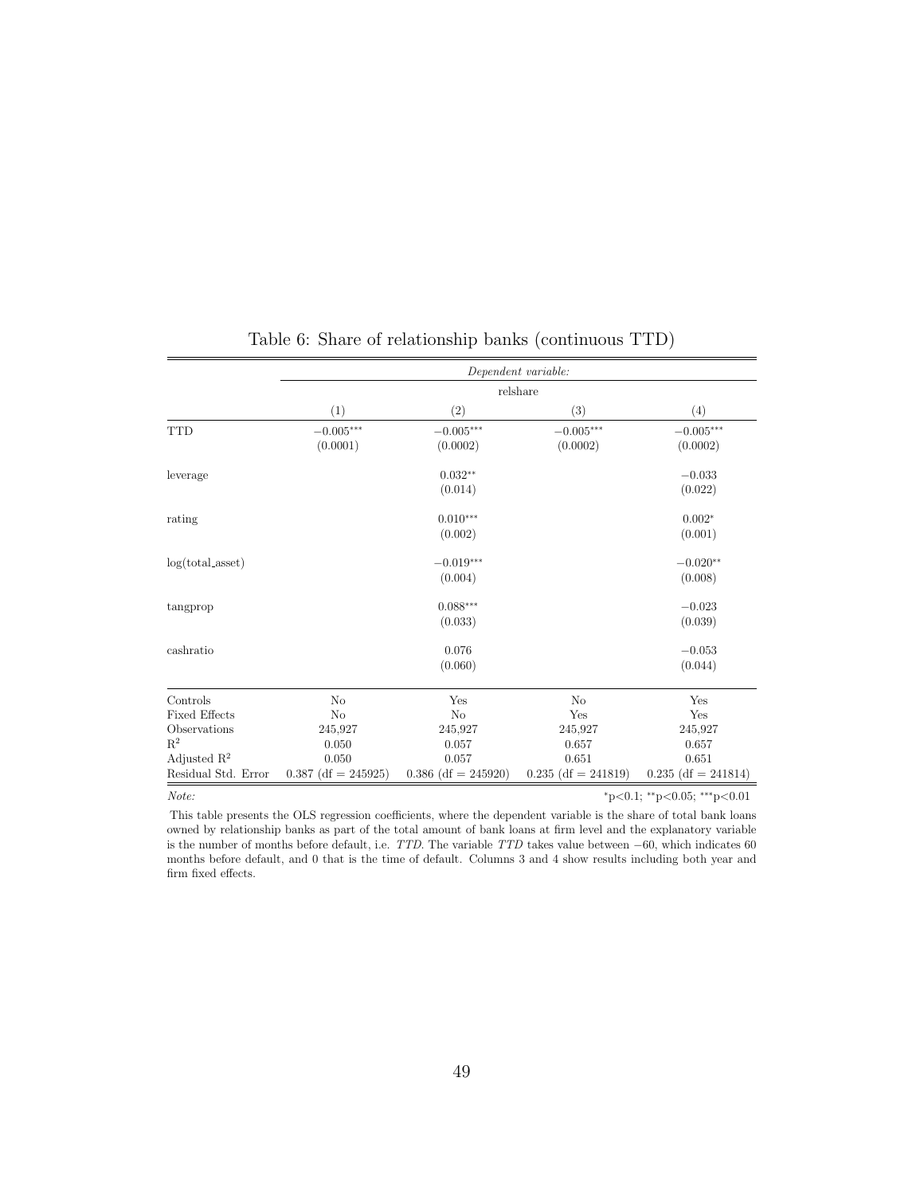Table 6: Share of relationship banks (continuous TTD)

| | *Dependent variable:* | | | |
|---|---|---|---|---|
| | relshare | | | |
| | (1) | (2) | (3) | (4) |
| TTD | $-0.005^{***}$ | $-0.005^{***}$ | $-0.005^{***}$ | $-0.005^{***}$ |
| | (0.0001) | (0.0002) | (0.0002) | (0.0002) |
| leverage | | $0.032^{**}$ | | $-0.033$ |
| | | (0.014) | | (0.022) |
| rating | | $0.010^{***}$ | | $0.002^{*}$ |
| | | (0.002) | | (0.001) |
| log(total_asset) | | $-0.019^{***}$ | | $-0.020^{**}$ |
| | | (0.004) | | (0.008) |
| tangprop | | $0.088^{***}$ | | $-0.023$ |
| | | (0.033) | | (0.039) |
| cashratio | | 0.076 | | $-0.053$ |
| | | (0.060) | | (0.044) |
| Controls | No | Yes | No | Yes |
| Fixed Effects | No | No | Yes | Yes |
| Observations | 245,927 | 245,927 | 245,927 | 245,927 |
| $R^2$ | 0.050 | 0.057 | 0.657 | 0.657 |
| Adjusted $R^2$ | 0.050 | 0.057 | 0.651 | 0.651 |
| Residual Std. Error | 0.387 (df = 245925) | 0.386 (df = 245920) | 0.235 (df = 241819) | 0.235 (df = 241814) |

*Note:* $^{*}$p<0.1; $^{**}$p<0.05; $^{***}$p<0.01

This table presents the OLS regression coefficients, where the dependent variable is the share of total bank loans owned by relationship banks as part of the total amount of bank loans at firm level and the explanatory variable is the number of months before default, i.e. *TTD*. The variable *TTD* takes value between $-60$, which indicates 60 months before default, and 0 that is the time of default. Columns 3 and 4 show results including both year and firm fixed effects.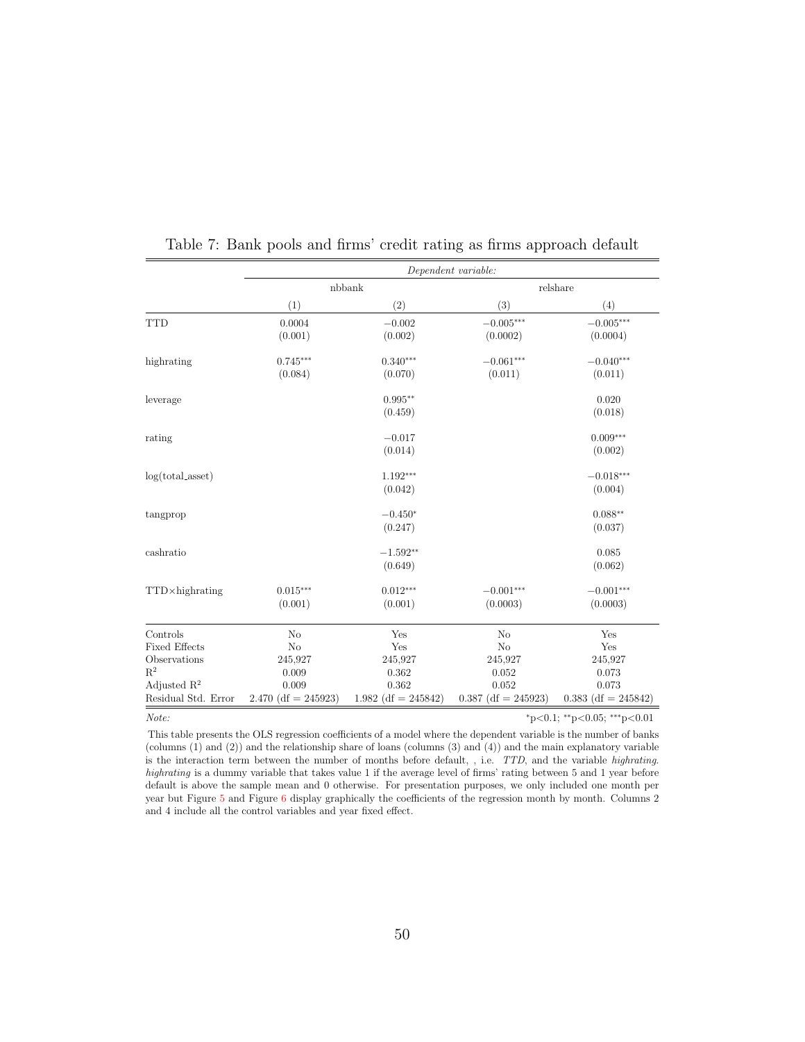Table 7: Bank pools and firms' credit rating as firms approach default

| | *Dependent variable:* | | | |
|---|---|---|---|---|
| | nbbank | | relshare | |
| | (1) | (2) | (3) | (4) |
| TTD | 0.0004 | −0.002 | $-0.005^{***}$ | $-0.005^{***}$ |
| | (0.001) | (0.002) | (0.0002) | (0.0004) |
| highrating | $0.745^{***}$ | $0.340^{***}$ | $-0.061^{***}$ | $-0.040^{***}$ |
| | (0.084) | (0.070) | (0.011) | (0.011) |
| leverage | | $0.995^{**}$ | | 0.020 |
| | | (0.459) | | (0.018) |
| rating | | −0.017 | | $0.009^{***}$ |
| | | (0.014) | | (0.002) |
| log(total_asset) | | $1.192^{***}$ | | $-0.018^{***}$ |
| | | (0.042) | | (0.004) |
| tangprop | | $-0.450^{*}$ | | $0.088^{**}$ |
| | | (0.247) | | (0.037) |
| cashratio | | $-1.592^{**}$ | | 0.085 |
| | | (0.649) | | (0.062) |
| TTD×highrating | $0.015^{***}$ | $0.012^{***}$ | $-0.001^{***}$ | $-0.001^{***}$ |
| | (0.001) | (0.001) | (0.0003) | (0.0003) |
| Controls | No | Yes | No | Yes |
| Fixed Effects | No | Yes | No | Yes |
| Observations | 245,927 | 245,927 | 245,927 | 245,927 |
| $R^2$ | 0.009 | 0.362 | 0.052 | 0.073 |
| Adjusted $R^2$ | 0.009 | 0.362 | 0.052 | 0.073 |
| Residual Std. Error | 2.470 (df = 245923) | 1.982 (df = 245842) | 0.387 (df = 245923) | 0.383 (df = 245842) |

*Note:* $^{*}$p<0.1; $^{**}$p<0.05; $^{***}$p<0.01

This table presents the OLS regression coefficients of a model where the dependent variable is the number of banks (columns (1) and (2)) and the relationship share of loans (columns (3) and (4)) and the main explanatory variable is the interaction term between the number of months before default, , i.e. *TTD*, and the variable *highrating*. *highrating* is a dummy variable that takes value 1 if the average level of firms' rating between 5 and 1 year before default is above the sample mean and 0 otherwise. For presentation purposes, we only included one month per year but Figure 5 and Figure 6 display graphically the coefficients of the regression month by month. Columns 2 and 4 include all the control variables and year fixed effect.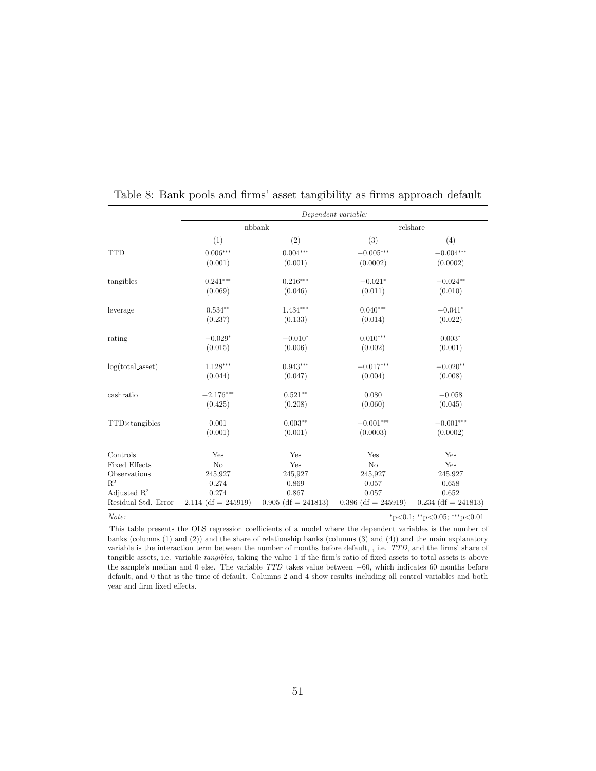Table 8: Bank pools and firms' asset tangibility as firms approach default

| | *Dependent variable:* | | | |
|---|---|---|---|---|
| | nbbank | | relshare | |
| | (1) | (2) | (3) | (4) |
| TTD | 0.006*** | 0.004*** | −0.005*** | −0.004*** |
| | (0.001) | (0.001) | (0.0002) | (0.0002) |
| tangibles | 0.241*** | 0.216*** | −0.021* | −0.024** |
| | (0.069) | (0.046) | (0.011) | (0.010) |
| leverage | 0.534** | 1.434*** | 0.040*** | −0.041* |
| | (0.237) | (0.133) | (0.014) | (0.022) |
| rating | −0.029* | −0.010* | 0.010*** | 0.003* |
| | (0.015) | (0.006) | (0.002) | (0.001) |
| log(total_asset) | 1.128*** | 0.943*** | −0.017*** | −0.020** |
| | (0.044) | (0.047) | (0.004) | (0.008) |
| cashratio | −2.176*** | 0.521** | 0.080 | −0.058 |
| | (0.425) | (0.208) | (0.060) | (0.045) |
| TTD×tangibles | 0.001 | 0.003** | −0.001*** | −0.001*** |
| | (0.001) | (0.001) | (0.0003) | (0.0002) |
| Controls | Yes | Yes | Yes | Yes |
| Fixed Effects | No | Yes | No | Yes |
| Observations | 245,927 | 245,927 | 245,927 | 245,927 |
| $R^2$ | 0.274 | 0.869 | 0.057 | 0.658 |
| Adjusted $R^2$ | 0.274 | 0.867 | 0.057 | 0.652 |
| Residual Std. Error | 2.114 (df = 245919) | 0.905 (df = 241813) | 0.386 (df = 245919) | 0.234 (df = 241813) |

*Note:* *p<0.1; **p<0.05; ***p<0.01

This table presents the OLS regression coefficients of a model where the dependent variables is the number of banks (columns (1) and (2)) and the share of relationship banks (columns (3) and (4)) and the main explanatory variable is the interaction term between the number of months before default, , i.e. *TTD*, and the firms' share of tangible assets, i.e. variable *tangibles*, taking the value 1 if the firm's ratio of fixed assets to total assets is above the sample's median and 0 else. The variable *TTD* takes value between −60, which indicates 60 months before default, and 0 that is the time of default. Columns 2 and 4 show results including all control variables and both year and firm fixed effects.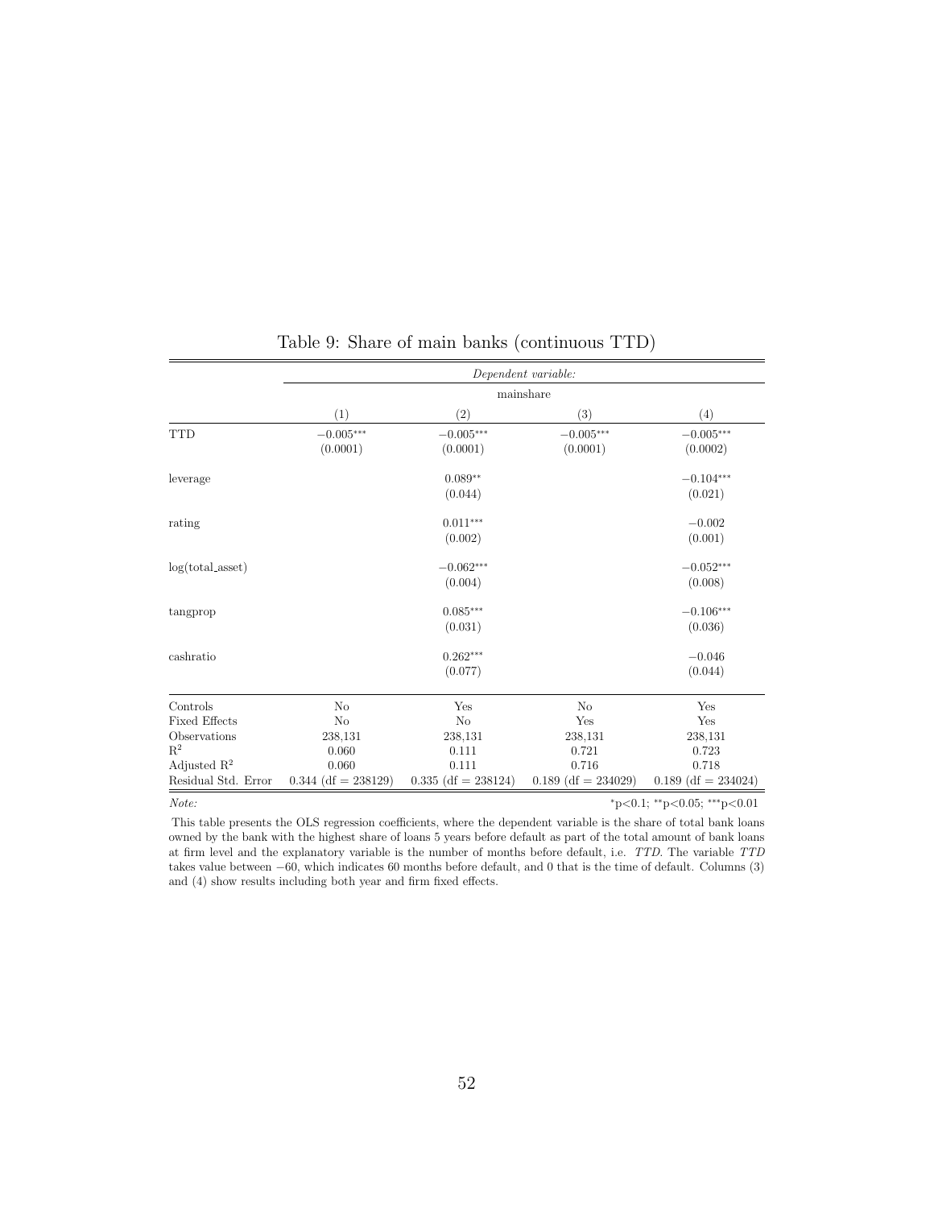Table 9: Share of main banks (continuous TTD)

| | *Dependent variable:* | | | |
|---|---|---|---|---|
| | mainshare | | | |
| | (1) | (2) | (3) | (4) |
| TTD | $-0.005^{***}$ | $-0.005^{***}$ | $-0.005^{***}$ | $-0.005^{***}$ |
| | (0.0001) | (0.0001) | (0.0001) | (0.0002) |
| leverage | | $0.089^{**}$ | | $-0.104^{***}$ |
| | | (0.044) | | (0.021) |
| rating | | $0.011^{***}$ | | $-0.002$ |
| | | (0.002) | | (0.001) |
| log(total_asset) | | $-0.062^{***}$ | | $-0.052^{***}$ |
| | | (0.004) | | (0.008) |
| tangprop | | $0.085^{***}$ | | $-0.106^{***}$ |
| | | (0.031) | | (0.036) |
| cashratio | | $0.262^{***}$ | | $-0.046$ |
| | | (0.077) | | (0.044) |
| Controls | No | Yes | No | Yes |
| Fixed Effects | No | No | Yes | Yes |
| Observations | 238,131 | 238,131 | 238,131 | 238,131 |
| $R^2$ | 0.060 | 0.111 | 0.721 | 0.723 |
| Adjusted $R^2$ | 0.060 | 0.111 | 0.716 | 0.718 |
| Residual Std. Error | 0.344 (df = 238129) | 0.335 (df = 238124) | 0.189 (df = 234029) | 0.189 (df = 234024) |

*Note:* $^{*}$p<0.1; $^{**}$p<0.05; $^{***}$p<0.01

This table presents the OLS regression coefficients, where the dependent variable is the share of total bank loans owned by the bank with the highest share of loans 5 years before default as part of the total amount of bank loans at firm level and the explanatory variable is the number of months before default, i.e. *TTD*. The variable *TTD* takes value between $-60$, which indicates 60 months before default, and 0 that is the time of default. Columns (3) and (4) show results including both year and firm fixed effects.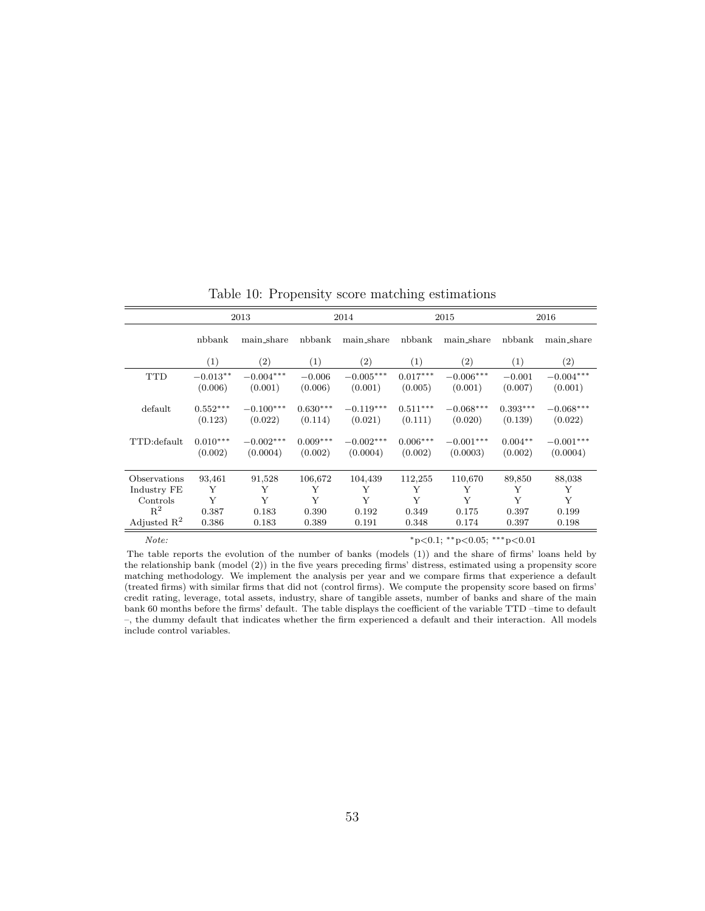Table 10: Propensity score matching estimations

| | 2013 | | 2014 | | 2015 | | 2016 | |
|---|---|---|---|---|---|---|---|---|
| | nbbank | main_share | nbbank | main_share | nbbank | main_share | nbbank | main_share |
| | (1) | (2) | (1) | (2) | (1) | (2) | (1) | (2) |
| TTD | $-0.013^{**}$ | $-0.004^{***}$ | $-0.006$ | $-0.005^{***}$ | $0.017^{***}$ | $-0.006^{***}$ | $-0.001$ | $-0.004^{***}$ |
| | (0.006) | (0.001) | (0.006) | (0.001) | (0.005) | (0.001) | (0.007) | (0.001) |
| default | $0.552^{***}$ | $-0.100^{***}$ | $0.630^{***}$ | $-0.119^{***}$ | $0.511^{***}$ | $-0.068^{***}$ | $0.393^{***}$ | $-0.068^{***}$ |
| | (0.123) | (0.022) | (0.114) | (0.021) | (0.111) | (0.020) | (0.139) | (0.022) |
| TTD:default | $0.010^{***}$ | $-0.002^{***}$ | $0.009^{***}$ | $-0.002^{***}$ | $0.006^{***}$ | $-0.001^{***}$ | $0.004^{**}$ | $-0.001^{***}$ |
| | (0.002) | (0.0004) | (0.002) | (0.0004) | (0.002) | (0.0003) | (0.002) | (0.0004) |
| Observations | 93,461 | 91,528 | 106,672 | 104,439 | 112,255 | 110,670 | 89,850 | 88,038 |
| Industry FE | Y | Y | Y | Y | Y | Y | Y | Y |
| Controls | Y | Y | Y | Y | Y | Y | Y | Y |
| $R^2$ | 0.387 | 0.183 | 0.390 | 0.192 | 0.349 | 0.175 | 0.397 | 0.199 |
| Adjusted $R^2$ | 0.386 | 0.183 | 0.389 | 0.191 | 0.348 | 0.174 | 0.397 | 0.198 |

*Note:* $^{*}$p<0.1; $^{**}$p<0.05; $^{***}$p<0.01

The table reports the evolution of the number of banks (models (1)) and the share of firms' loans held by the relationship bank (model (2)) in the five years preceding firms' distress, estimated using a propensity score matching methodology. We implement the analysis per year and we compare firms that experience a default (treated firms) with similar firms that did not (control firms). We compute the propensity score based on firms' credit rating, leverage, total assets, industry, share of tangible assets, number of banks and share of the main bank 60 months before the firms' default. The table displays the coefficient of the variable TTD –time to default –, the dummy default that indicates whether the firm experienced a default and their interaction. All models include control variables.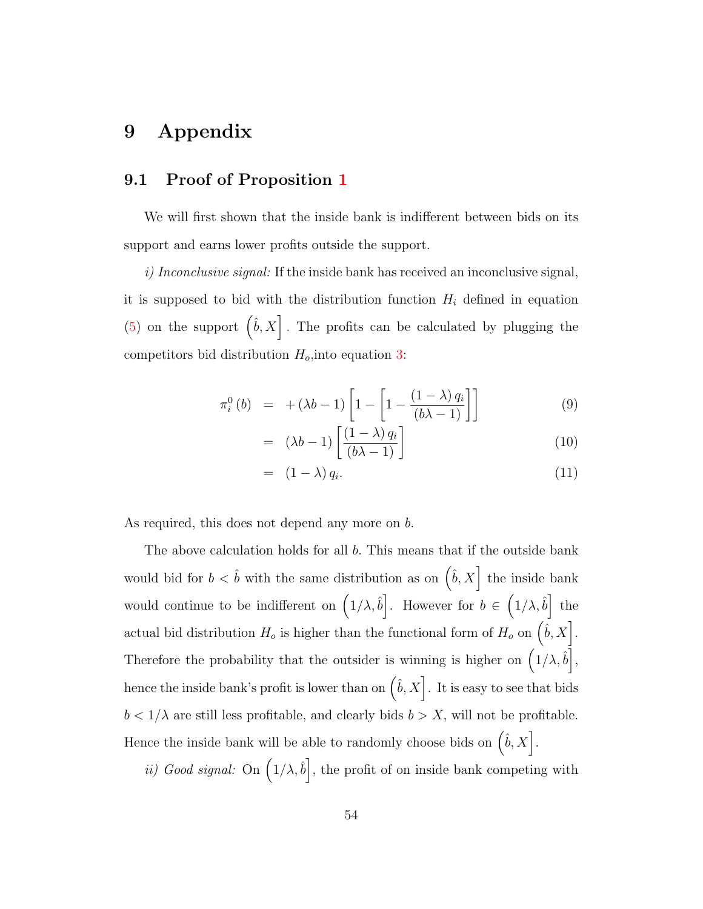# 9 Appendix

## 9.1 Proof of Proposition 1

We will first shown that the inside bank is indifferent between bids on its support and earns lower profits outside the support.

*i) Inconclusive signal:* If the inside bank has received an inconclusive signal, it is supposed to bid with the distribution function $H_i$ defined in equation (5) on the support $\left(\hat{b}, X\right]$. The profits can be calculated by plugging the competitors bid distribution $H_o$,into equation 3:

$$
\begin{aligned}
\pi_i^0(b) &= +(\lambda b - 1)\left[1 - \left[1 - \frac{(1-\lambda)\, q_i}{(b\lambda - 1)}\right]\right] && (9) \\
&= (\lambda b - 1)\left[\frac{(1-\lambda)\, q_i}{(b\lambda - 1)}\right] && (10) \\
&= (1-\lambda)\, q_i. && (11)
\end{aligned}
$$

As required, this does not depend any more on $b$.

The above calculation holds for all $b$. This means that if the outside bank would bid for $b < \hat{b}$ with the same distribution as on $\left(\hat{b}, X\right]$ the inside bank would continue to be indifferent on $\left(1/\lambda, \hat{b}\right]$. However for $b \in \left(1/\lambda, \hat{b}\right]$ the actual bid distribution $H_o$ is higher than the functional form of $H_o$ on $\left(\hat{b}, X\right]$. Therefore the probability that the outsider is winning is higher on $\left(1/\lambda, \hat{b}\right]$, hence the inside bank's profit is lower than on $\left(\hat{b}, X\right]$. It is easy to see that bids $b < 1/\lambda$ are still less profitable, and clearly bids $b > X$, will not be profitable. Hence the inside bank will be able to randomly choose bids on $\left(\hat{b}, X\right]$.

*ii) Good signal:* On $\left(1/\lambda, \hat{b}\right]$, the profit of on inside bank competing with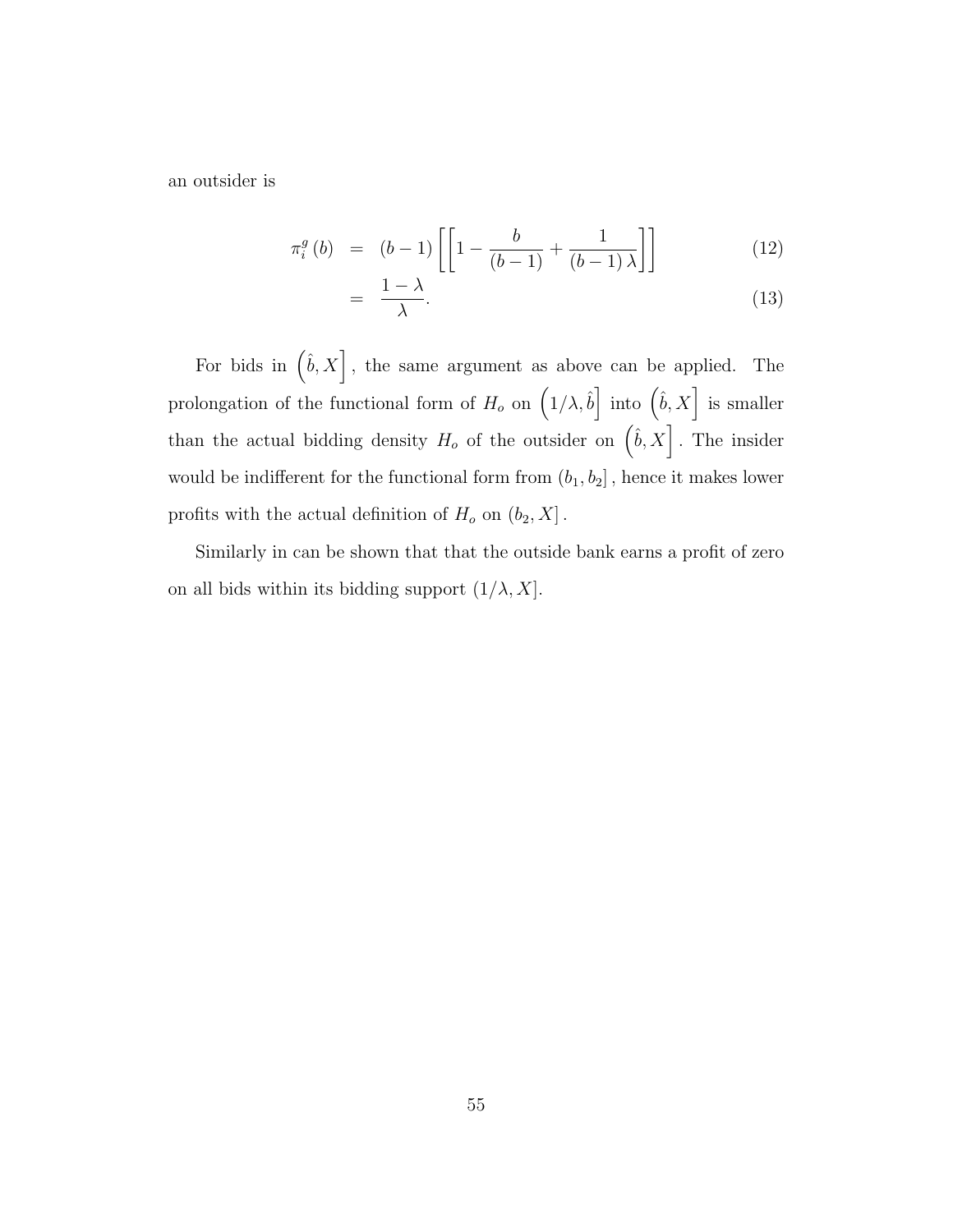an outsider is

$$
\begin{aligned}
\pi_i^g(b) &= (b-1)\left[\left[1-\frac{b}{(b-1)}+\frac{1}{(b-1)\lambda}\right]\right] && (12)\\
&= \frac{1-\lambda}{\lambda}. && (13)
\end{aligned}
$$

For bids in $\left(\hat{b}, X\right]$, the same argument as above can be applied. The prolongation of the functional form of $H_o$ on $\left(1/\lambda, \hat{b}\right]$ into $\left(\hat{b}, X\right]$ is smaller than the actual bidding density $H_o$ of the outsider on $\left(\hat{b}, X\right]$. The insider would be indifferent for the functional form from $(b_1, b_2]$, hence it makes lower profits with the actual definition of $H_o$ on $(b_2, X]$.

Similarly in can be shown that that the outside bank earns a profit of zero on all bids within its bidding support $(1/\lambda, X]$.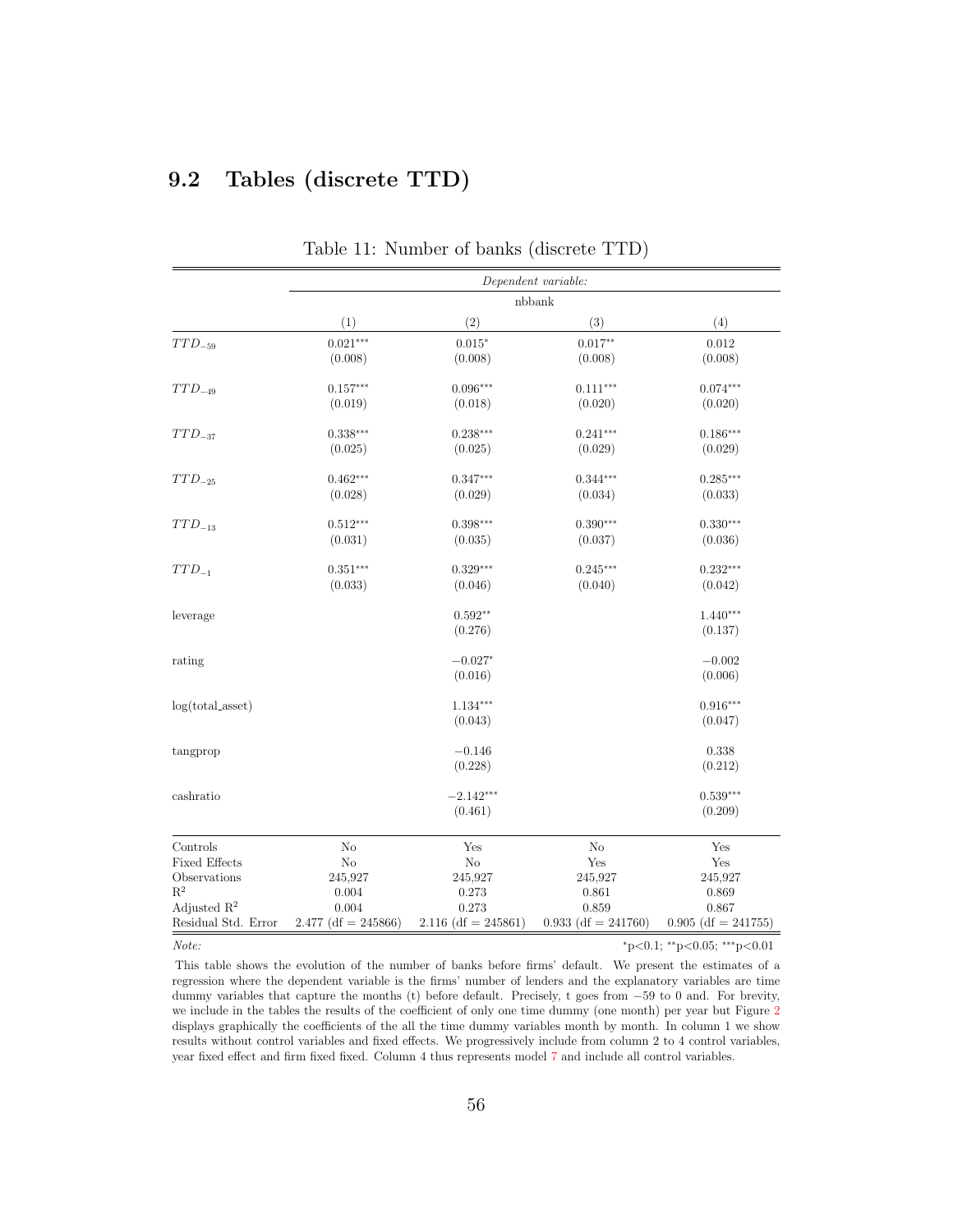## 9.2 Tables (discrete TTD)

Table 11: Number of banks (discrete TTD)

| | *Dependent variable:* | | | |
|---|---|---|---|---|
| | nbbank | | | |
| | (1) | (2) | (3) | (4) |
| $TTD_{-59}$ | 0.021*** | 0.015* | 0.017** | 0.012 |
| | (0.008) | (0.008) | (0.008) | (0.008) |
| $TTD_{-49}$ | 0.157*** | 0.096*** | 0.111*** | 0.074*** |
| | (0.019) | (0.018) | (0.020) | (0.020) |
| $TTD_{-37}$ | 0.338*** | 0.238*** | 0.241*** | 0.186*** |
| | (0.025) | (0.025) | (0.029) | (0.029) |
| $TTD_{-25}$ | 0.462*** | 0.347*** | 0.344*** | 0.285*** |
| | (0.028) | (0.029) | (0.034) | (0.033) |
| $TTD_{-13}$ | 0.512*** | 0.398*** | 0.390*** | 0.330*** |
| | (0.031) | (0.035) | (0.037) | (0.036) |
| $TTD_{-1}$ | 0.351*** | 0.329*** | 0.245*** | 0.232*** |
| | (0.033) | (0.046) | (0.040) | (0.042) |
| leverage | | 0.592** | | 1.440*** |
| | | (0.276) | | (0.137) |
| rating | | −0.027* | | −0.002 |
| | | (0.016) | | (0.006) |
| log(total_asset) | | 1.134*** | | 0.916*** |
| | | (0.043) | | (0.047) |
| tangprop | | −0.146 | | 0.338 |
| | | (0.228) | | (0.212) |
| cashratio | | −2.142*** | | 0.539*** |
| | | (0.461) | | (0.209) |
| Controls | No | Yes | No | Yes |
| Fixed Effects | No | No | Yes | Yes |
| Observations | 245,927 | 245,927 | 245,927 | 245,927 |
| $R^2$ | 0.004 | 0.273 | 0.861 | 0.869 |
| Adjusted $R^2$ | 0.004 | 0.273 | 0.859 | 0.867 |
| Residual Std. Error | 2.477 (df = 245866) | 2.116 (df = 245861) | 0.933 (df = 241760) | 0.905 (df = 241755) |

*Note:* *p<0.1; **p<0.05; ***p<0.01

This table shows the evolution of the number of banks before firms' default. We present the estimates of a regression where the dependent variable is the firms' number of lenders and the explanatory variables are time dummy variables that capture the months (t) before default. Precisely, t goes from −59 to 0 and. For brevity, we include in the tables the results of the coefficient of only one time dummy (one month) per year but Figure 2 displays graphically the coefficients of the all the time dummy variables month by month. In column 1 we show results without control variables and fixed effects. We progressively include from column 2 to 4 control variables, year fixed effect and firm fixed fixed. Column 4 thus represents model 7 and include all control variables.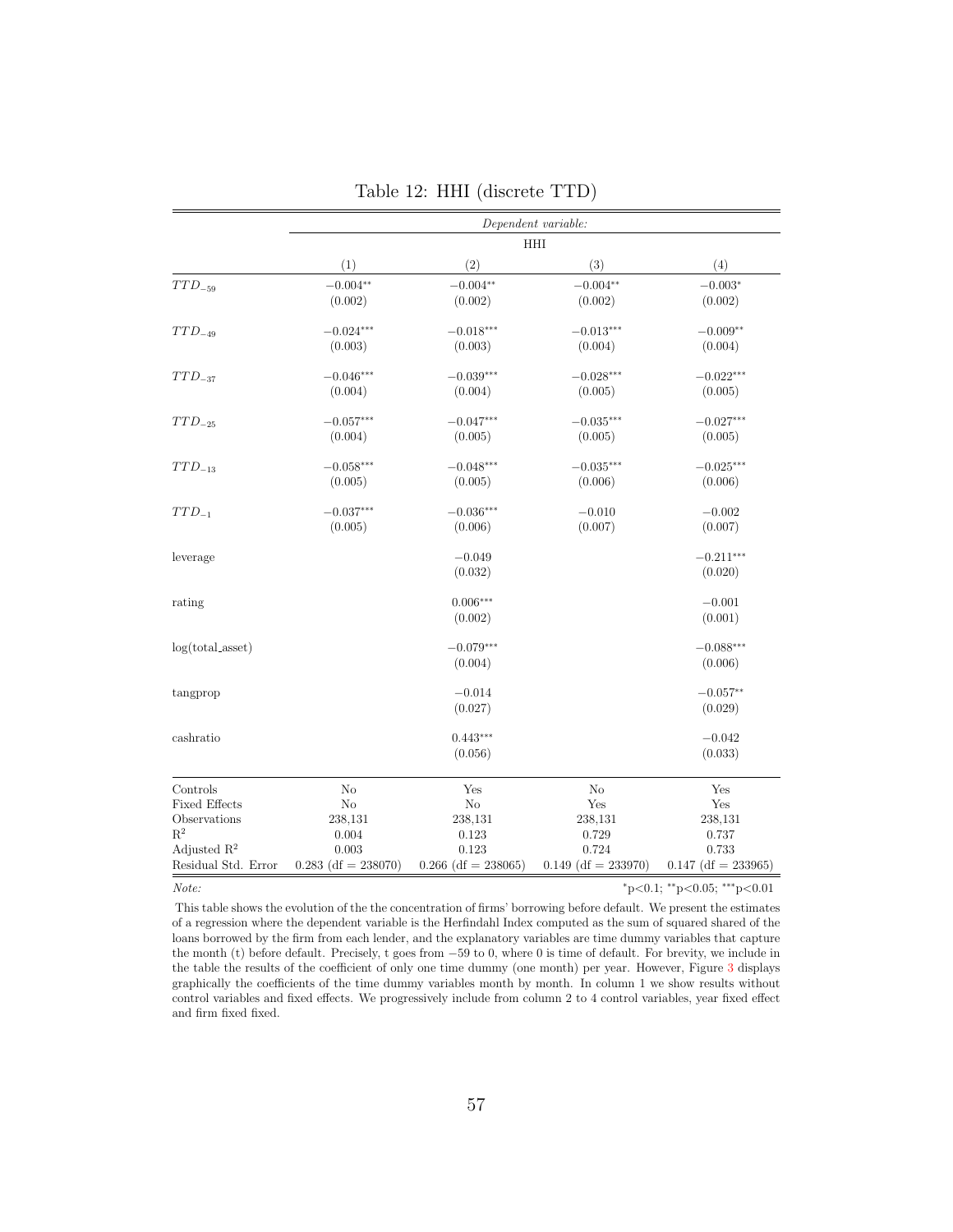Table 12: HHI (discrete TTD)

| | *Dependent variable:* | | | |
|---|---|---|---|---|
| | HHI | | | |
| | (1) | (2) | (3) | (4) |
| $TTD_{-59}$ | $-0.004^{**}$ | $-0.004^{**}$ | $-0.004^{**}$ | $-0.003^{*}$ |
| | (0.002) | (0.002) | (0.002) | (0.002) |
| $TTD_{-49}$ | $-0.024^{***}$ | $-0.018^{***}$ | $-0.013^{***}$ | $-0.009^{**}$ |
| | (0.003) | (0.003) | (0.004) | (0.004) |
| $TTD_{-37}$ | $-0.046^{***}$ | $-0.039^{***}$ | $-0.028^{***}$ | $-0.022^{***}$ |
| | (0.004) | (0.004) | (0.005) | (0.005) |
| $TTD_{-25}$ | $-0.057^{***}$ | $-0.047^{***}$ | $-0.035^{***}$ | $-0.027^{***}$ |
| | (0.004) | (0.005) | (0.005) | (0.005) |
| $TTD_{-13}$ | $-0.058^{***}$ | $-0.048^{***}$ | $-0.035^{***}$ | $-0.025^{***}$ |
| | (0.005) | (0.005) | (0.006) | (0.006) |
| $TTD_{-1}$ | $-0.037^{***}$ | $-0.036^{***}$ | $-0.010$ | $-0.002$ |
| | (0.005) | (0.006) | (0.007) | (0.007) |
| leverage | | $-0.049$ | | $-0.211^{***}$ |
| | | (0.032) | | (0.020) |
| rating | | $0.006^{***}$ | | $-0.001$ |
| | | (0.002) | | (0.001) |
| log(total_asset) | | $-0.079^{***}$ | | $-0.088^{***}$ |
| | | (0.004) | | (0.006) |
| tangprop | | $-0.014$ | | $-0.057^{**}$ |
| | | (0.027) | | (0.029) |
| cashratio | | $0.443^{***}$ | | $-0.042$ |
| | | (0.056) | | (0.033) |
| Controls | No | Yes | No | Yes |
| Fixed Effects | No | No | Yes | Yes |
| Observations | 238,131 | 238,131 | 238,131 | 238,131 |
| $R^2$ | 0.004 | 0.123 | 0.729 | 0.737 |
| Adjusted $R^2$ | 0.003 | 0.123 | 0.724 | 0.733 |
| Residual Std. Error | 0.283 (df = 238070) | 0.266 (df = 238065) | 0.149 (df = 233970) | 0.147 (df = 233965) |

*Note:* $^{*}$p<0.1; $^{**}$p<0.05; $^{***}$p<0.01

This table shows the evolution of the the concentration of firms' borrowing before default. We present the estimates of a regression where the dependent variable is the Herfindahl Index computed as the sum of squared shared of the loans borrowed by the firm from each lender, and the explanatory variables are time dummy variables that capture the month (t) before default. Precisely, t goes from −59 to 0, where 0 is time of default. For brevity, we include in the table the results of the coefficient of only one time dummy (one month) per year. However, Figure 3 displays graphically the coefficients of the time dummy variables month by month. In column 1 we show results without control variables and fixed effects. We progressively include from column 2 to 4 control variables, year fixed effect and firm fixed fixed.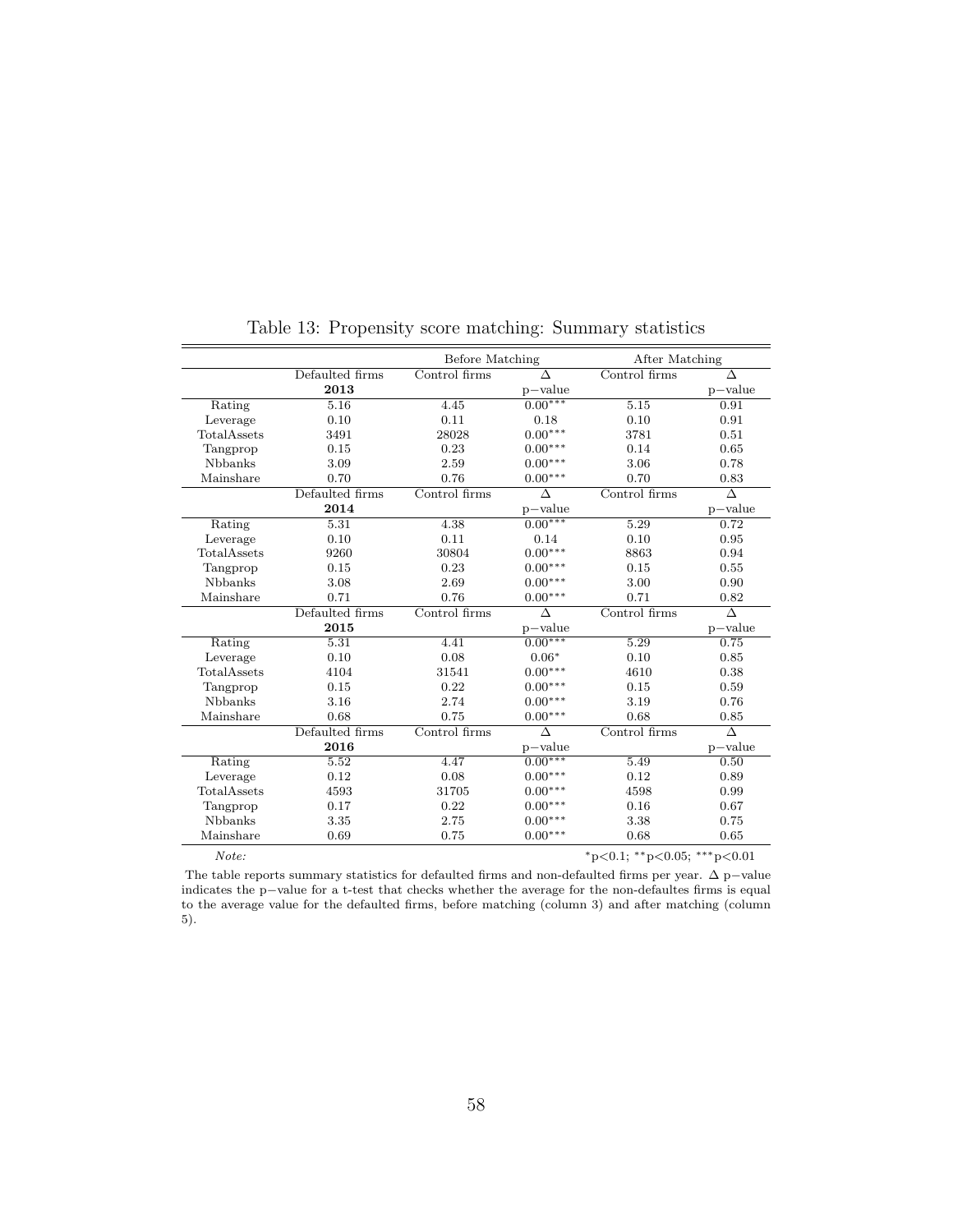Table 13: Propensity score matching: Summary statistics

| | | Before Matching | | After Matching | |
|---|---|---|---|---|---|
| | Defaulted firms | Control firms | Δ | Control firms | Δ |
| | **2013** | | p−value | | p−value |
| Rating | 5.16 | 4.45 | 0.00*** | 5.15 | 0.91 |
| Leverage | 0.10 | 0.11 | 0.18 | 0.10 | 0.91 |
| TotalAssets | 3491 | 28028 | 0.00*** | 3781 | 0.51 |
| Tangprop | 0.15 | 0.23 | 0.00*** | 0.14 | 0.65 |
| Nbbanks | 3.09 | 2.59 | 0.00*** | 3.06 | 0.78 |
| Mainshare | 0.70 | 0.76 | 0.00*** | 0.70 | 0.83 |
| | Defaulted firms | Control firms | Δ | Control firms | Δ |
| | **2014** | | p−value | | p−value |
| Rating | 5.31 | 4.38 | 0.00*** | 5.29 | 0.72 |
| Leverage | 0.10 | 0.11 | 0.14 | 0.10 | 0.95 |
| TotalAssets | 9260 | 30804 | 0.00*** | 8863 | 0.94 |
| Tangprop | 0.15 | 0.23 | 0.00*** | 0.15 | 0.55 |
| Nbbanks | 3.08 | 2.69 | 0.00*** | 3.00 | 0.90 |
| Mainshare | 0.71 | 0.76 | 0.00*** | 0.71 | 0.82 |
| | Defaulted firms | Control firms | Δ | Control firms | Δ |
| | **2015** | | p−value | | p−value |
| Rating | 5.31 | 4.41 | 0.00*** | 5.29 | 0.75 |
| Leverage | 0.10 | 0.08 | 0.06* | 0.10 | 0.85 |
| TotalAssets | 4104 | 31541 | 0.00*** | 4610 | 0.38 |
| Tangprop | 0.15 | 0.22 | 0.00*** | 0.15 | 0.59 |
| Nbbanks | 3.16 | 2.74 | 0.00*** | 3.19 | 0.76 |
| Mainshare | 0.68 | 0.75 | 0.00*** | 0.68 | 0.85 |
| | Defaulted firms | Control firms | Δ | Control firms | Δ |
| | **2016** | | p−value | | p−value |
| Rating | 5.52 | 4.47 | 0.00*** | 5.49 | 0.50 |
| Leverage | 0.12 | 0.08 | 0.00*** | 0.12 | 0.89 |
| TotalAssets | 4593 | 31705 | 0.00*** | 4598 | 0.99 |
| Tangprop | 0.17 | 0.22 | 0.00*** | 0.16 | 0.67 |
| Nbbanks | 3.35 | 2.75 | 0.00*** | 3.38 | 0.75 |
| Mainshare | 0.69 | 0.75 | 0.00*** | 0.68 | 0.65 |

*Note:* \*p<0.1; \*\*p<0.05; \*\*\*p<0.01

The table reports summary statistics for defaulted firms and non-defaulted firms per year. Δ p−value indicates the p−value for a t-test that checks whether the average for the non-defaultes firms is equal to the average value for the defaulted firms, before matching (column 3) and after matching (column 5).